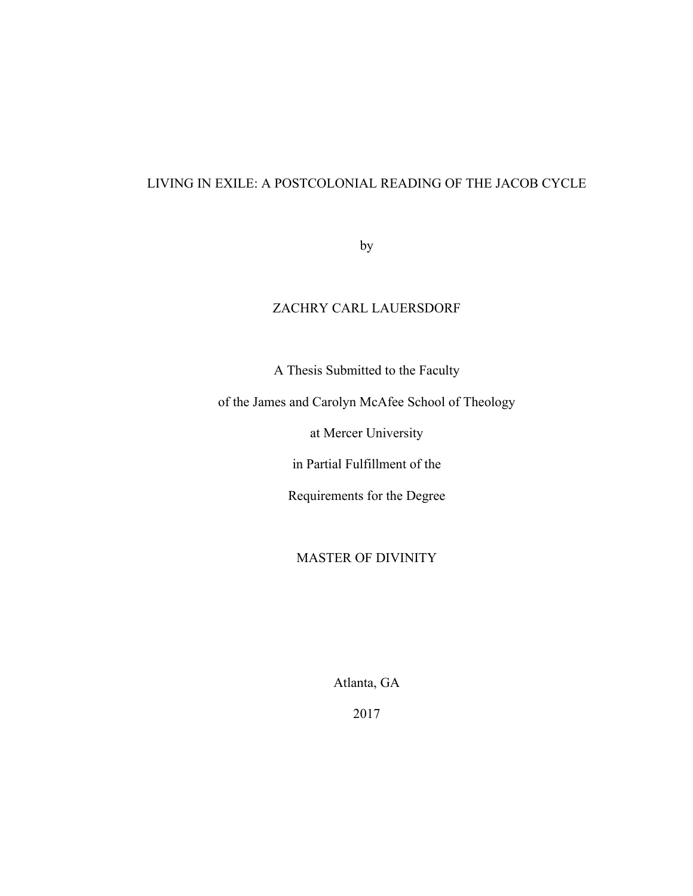# LIVING IN EXILE: A POSTCOLONIAL READING OF THE JACOB CYCLE

by

ZACHRY CARL LAUERSDORF

A Thesis Submitted to the Faculty

of the James and Carolyn McAfee School of Theology

at Mercer University

in Partial Fulfillment of the

Requirements for the Degree

MASTER OF DIVINITY

Atlanta, GA

2017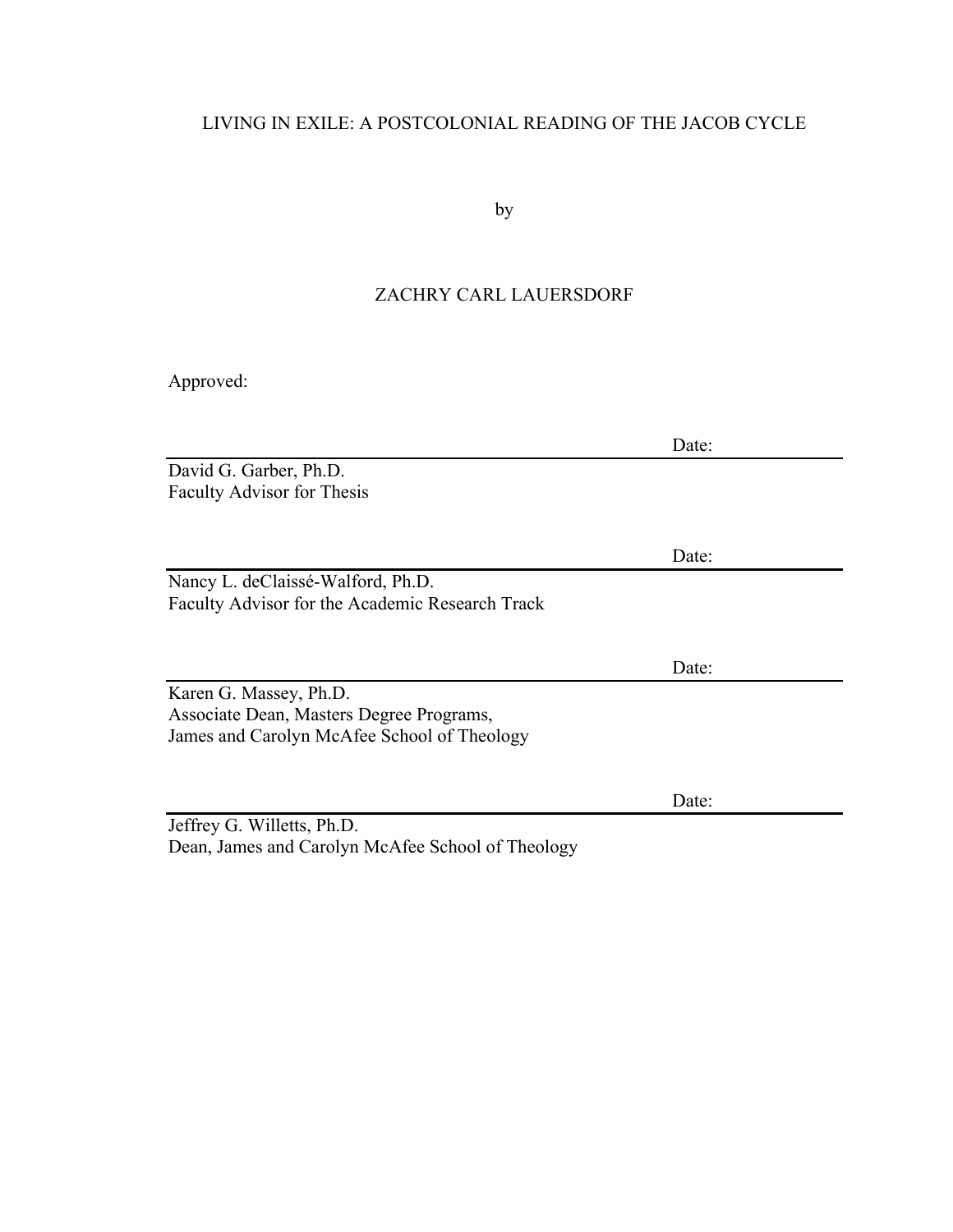LIVING IN EXILE: A POSTCOLONIAL READING OF THE JACOB CYCLE

by

ZACHRY CARL LAUERSDORF

Approved:

Date: \_\_\_\_\_\_\_\_\_\_

David G. Garber, Ph.D.
Faculty Advisor for Thesis

Date: \_\_\_\_\_\_\_\_\_\_

Nancy L. deClaissé-Walford, Ph.D.
Faculty Advisor for the Academic Research Track

Date: \_\_\_\_\_\_\_\_\_\_

Karen G. Massey, Ph.D.
Associate Dean, Masters Degree Programs,
James and Carolyn McAfee School of Theology

Date: \_\_\_\_\_\_\_\_\_\_

Jeffrey G. Willetts, Ph.D.
Dean, James and Carolyn McAfee School of Theology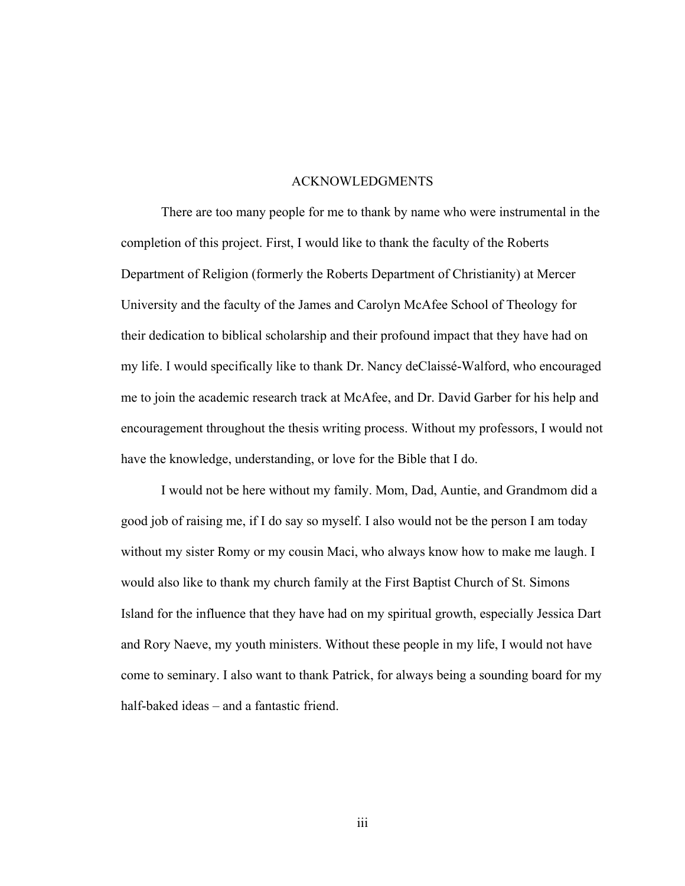# ACKNOWLEDGMENTS

There are too many people for me to thank by name who were instrumental in the completion of this project. First, I would like to thank the faculty of the Roberts Department of Religion (formerly the Roberts Department of Christianity) at Mercer University and the faculty of the James and Carolyn McAfee School of Theology for their dedication to biblical scholarship and their profound impact that they have had on my life. I would specifically like to thank Dr. Nancy deClaissé-Walford, who encouraged me to join the academic research track at McAfee, and Dr. David Garber for his help and encouragement throughout the thesis writing process. Without my professors, I would not have the knowledge, understanding, or love for the Bible that I do.

I would not be here without my family. Mom, Dad, Auntie, and Grandmom did a good job of raising me, if I do say so myself. I also would not be the person I am today without my sister Romy or my cousin Maci, who always know how to make me laugh. I would also like to thank my church family at the First Baptist Church of St. Simons Island for the influence that they have had on my spiritual growth, especially Jessica Dart and Rory Naeve, my youth ministers. Without these people in my life, I would not have come to seminary. I also want to thank Patrick, for always being a sounding board for my half-baked ideas – and a fantastic friend.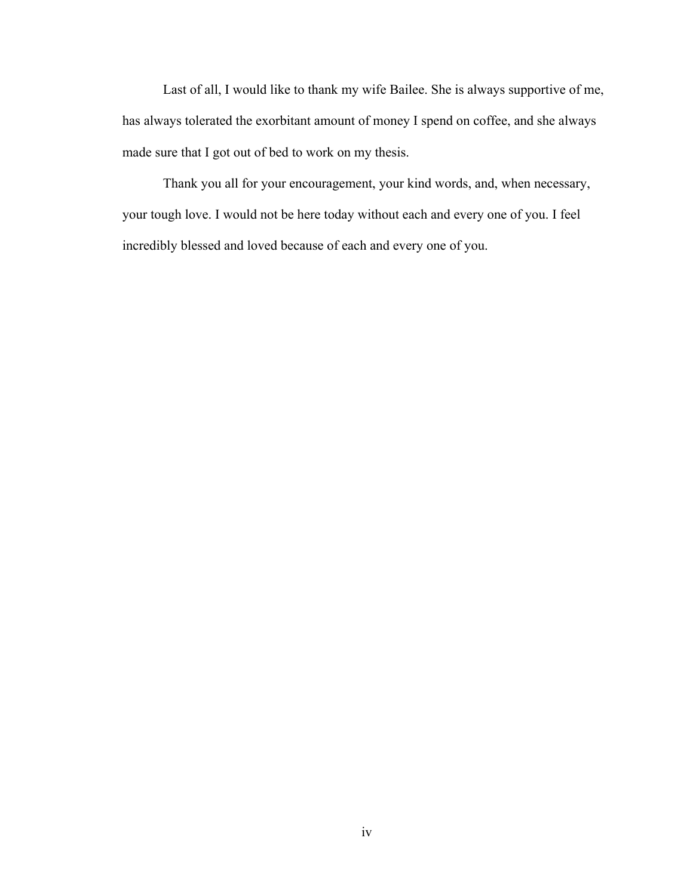Last of all, I would like to thank my wife Bailee. She is always supportive of me, has always tolerated the exorbitant amount of money I spend on coffee, and she always made sure that I got out of bed to work on my thesis.

Thank you all for your encouragement, your kind words, and, when necessary, your tough love. I would not be here today without each and every one of you. I feel incredibly blessed and loved because of each and every one of you.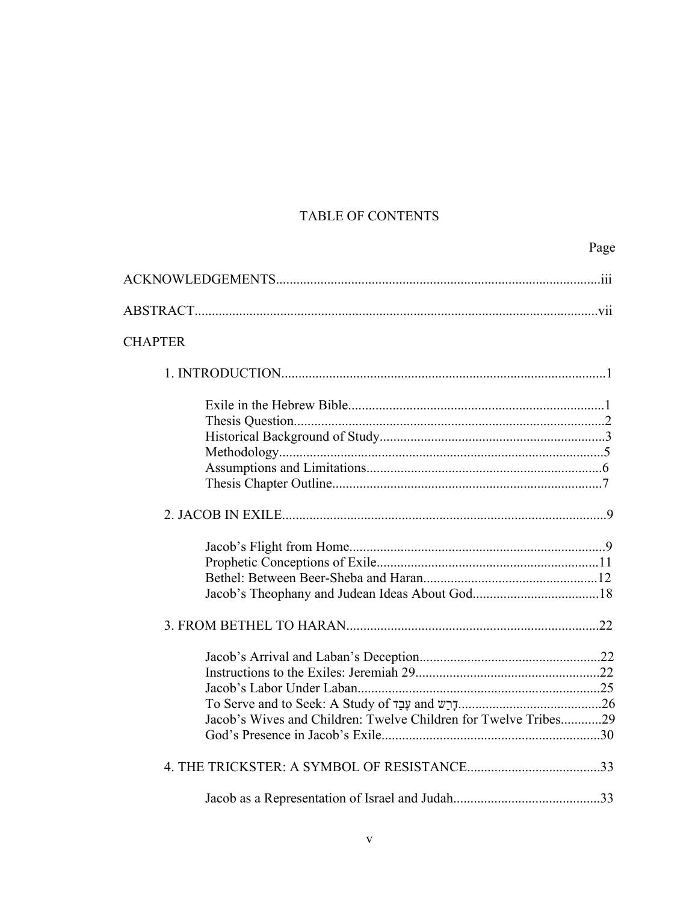# TABLE OF CONTENTS

Page

ACKNOWLEDGEMENTS....................iii

ABSTRACT....................vii

CHAPTER

1. INTRODUCTION....................1

  - Exile in the Hebrew Bible....................1
  - Thesis Question....................2
  - Historical Background of Study....................3
  - Methodology....................5
  - Assumptions and Limitations....................6
  - Thesis Chapter Outline....................7

2. JACOB IN EXILE....................9

  - Jacob's Flight from Home....................9
  - Prophetic Conceptions of Exile....................11
  - Bethel: Between Beer-Sheba and Haran....................12
  - Jacob's Theophany and Judean Ideas About God....................18

3. FROM BETHEL TO HARAN....................22

  - Jacob's Arrival and Laban's Deception....................22
  - Instructions to the Exiles: Jeremiah 29....................22
  - Jacob's Labor Under Laban....................25
  - To Serve and to Seek: A Study of עָבַד and דָרַשׁ....................26
  - Jacob's Wives and Children: Twelve Children for Twelve Tribes....................29
  - God's Presence in Jacob's Exile....................30

4. THE TRICKSTER: A SYMBOL OF RESISTANCE....................33

  - Jacob as a Representation of Israel and Judah....................33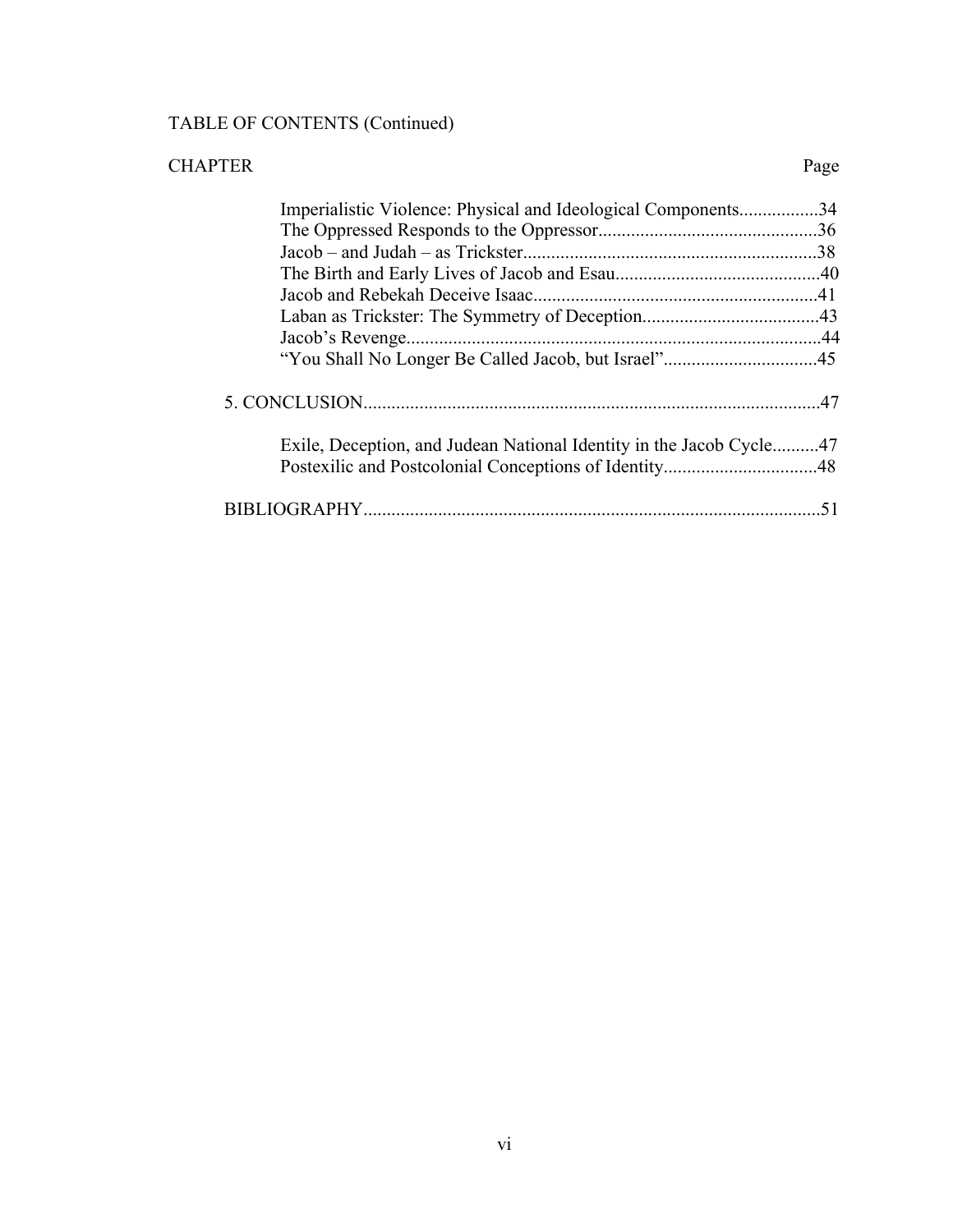TABLE OF CONTENTS (Continued)

CHAPTER Page

- Imperialistic Violence: Physical and Ideological Components.................34
- The Oppressed Responds to the Oppressor...............................................36
- Jacob – and Judah – as Trickster...............................................................38
- The Birth and Early Lives of Jacob and Esau............................................40
- Jacob and Rebekah Deceive Isaac.............................................................41
- Laban as Trickster: The Symmetry of Deception......................................43
- Jacob's Revenge.........................................................................................44
- "You Shall No Longer Be Called Jacob, but Israel".................................45

5. CONCLUSION.................................................................................................47

- Exile, Deception, and Judean National Identity in the Jacob Cycle..........47
- Postexilic and Postcolonial Conceptions of Identity.................................48

BIBLIOGRAPHY..................................................................................................51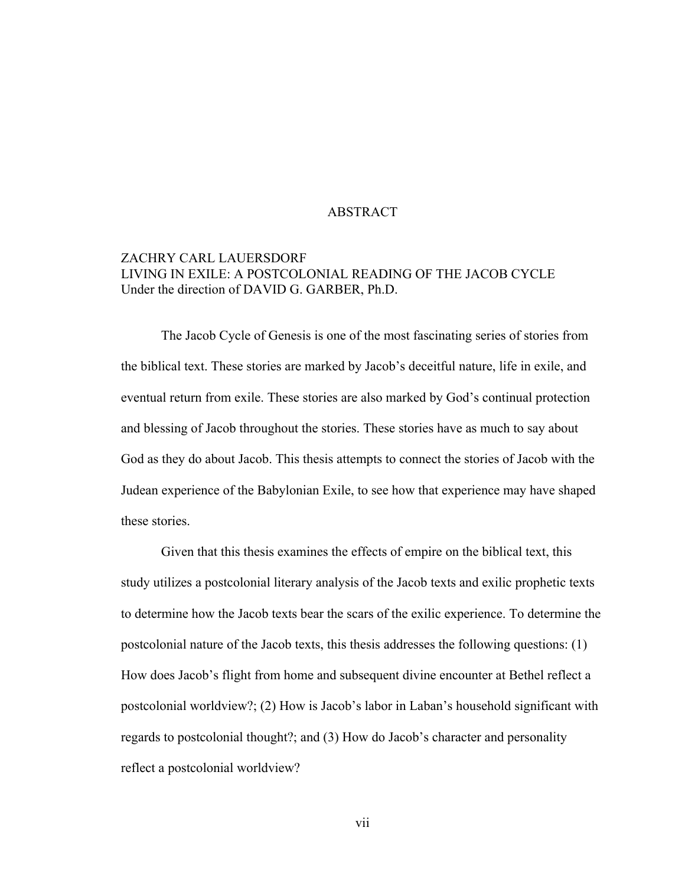# ABSTRACT

ZACHRY CARL LAUERSDORF
LIVING IN EXILE: A POSTCOLONIAL READING OF THE JACOB CYCLE
Under the direction of DAVID G. GARBER, Ph.D.

The Jacob Cycle of Genesis is one of the most fascinating series of stories from the biblical text. These stories are marked by Jacob's deceitful nature, life in exile, and eventual return from exile. These stories are also marked by God's continual protection and blessing of Jacob throughout the stories. These stories have as much to say about God as they do about Jacob. This thesis attempts to connect the stories of Jacob with the Judean experience of the Babylonian Exile, to see how that experience may have shaped these stories.

Given that this thesis examines the effects of empire on the biblical text, this study utilizes a postcolonial literary analysis of the Jacob texts and exilic prophetic texts to determine how the Jacob texts bear the scars of the exilic experience. To determine the postcolonial nature of the Jacob texts, this thesis addresses the following questions: (1) How does Jacob's flight from home and subsequent divine encounter at Bethel reflect a postcolonial worldview?; (2) How is Jacob's labor in Laban's household significant with regards to postcolonial thought?; and (3) How do Jacob's character and personality reflect a postcolonial worldview?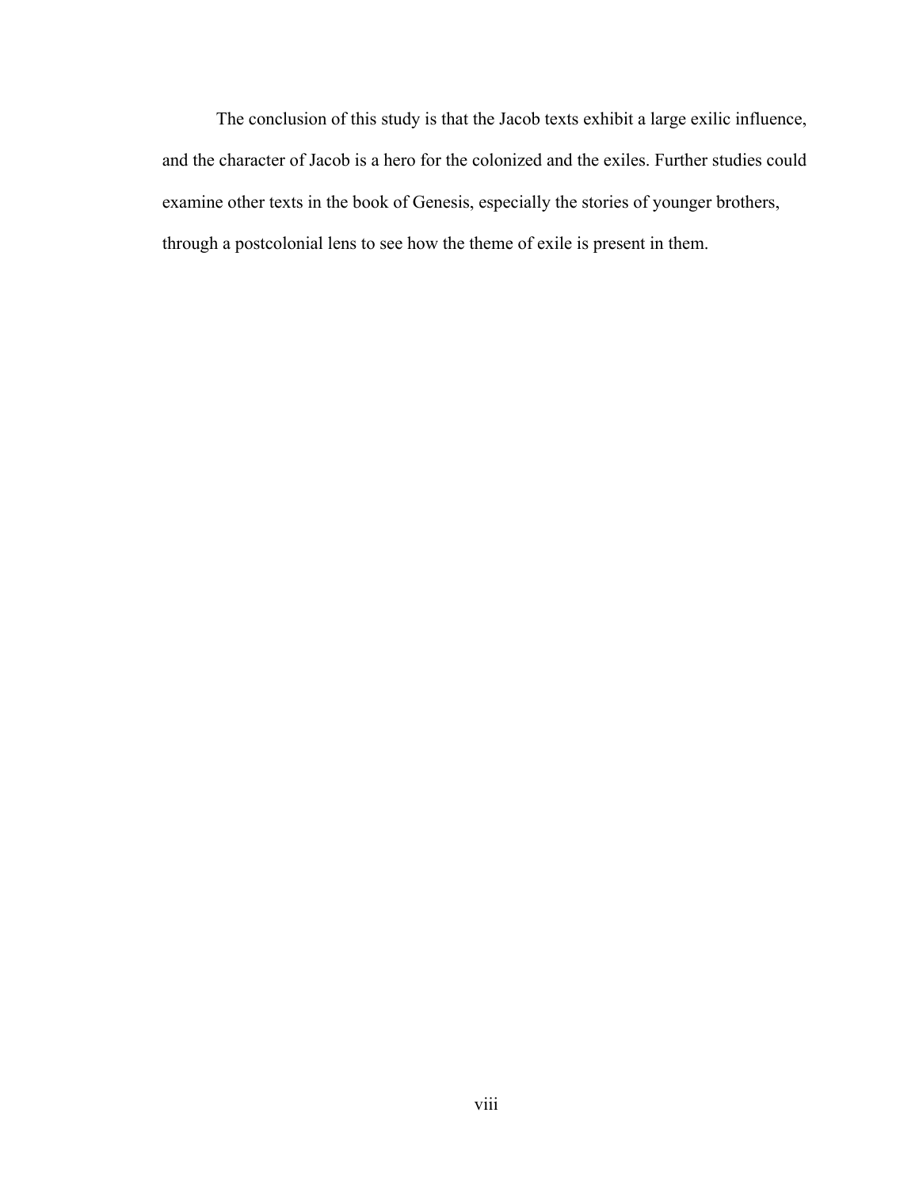The conclusion of this study is that the Jacob texts exhibit a large exilic influence, and the character of Jacob is a hero for the colonized and the exiles. Further studies could examine other texts in the book of Genesis, especially the stories of younger brothers, through a postcolonial lens to see how the theme of exile is present in them.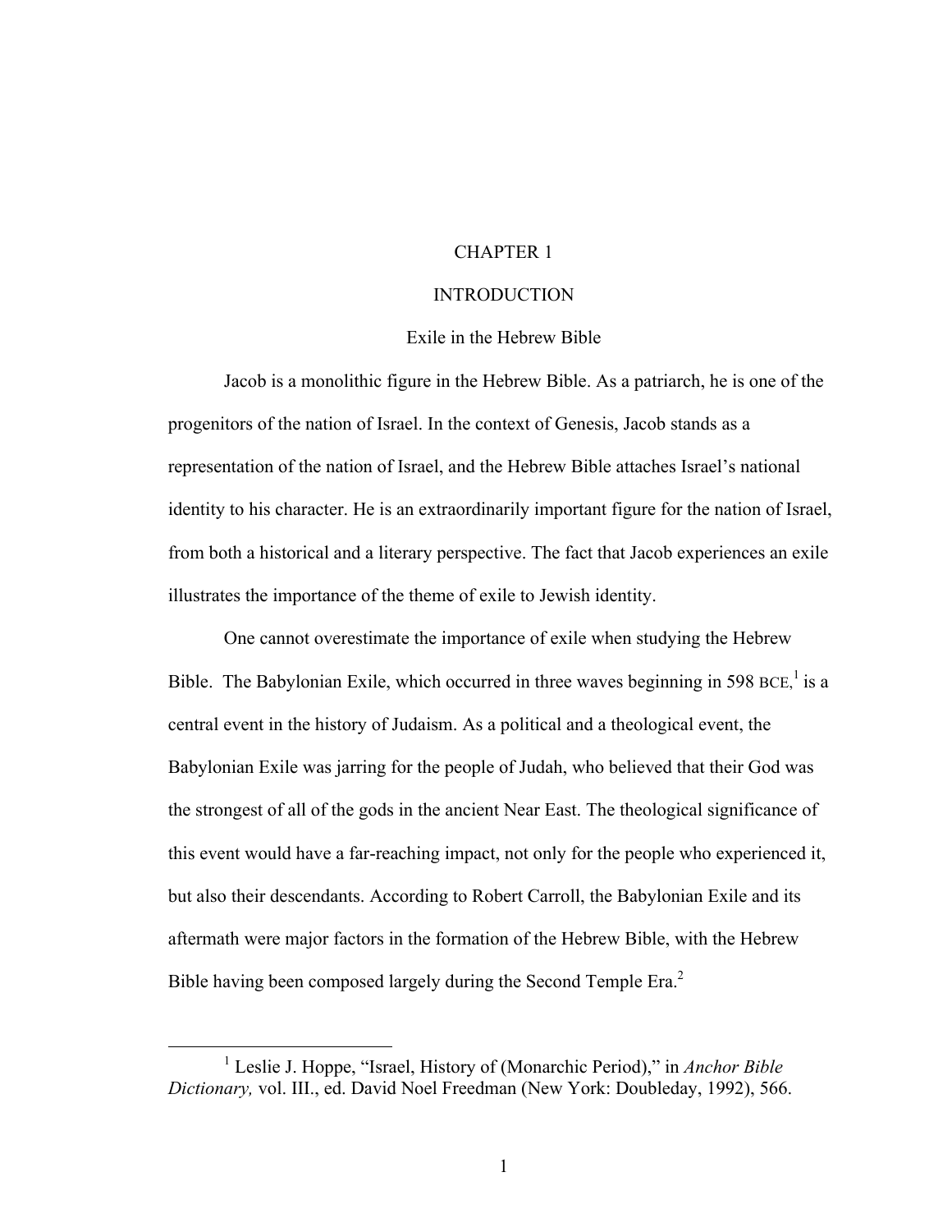# CHAPTER 1

# INTRODUCTION

## Exile in the Hebrew Bible

Jacob is a monolithic figure in the Hebrew Bible. As a patriarch, he is one of the progenitors of the nation of Israel. In the context of Genesis, Jacob stands as a representation of the nation of Israel, and the Hebrew Bible attaches Israel's national identity to his character. He is an extraordinarily important figure for the nation of Israel, from both a historical and a literary perspective. The fact that Jacob experiences an exile illustrates the importance of the theme of exile to Jewish identity.

One cannot overestimate the importance of exile when studying the Hebrew Bible. The Babylonian Exile, which occurred in three waves beginning in 598 BCE,[1] is a central event in the history of Judaism. As a political and a theological event, the Babylonian Exile was jarring for the people of Judah, who believed that their God was the strongest of all of the gods in the ancient Near East. The theological significance of this event would have a far-reaching impact, not only for the people who experienced it, but also their descendants. According to Robert Carroll, the Babylonian Exile and its aftermath were major factors in the formation of the Hebrew Bible, with the Hebrew Bible having been composed largely during the Second Temple Era.[2]

---

[1] Leslie J. Hoppe, "Israel, History of (Monarchic Period)," in *Anchor Bible Dictionary,* vol. III., ed. David Noel Freedman (New York: Doubleday, 1992), 566.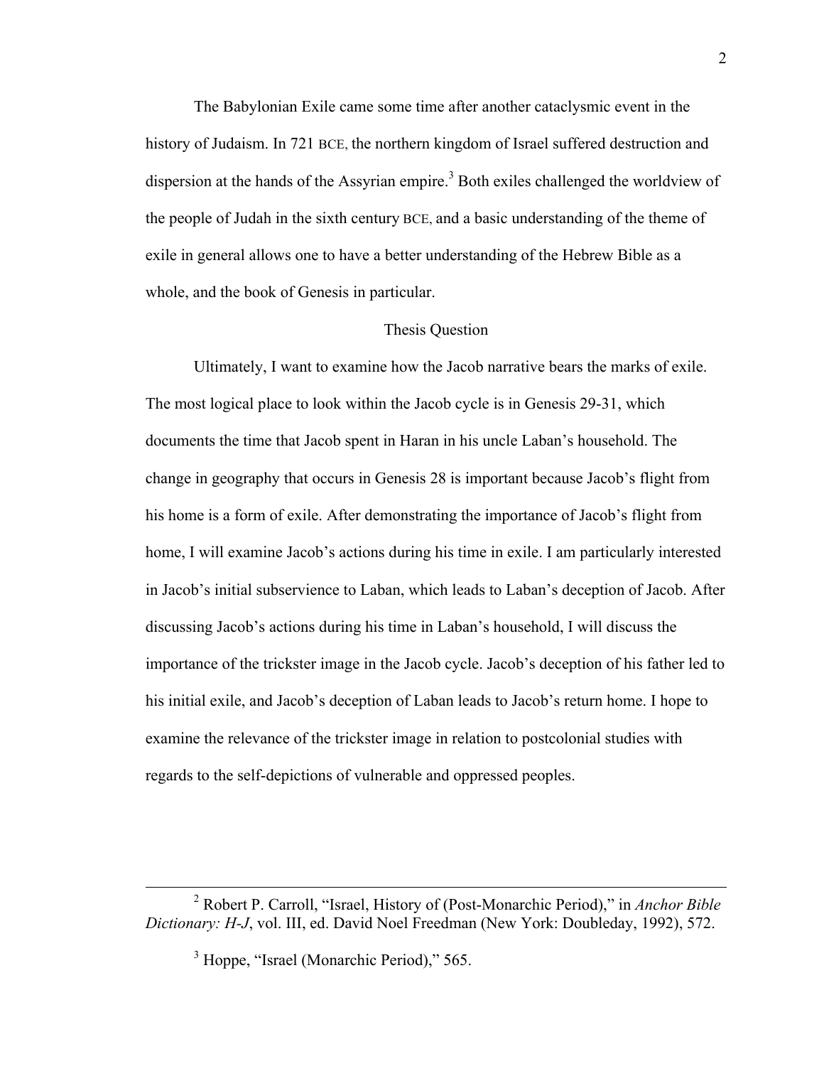The Babylonian Exile came some time after another cataclysmic event in the history of Judaism. In 721 BCE, the northern kingdom of Israel suffered destruction and dispersion at the hands of the Assyrian empire.[3] Both exiles challenged the worldview of the people of Judah in the sixth century BCE, and a basic understanding of the theme of exile in general allows one to have a better understanding of the Hebrew Bible as a whole, and the book of Genesis in particular.

## Thesis Question

Ultimately, I want to examine how the Jacob narrative bears the marks of exile. The most logical place to look within the Jacob cycle is in Genesis 29-31, which documents the time that Jacob spent in Haran in his uncle Laban's household. The change in geography that occurs in Genesis 28 is important because Jacob's flight from his home is a form of exile. After demonstrating the importance of Jacob's flight from home, I will examine Jacob's actions during his time in exile. I am particularly interested in Jacob's initial subservience to Laban, which leads to Laban's deception of Jacob. After discussing Jacob's actions during his time in Laban's household, I will discuss the importance of the trickster image in the Jacob cycle. Jacob's deception of his father led to his initial exile, and Jacob's deception of Laban leads to Jacob's return home. I hope to examine the relevance of the trickster image in relation to postcolonial studies with regards to the self-depictions of vulnerable and oppressed peoples.

---

[2] Robert P. Carroll, "Israel, History of (Post-Monarchic Period)," in *Anchor Bible Dictionary: H-J*, vol. III, ed. David Noel Freedman (New York: Doubleday, 1992), 572.

[3] Hoppe, "Israel (Monarchic Period)," 565.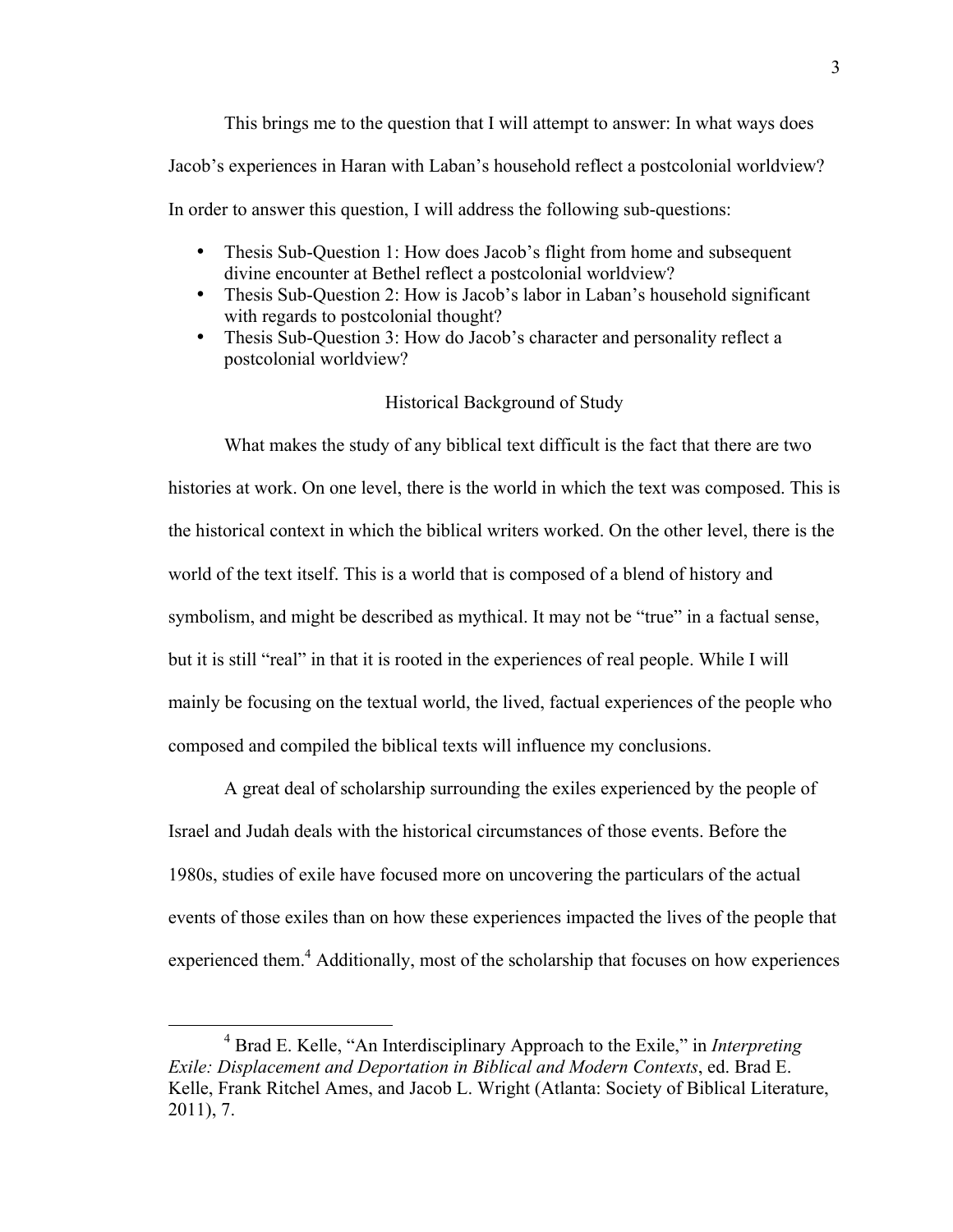This brings me to the question that I will attempt to answer: In what ways does Jacob's experiences in Haran with Laban's household reflect a postcolonial worldview? In order to answer this question, I will address the following sub-questions:

- Thesis Sub-Question 1: How does Jacob's flight from home and subsequent divine encounter at Bethel reflect a postcolonial worldview?
- Thesis Sub-Question 2: How is Jacob's labor in Laban's household significant with regards to postcolonial thought?
- Thesis Sub-Question 3: How do Jacob's character and personality reflect a postcolonial worldview?

## Historical Background of Study

What makes the study of any biblical text difficult is the fact that there are two histories at work. On one level, there is the world in which the text was composed. This is the historical context in which the biblical writers worked. On the other level, there is the world of the text itself. This is a world that is composed of a blend of history and symbolism, and might be described as mythical. It may not be "true" in a factual sense, but it is still "real" in that it is rooted in the experiences of real people. While I will mainly be focusing on the textual world, the lived, factual experiences of the people who composed and compiled the biblical texts will influence my conclusions.

A great deal of scholarship surrounding the exiles experienced by the people of Israel and Judah deals with the historical circumstances of those events. Before the 1980s, studies of exile have focused more on uncovering the particulars of the actual events of those exiles than on how these experiences impacted the lives of the people that experienced them.[4] Additionally, most of the scholarship that focuses on how experiences

---

[4] Brad E. Kelle, "An Interdisciplinary Approach to the Exile," in *Interpreting Exile: Displacement and Deportation in Biblical and Modern Contexts*, ed. Brad E. Kelle, Frank Ritchel Ames, and Jacob L. Wright (Atlanta: Society of Biblical Literature, 2011), 7.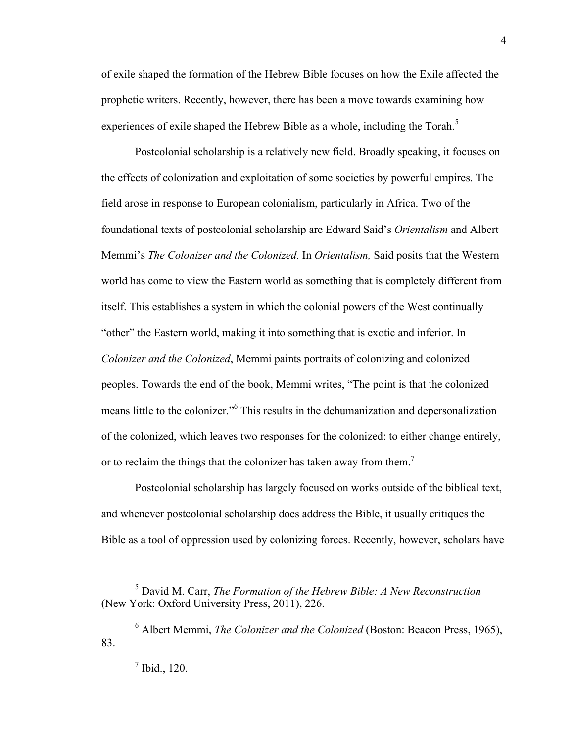of exile shaped the formation of the Hebrew Bible focuses on how the Exile affected the prophetic writers. Recently, however, there has been a move towards examining how experiences of exile shaped the Hebrew Bible as a whole, including the Torah.[5]

Postcolonial scholarship is a relatively new field. Broadly speaking, it focuses on the effects of colonization and exploitation of some societies by powerful empires. The field arose in response to European colonialism, particularly in Africa. Two of the foundational texts of postcolonial scholarship are Edward Said's *Orientalism* and Albert Memmi's *The Colonizer and the Colonized.* In *Orientalism,* Said posits that the Western world has come to view the Eastern world as something that is completely different from itself. This establishes a system in which the colonial powers of the West continually "other" the Eastern world, making it into something that is exotic and inferior. In *Colonizer and the Colonized*, Memmi paints portraits of colonizing and colonized peoples. Towards the end of the book, Memmi writes, "The point is that the colonized means little to the colonizer."[6] This results in the dehumanization and depersonalization of the colonized, which leaves two responses for the colonized: to either change entirely, or to reclaim the things that the colonizer has taken away from them.[7]

Postcolonial scholarship has largely focused on works outside of the biblical text, and whenever postcolonial scholarship does address the Bible, it usually critiques the Bible as a tool of oppression used by colonizing forces. Recently, however, scholars have

---

[5] David M. Carr, *The Formation of the Hebrew Bible: A New Reconstruction* (New York: Oxford University Press, 2011), 226.

[6] Albert Memmi, *The Colonizer and the Colonized* (Boston: Beacon Press, 1965), 83.

[7] Ibid., 120.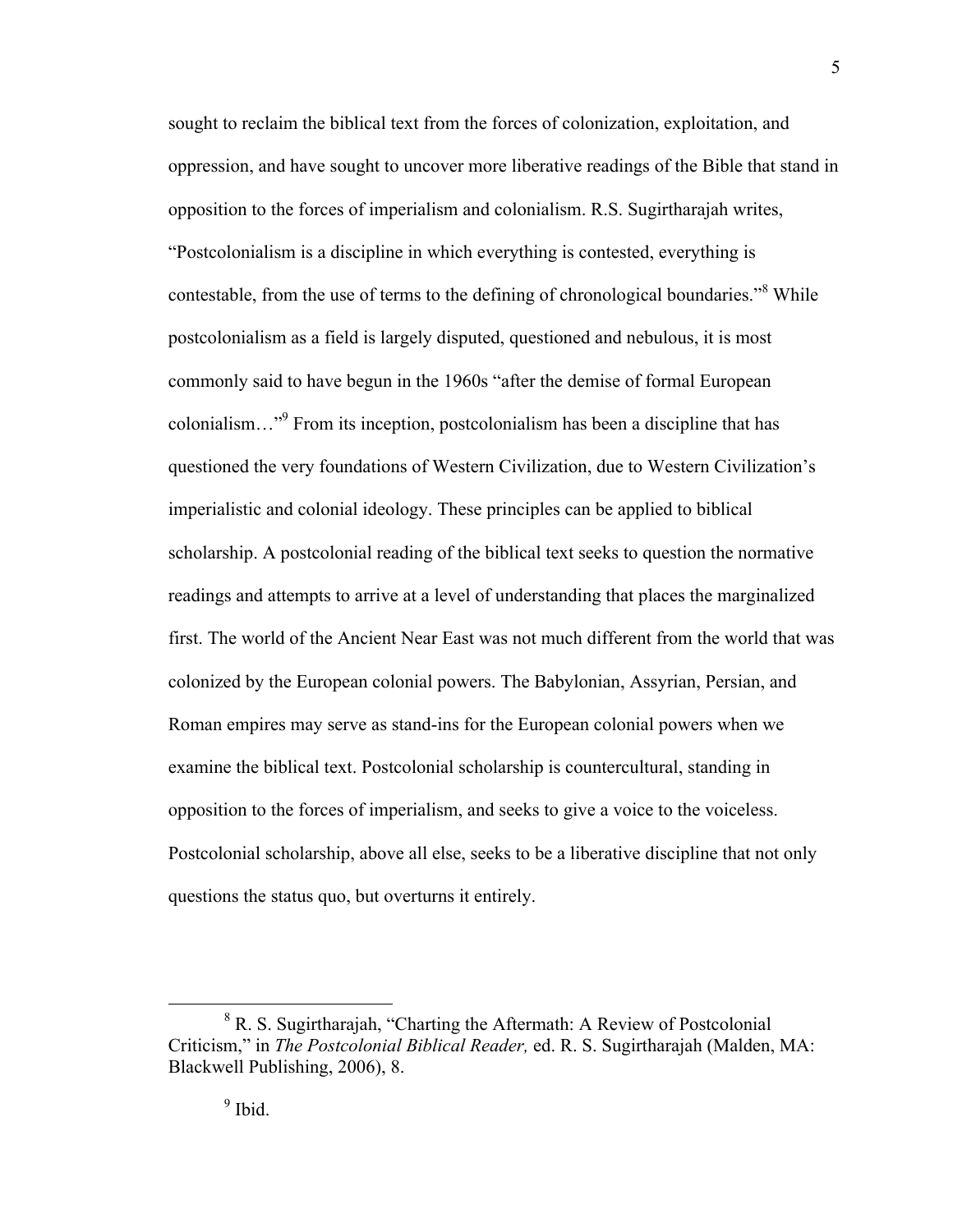sought to reclaim the biblical text from the forces of colonization, exploitation, and oppression, and have sought to uncover more liberative readings of the Bible that stand in opposition to the forces of imperialism and colonialism. R.S. Sugirtharajah writes, "Postcolonialism is a discipline in which everything is contested, everything is contestable, from the use of terms to the defining of chronological boundaries."[8] While postcolonialism as a field is largely disputed, questioned and nebulous, it is most commonly said to have begun in the 1960s "after the demise of formal European colonialism…"[9] From its inception, postcolonialism has been a discipline that has questioned the very foundations of Western Civilization, due to Western Civilization's imperialistic and colonial ideology. These principles can be applied to biblical scholarship. A postcolonial reading of the biblical text seeks to question the normative readings and attempts to arrive at a level of understanding that places the marginalized first. The world of the Ancient Near East was not much different from the world that was colonized by the European colonial powers. The Babylonian, Assyrian, Persian, and Roman empires may serve as stand-ins for the European colonial powers when we examine the biblical text. Postcolonial scholarship is countercultural, standing in opposition to the forces of imperialism, and seeks to give a voice to the voiceless. Postcolonial scholarship, above all else, seeks to be a liberative discipline that not only questions the status quo, but overturns it entirely.

---

[8] R. S. Sugirtharajah, "Charting the Aftermath: A Review of Postcolonial Criticism," in *The Postcolonial Biblical Reader,* ed. R. S. Sugirtharajah (Malden, MA: Blackwell Publishing, 2006), 8.

[9] Ibid.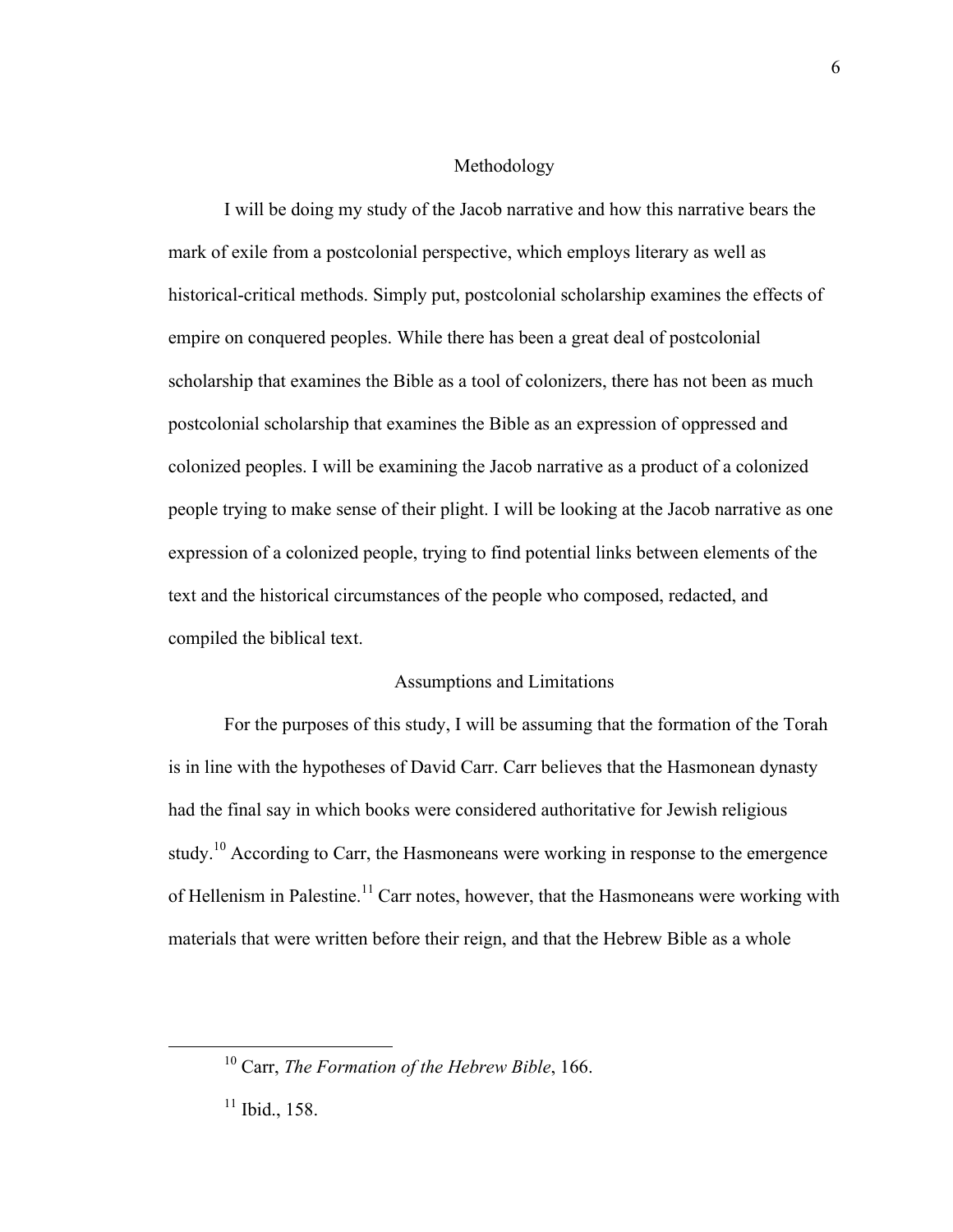## Methodology

I will be doing my study of the Jacob narrative and how this narrative bears the mark of exile from a postcolonial perspective, which employs literary as well as historical-critical methods. Simply put, postcolonial scholarship examines the effects of empire on conquered peoples. While there has been a great deal of postcolonial scholarship that examines the Bible as a tool of colonizers, there has not been as much postcolonial scholarship that examines the Bible as an expression of oppressed and colonized peoples. I will be examining the Jacob narrative as a product of a colonized people trying to make sense of their plight. I will be looking at the Jacob narrative as one expression of a colonized people, trying to find potential links between elements of the text and the historical circumstances of the people who composed, redacted, and compiled the biblical text.

## Assumptions and Limitations

For the purposes of this study, I will be assuming that the formation of the Torah is in line with the hypotheses of David Carr. Carr believes that the Hasmonean dynasty had the final say in which books were considered authoritative for Jewish religious study.[10] According to Carr, the Hasmoneans were working in response to the emergence of Hellenism in Palestine.[11] Carr notes, however, that the Hasmoneans were working with materials that were written before their reign, and that the Hebrew Bible as a whole

---

[10] Carr, *The Formation of the Hebrew Bible*, 166.

[11] Ibid., 158.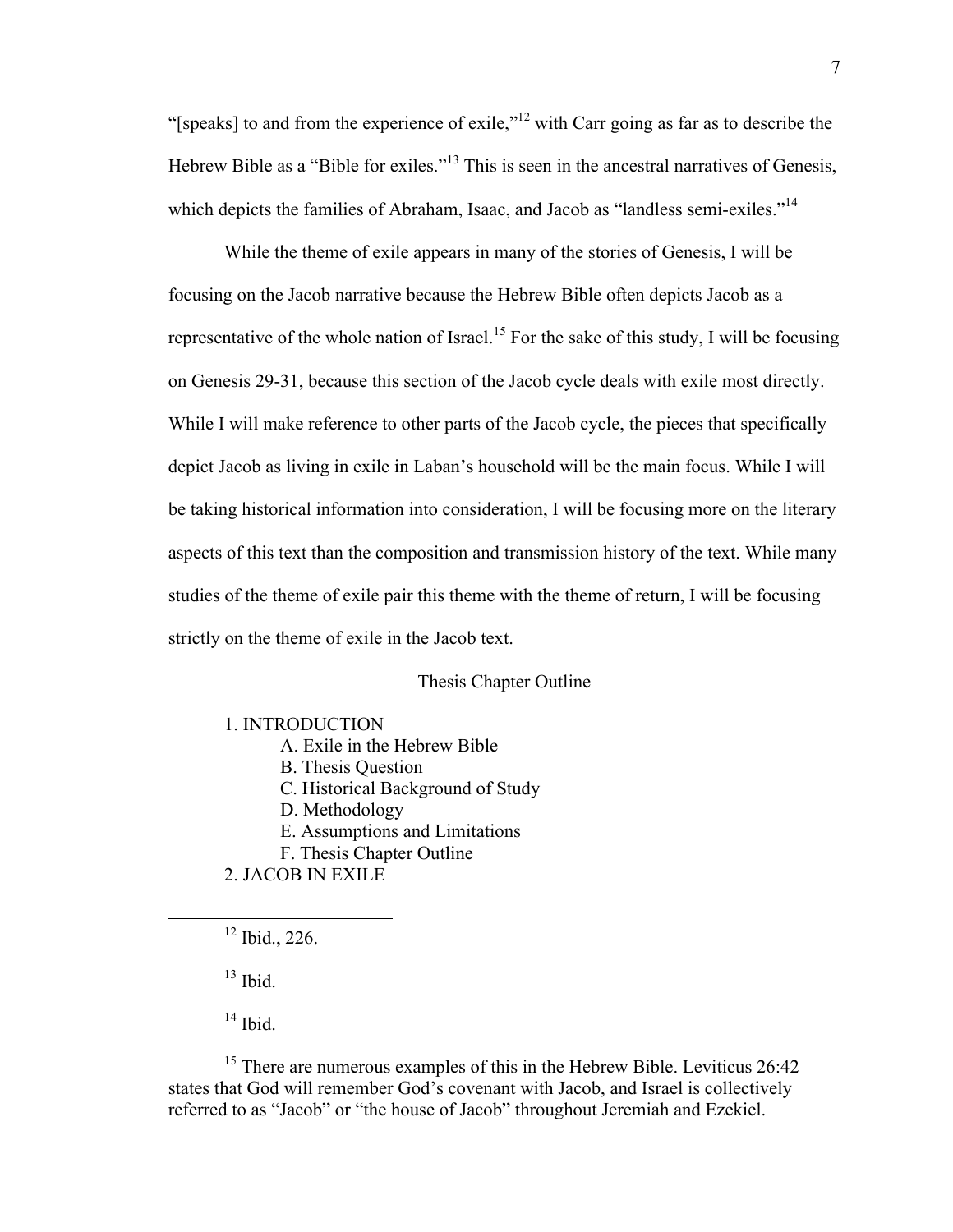"[speaks] to and from the experience of exile,"[12] with Carr going as far as to describe the Hebrew Bible as a "Bible for exiles."[13] This is seen in the ancestral narratives of Genesis, which depicts the families of Abraham, Isaac, and Jacob as "landless semi-exiles."[14]

While the theme of exile appears in many of the stories of Genesis, I will be focusing on the Jacob narrative because the Hebrew Bible often depicts Jacob as a representative of the whole nation of Israel.[15] For the sake of this study, I will be focusing on Genesis 29-31, because this section of the Jacob cycle deals with exile most directly. While I will make reference to other parts of the Jacob cycle, the pieces that specifically depict Jacob as living in exile in Laban's household will be the main focus. While I will be taking historical information into consideration, I will be focusing more on the literary aspects of this text than the composition and transmission history of the text. While many studies of the theme of exile pair this theme with the theme of return, I will be focusing strictly on the theme of exile in the Jacob text.

## Thesis Chapter Outline

1. INTRODUCTION
   - A. Exile in the Hebrew Bible
   - B. Thesis Question
   - C. Historical Background of Study
   - D. Methodology
   - E. Assumptions and Limitations
   - F. Thesis Chapter Outline
2. JACOB IN EXILE

---

[12] Ibid., 226.

[13] Ibid.

[14] Ibid.

[15] There are numerous examples of this in the Hebrew Bible. Leviticus 26:42 states that God will remember God's covenant with Jacob, and Israel is collectively referred to as "Jacob" or "the house of Jacob" throughout Jeremiah and Ezekiel.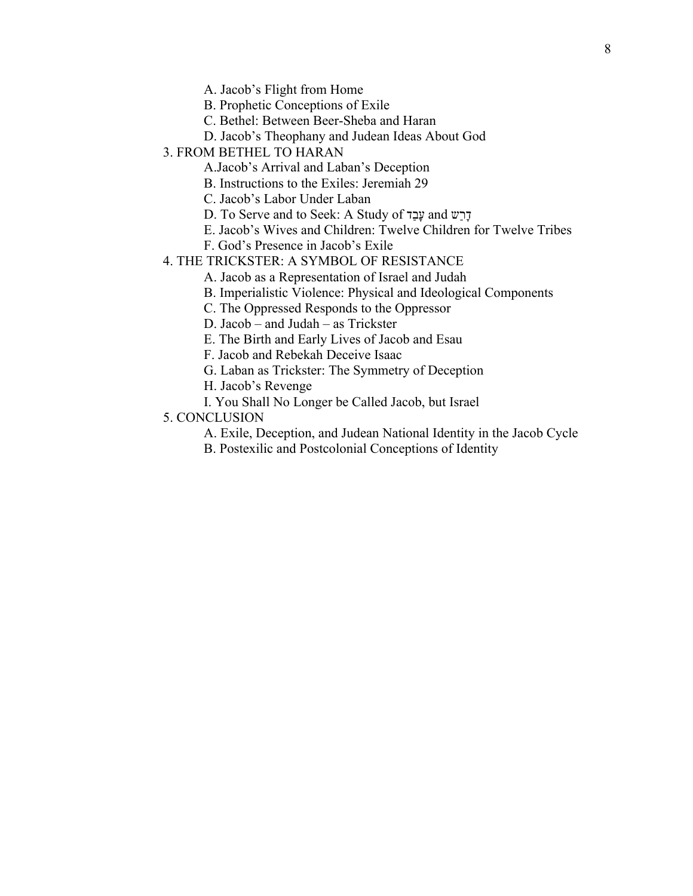A. Jacob's Flight from Home
B. Prophetic Conceptions of Exile
C. Bethel: Between Beer-Sheba and Haran
D. Jacob's Theophany and Judean Ideas About God

3. FROM BETHEL TO HARAN
A.Jacob's Arrival and Laban's Deception
B. Instructions to the Exiles: Jeremiah 29
C. Jacob's Labor Under Laban
D. To Serve and to Seek: A Study of עָבַד and דָּרַשׁ
E. Jacob's Wives and Children: Twelve Children for Twelve Tribes
F. God's Presence in Jacob's Exile

4. THE TRICKSTER: A SYMBOL OF RESISTANCE
A. Jacob as a Representation of Israel and Judah
B. Imperialistic Violence: Physical and Ideological Components
C. The Oppressed Responds to the Oppressor
D. Jacob – and Judah – as Trickster
E. The Birth and Early Lives of Jacob and Esau
F. Jacob and Rebekah Deceive Isaac
G. Laban as Trickster: The Symmetry of Deception
H. Jacob's Revenge
I. You Shall No Longer be Called Jacob, but Israel

5. CONCLUSION
A. Exile, Deception, and Judean National Identity in the Jacob Cycle
B. Postexilic and Postcolonial Conceptions of Identity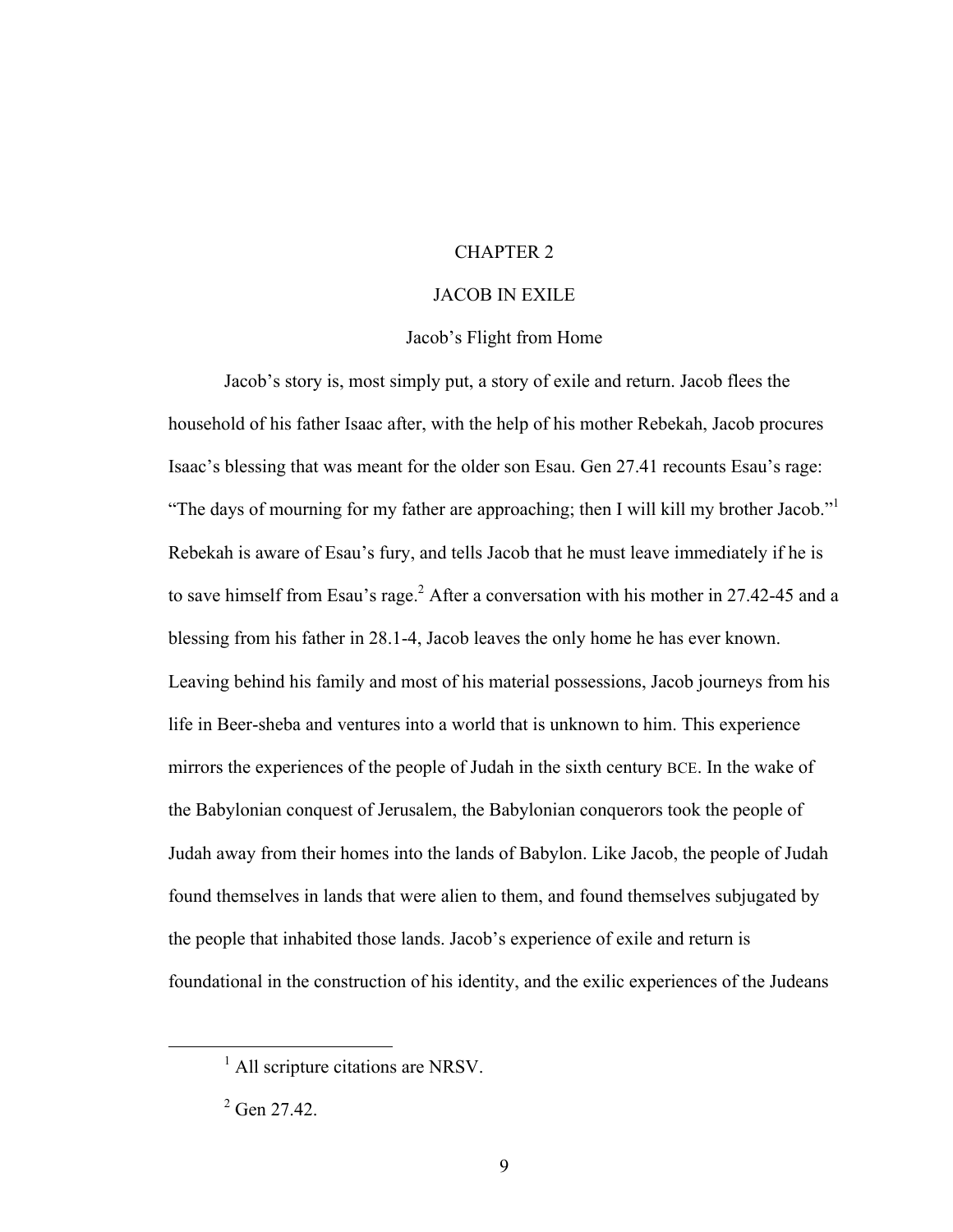# CHAPTER 2

# JACOB IN EXILE

## Jacob's Flight from Home

Jacob's story is, most simply put, a story of exile and return. Jacob flees the household of his father Isaac after, with the help of his mother Rebekah, Jacob procures Isaac's blessing that was meant for the older son Esau. Gen 27.41 recounts Esau's rage: "The days of mourning for my father are approaching; then I will kill my brother Jacob."[1] Rebekah is aware of Esau's fury, and tells Jacob that he must leave immediately if he is to save himself from Esau's rage.[2] After a conversation with his mother in 27.42-45 and a blessing from his father in 28.1-4, Jacob leaves the only home he has ever known. Leaving behind his family and most of his material possessions, Jacob journeys from his life in Beer-sheba and ventures into a world that is unknown to him. This experience mirrors the experiences of the people of Judah in the sixth century BCE. In the wake of the Babylonian conquest of Jerusalem, the Babylonian conquerors took the people of Judah away from their homes into the lands of Babylon. Like Jacob, the people of Judah found themselves in lands that were alien to them, and found themselves subjugated by the people that inhabited those lands. Jacob's experience of exile and return is foundational in the construction of his identity, and the exilic experiences of the Judeans

---

[1] All scripture citations are NRSV.

[2] Gen 27.42.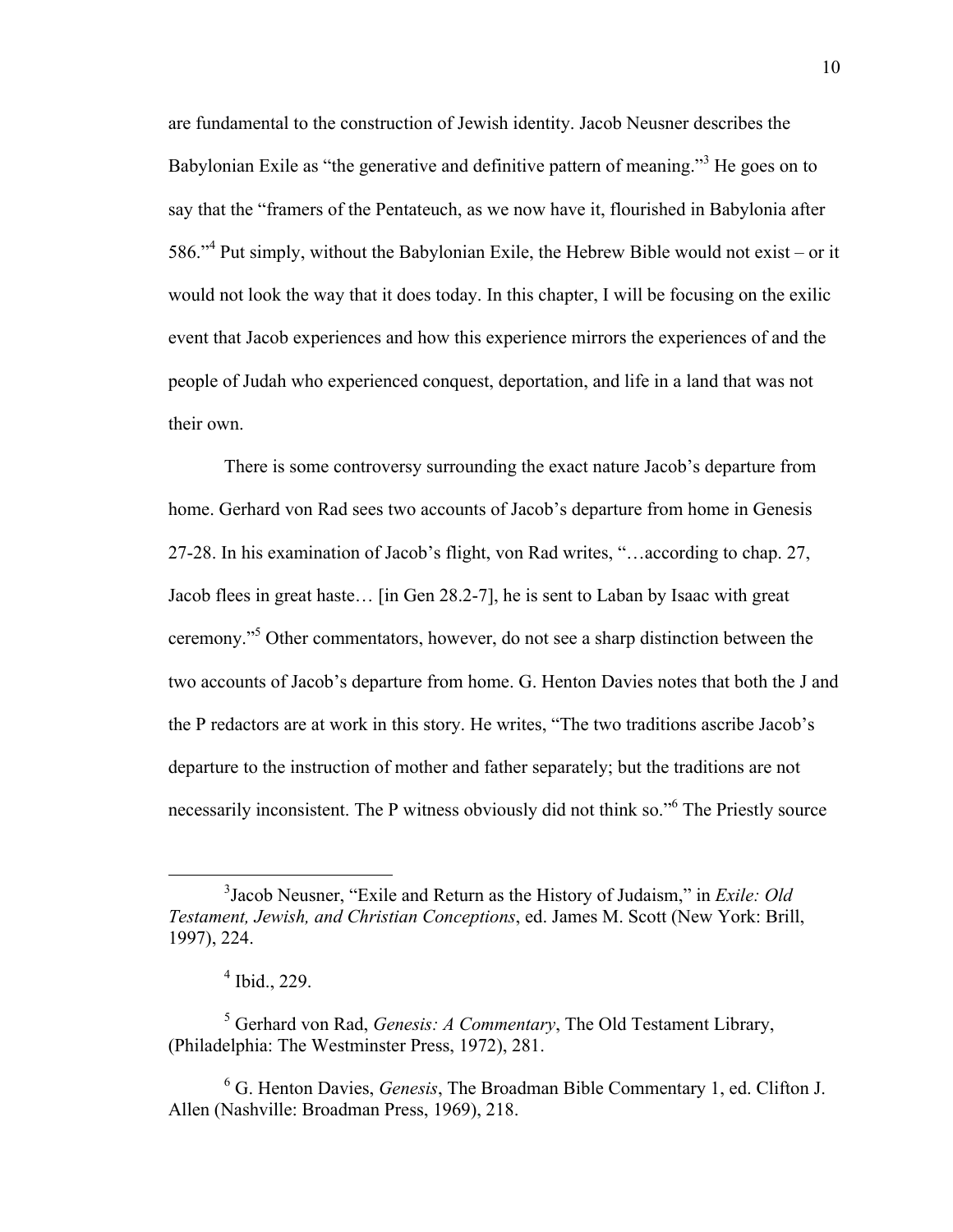are fundamental to the construction of Jewish identity. Jacob Neusner describes the Babylonian Exile as “the generative and definitive pattern of meaning.”[3] He goes on to say that the “framers of the Pentateuch, as we now have it, flourished in Babylonia after 586.”[4] Put simply, without the Babylonian Exile, the Hebrew Bible would not exist – or it would not look the way that it does today. In this chapter, I will be focusing on the exilic event that Jacob experiences and how this experience mirrors the experiences of and the people of Judah who experienced conquest, deportation, and life in a land that was not their own.

There is some controversy surrounding the exact nature Jacob’s departure from home. Gerhard von Rad sees two accounts of Jacob’s departure from home in Genesis 27-28. In his examination of Jacob’s flight, von Rad writes, “…according to chap. 27, Jacob flees in great haste… [in Gen 28.2-7], he is sent to Laban by Isaac with great ceremony.”[5] Other commentators, however, do not see a sharp distinction between the two accounts of Jacob’s departure from home. G. Henton Davies notes that both the J and the P redactors are at work in this story. He writes, “The two traditions ascribe Jacob’s departure to the instruction of mother and father separately; but the traditions are not necessarily inconsistent. The P witness obviously did not think so.”[6] The Priestly source

---

[3]Jacob Neusner, “Exile and Return as the History of Judaism,” in *Exile: Old Testament, Jewish, and Christian Conceptions*, ed. James M. Scott (New York: Brill, 1997), 224.

[4] Ibid., 229.

[5] Gerhard von Rad, *Genesis: A Commentary*, The Old Testament Library, (Philadelphia: The Westminster Press, 1972), 281.

[6] G. Henton Davies, *Genesis*, The Broadman Bible Commentary 1, ed. Clifton J. Allen (Nashville: Broadman Press, 1969), 218.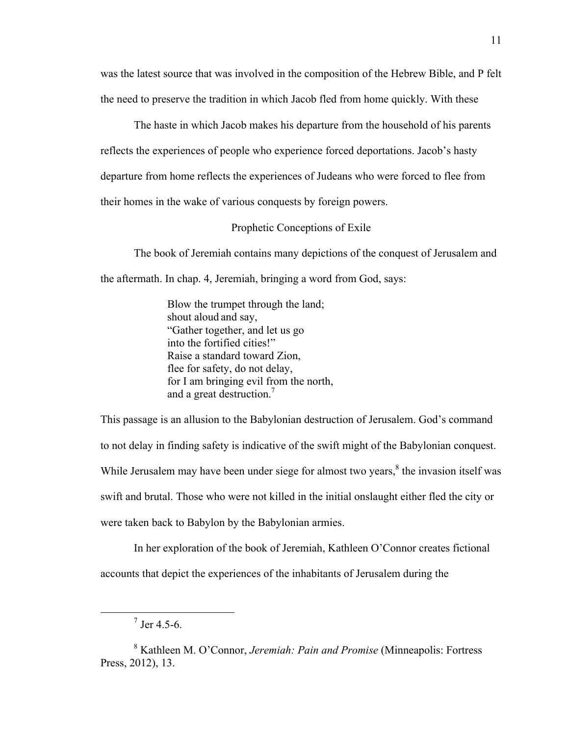was the latest source that was involved in the composition of the Hebrew Bible, and P felt the need to preserve the tradition in which Jacob fled from home quickly. With these

The haste in which Jacob makes his departure from the household of his parents reflects the experiences of people who experience forced deportations. Jacob's hasty departure from home reflects the experiences of Judeans who were forced to flee from their homes in the wake of various conquests by foreign powers.

## Prophetic Conceptions of Exile

The book of Jeremiah contains many depictions of the conquest of Jerusalem and the aftermath. In chap. 4, Jeremiah, bringing a word from God, says:

> Blow the trumpet through the land;
> shout aloud and say,
> "Gather together, and let us go
> into the fortified cities!"
> Raise a standard toward Zion,
> flee for safety, do not delay,
> for I am bringing evil from the north,
> and a great destruction.[7]

This passage is an allusion to the Babylonian destruction of Jerusalem. God's command to not delay in finding safety is indicative of the swift might of the Babylonian conquest. While Jerusalem may have been under siege for almost two years,[8] the invasion itself was swift and brutal. Those who were not killed in the initial onslaught either fled the city or were taken back to Babylon by the Babylonian armies.

In her exploration of the book of Jeremiah, Kathleen O'Connor creates fictional accounts that depict the experiences of the inhabitants of Jerusalem during the

---

[7] Jer 4.5-6.

[8] Kathleen M. O'Connor, *Jeremiah: Pain and Promise* (Minneapolis: Fortress Press, 2012), 13.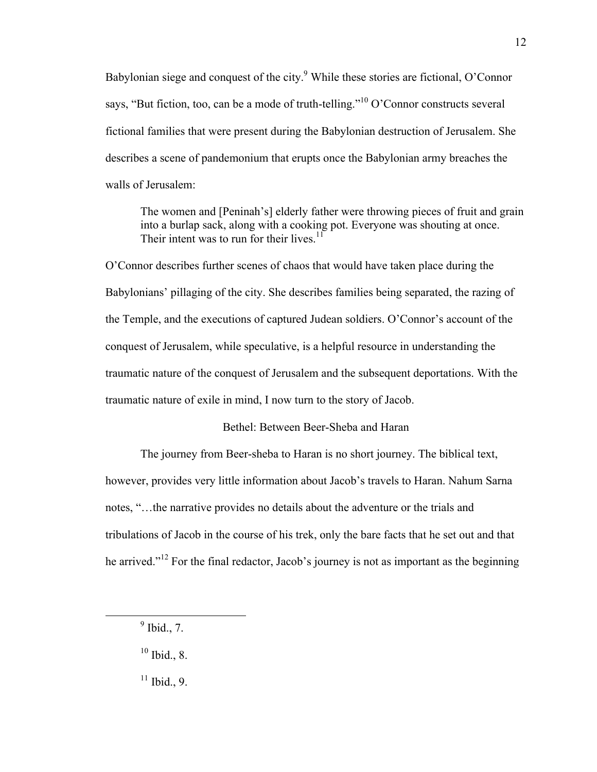Babylonian siege and conquest of the city.[9] While these stories are fictional, O'Connor says, "But fiction, too, can be a mode of truth-telling."[10] O'Connor constructs several fictional families that were present during the Babylonian destruction of Jerusalem. She describes a scene of pandemonium that erupts once the Babylonian army breaches the walls of Jerusalem:

> The women and [Peninah's] elderly father were throwing pieces of fruit and grain into a burlap sack, along with a cooking pot. Everyone was shouting at once. Their intent was to run for their lives.[11]

O'Connor describes further scenes of chaos that would have taken place during the Babylonians' pillaging of the city. She describes families being separated, the razing of the Temple, and the executions of captured Judean soldiers. O'Connor's account of the conquest of Jerusalem, while speculative, is a helpful resource in understanding the traumatic nature of the conquest of Jerusalem and the subsequent deportations. With the traumatic nature of exile in mind, I now turn to the story of Jacob.

## Bethel: Between Beer-Sheba and Haran

The journey from Beer-sheba to Haran is no short journey. The biblical text, however, provides very little information about Jacob's travels to Haran. Nahum Sarna notes, "…the narrative provides no details about the adventure or the trials and tribulations of Jacob in the course of his trek, only the bare facts that he set out and that he arrived."[12] For the final redactor, Jacob's journey is not as important as the beginning

---

[9] Ibid., 7.

[10] Ibid., 8.

[11] Ibid., 9.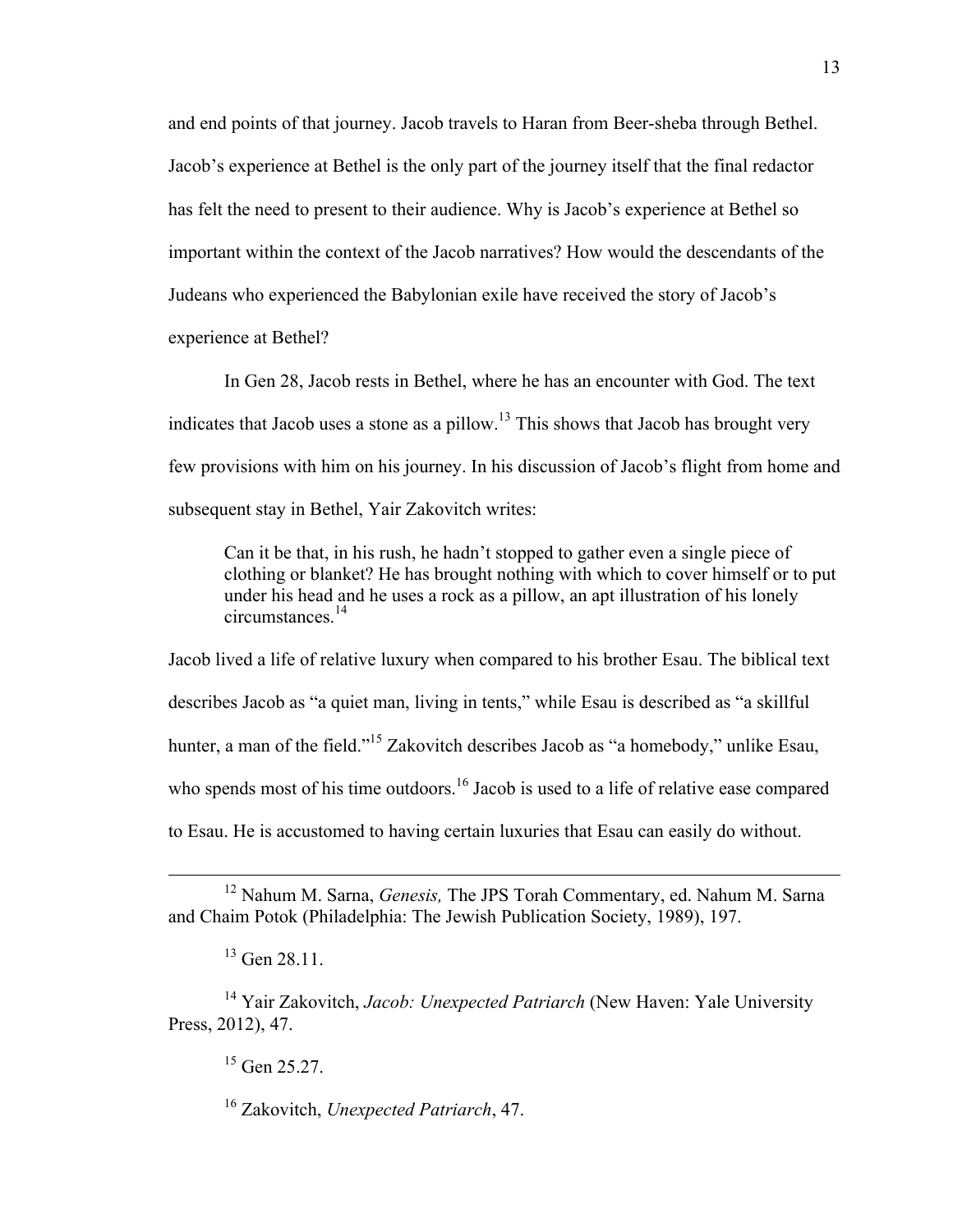and end points of that journey. Jacob travels to Haran from Beer-sheba through Bethel. Jacob's experience at Bethel is the only part of the journey itself that the final redactor has felt the need to present to their audience. Why is Jacob's experience at Bethel so important within the context of the Jacob narratives? How would the descendants of the Judeans who experienced the Babylonian exile have received the story of Jacob's experience at Bethel?

In Gen 28, Jacob rests in Bethel, where he has an encounter with God. The text indicates that Jacob uses a stone as a pillow.[13] This shows that Jacob has brought very few provisions with him on his journey. In his discussion of Jacob's flight from home and subsequent stay in Bethel, Yair Zakovitch writes:

> Can it be that, in his rush, he hadn't stopped to gather even a single piece of clothing or blanket? He has brought nothing with which to cover himself or to put under his head and he uses a rock as a pillow, an apt illustration of his lonely circumstances.[14]

Jacob lived a life of relative luxury when compared to his brother Esau. The biblical text describes Jacob as "a quiet man, living in tents," while Esau is described as "a skillful hunter, a man of the field."[15] Zakovitch describes Jacob as "a homebody," unlike Esau, who spends most of his time outdoors.[16] Jacob is used to a life of relative ease compared to Esau. He is accustomed to having certain luxuries that Esau can easily do without.

---

[12] Nahum M. Sarna, *Genesis,* The JPS Torah Commentary, ed. Nahum M. Sarna and Chaim Potok (Philadelphia: The Jewish Publication Society, 1989), 197.

[13] Gen 28.11.

[14] Yair Zakovitch, *Jacob: Unexpected Patriarch* (New Haven: Yale University Press, 2012), 47.

[15] Gen 25.27.

[16] Zakovitch, *Unexpected Patriarch*, 47.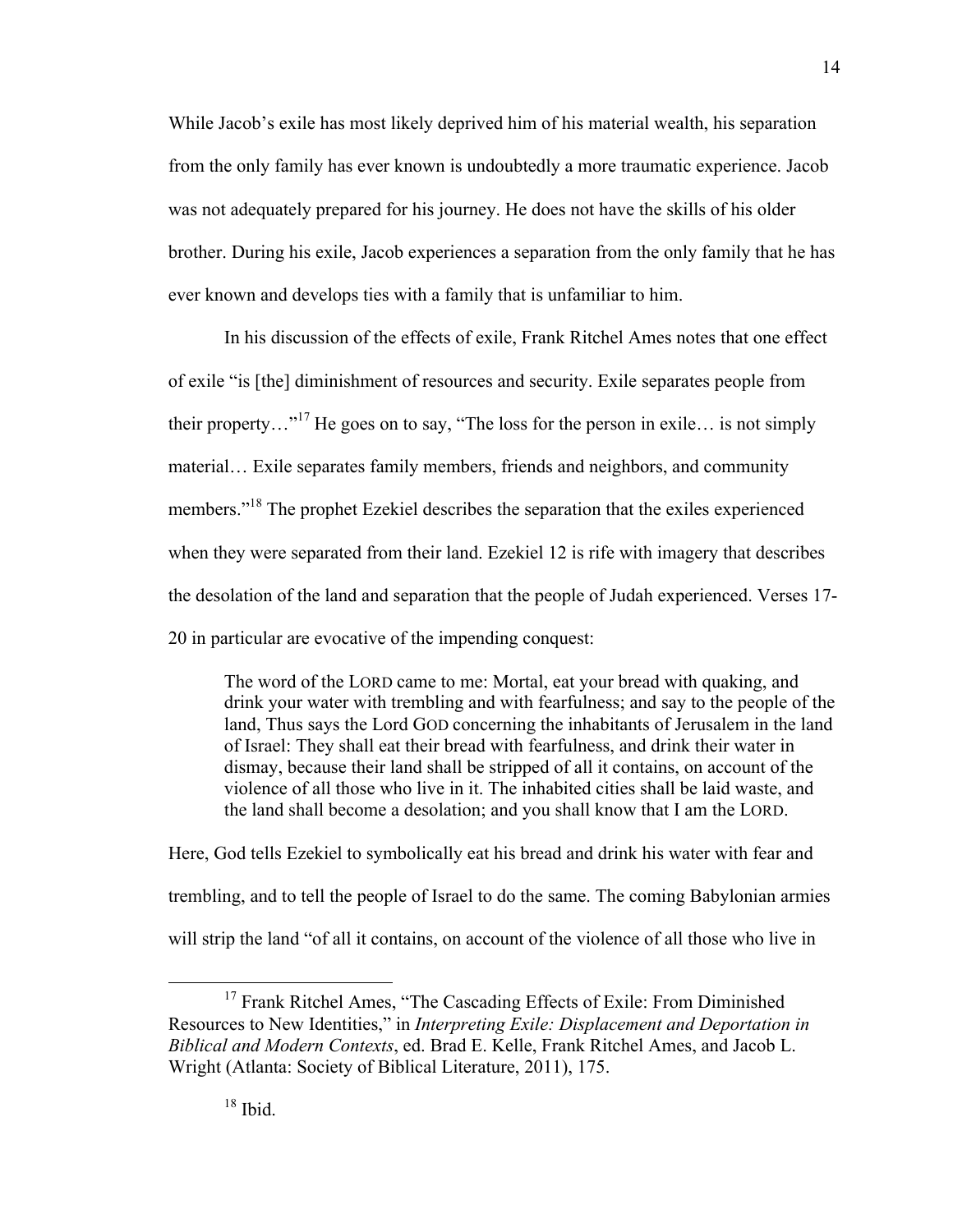While Jacob's exile has most likely deprived him of his material wealth, his separation from the only family has ever known is undoubtedly a more traumatic experience. Jacob was not adequately prepared for his journey. He does not have the skills of his older brother. During his exile, Jacob experiences a separation from the only family that he has ever known and develops ties with a family that is unfamiliar to him.

In his discussion of the effects of exile, Frank Ritchel Ames notes that one effect of exile "is [the] diminishment of resources and security. Exile separates people from their property…"[17] He goes on to say, "The loss for the person in exile… is not simply material… Exile separates family members, friends and neighbors, and community members."[18] The prophet Ezekiel describes the separation that the exiles experienced when they were separated from their land. Ezekiel 12 is rife with imagery that describes the desolation of the land and separation that the people of Judah experienced. Verses 17-20 in particular are evocative of the impending conquest:

> The word of the LORD came to me: Mortal, eat your bread with quaking, and drink your water with trembling and with fearfulness; and say to the people of the land, Thus says the Lord GOD concerning the inhabitants of Jerusalem in the land of Israel: They shall eat their bread with fearfulness, and drink their water in dismay, because their land shall be stripped of all it contains, on account of the violence of all those who live in it. The inhabited cities shall be laid waste, and the land shall become a desolation; and you shall know that I am the LORD.

Here, God tells Ezekiel to symbolically eat his bread and drink his water with fear and trembling, and to tell the people of Israel to do the same. The coming Babylonian armies will strip the land "of all it contains, on account of the violence of all those who live in

---

[17] Frank Ritchel Ames, "The Cascading Effects of Exile: From Diminished Resources to New Identities," in *Interpreting Exile: Displacement and Deportation in Biblical and Modern Contexts*, ed. Brad E. Kelle, Frank Ritchel Ames, and Jacob L. Wright (Atlanta: Society of Biblical Literature, 2011), 175.

[18] Ibid.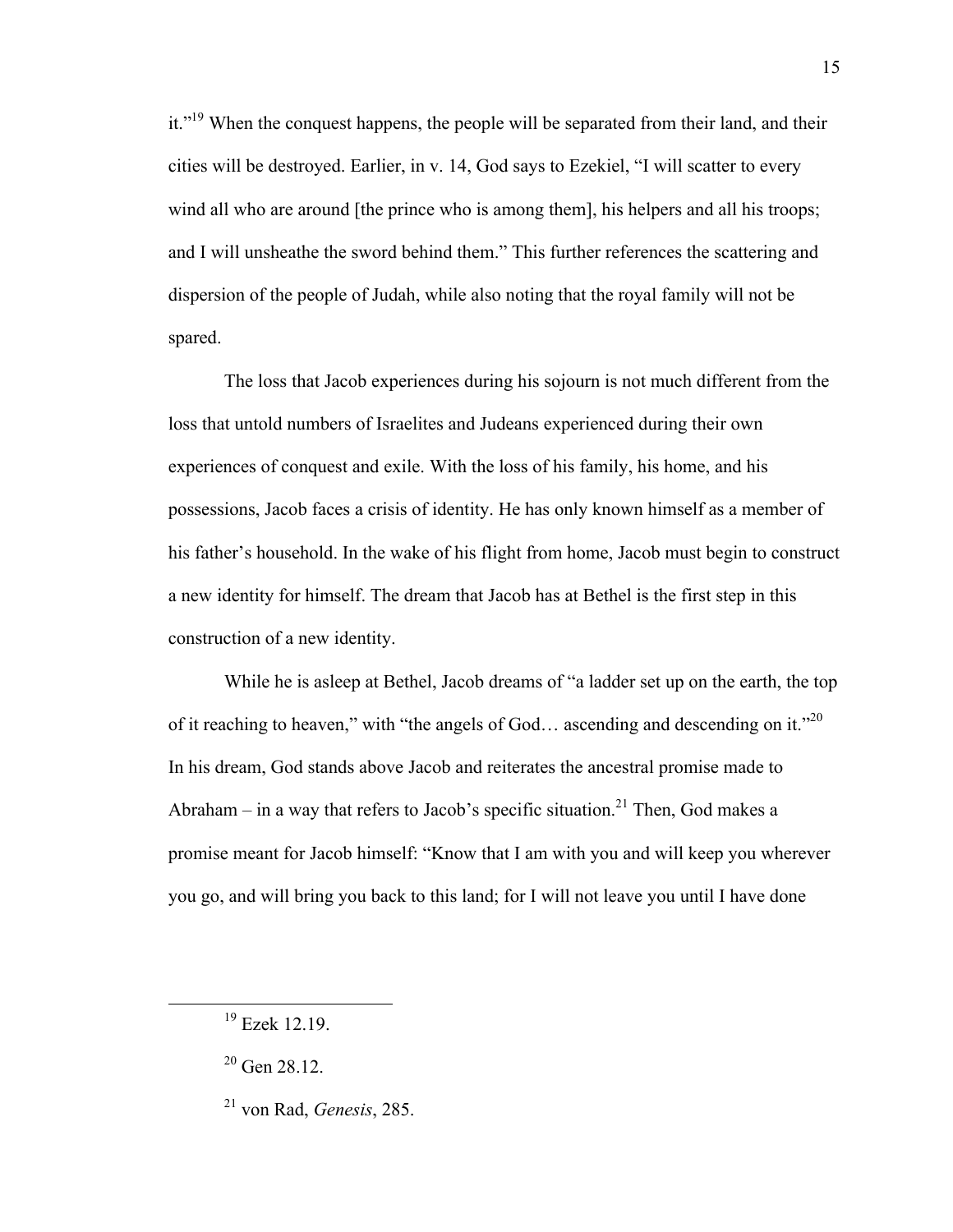it."[19] When the conquest happens, the people will be separated from their land, and their cities will be destroyed. Earlier, in v. 14, God says to Ezekiel, "I will scatter to every wind all who are around [the prince who is among them], his helpers and all his troops; and I will unsheathe the sword behind them." This further references the scattering and dispersion of the people of Judah, while also noting that the royal family will not be spared.

The loss that Jacob experiences during his sojourn is not much different from the loss that untold numbers of Israelites and Judeans experienced during their own experiences of conquest and exile. With the loss of his family, his home, and his possessions, Jacob faces a crisis of identity. He has only known himself as a member of his father's household. In the wake of his flight from home, Jacob must begin to construct a new identity for himself. The dream that Jacob has at Bethel is the first step in this construction of a new identity.

While he is asleep at Bethel, Jacob dreams of "a ladder set up on the earth, the top of it reaching to heaven," with "the angels of God… ascending and descending on it."[20] In his dream, God stands above Jacob and reiterates the ancestral promise made to Abraham – in a way that refers to Jacob's specific situation.[21] Then, God makes a promise meant for Jacob himself: "Know that I am with you and will keep you wherever you go, and will bring you back to this land; for I will not leave you until I have done

---

[19] Ezek 12.19.

[20] Gen 28.12.

[21] von Rad, *Genesis*, 285.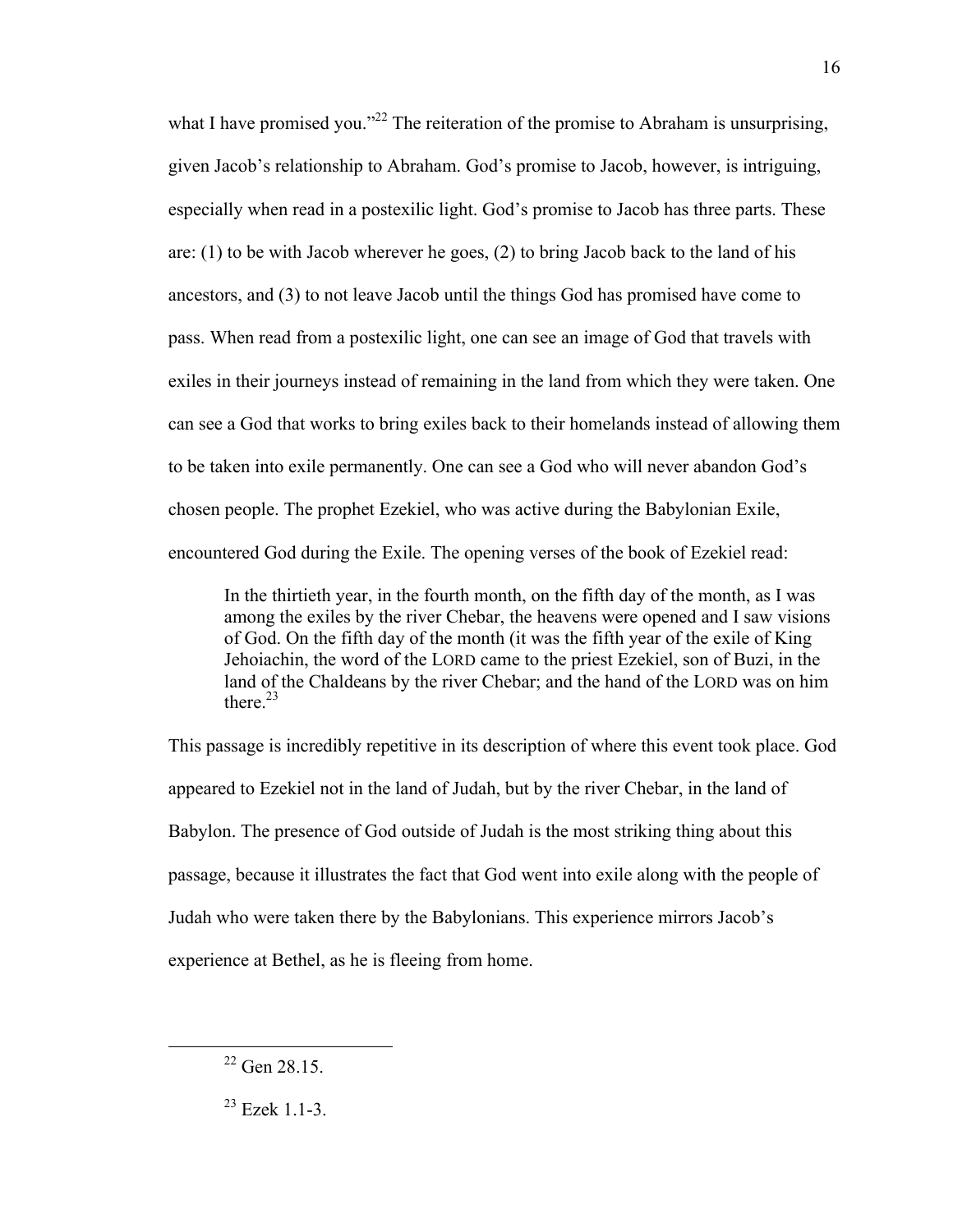what I have promised you."[22] The reiteration of the promise to Abraham is unsurprising, given Jacob's relationship to Abraham. God's promise to Jacob, however, is intriguing, especially when read in a postexilic light. God's promise to Jacob has three parts. These are: (1) to be with Jacob wherever he goes, (2) to bring Jacob back to the land of his ancestors, and (3) to not leave Jacob until the things God has promised have come to pass. When read from a postexilic light, one can see an image of God that travels with exiles in their journeys instead of remaining in the land from which they were taken. One can see a God that works to bring exiles back to their homelands instead of allowing them to be taken into exile permanently. One can see a God who will never abandon God's chosen people. The prophet Ezekiel, who was active during the Babylonian Exile, encountered God during the Exile. The opening verses of the book of Ezekiel read:

> In the thirtieth year, in the fourth month, on the fifth day of the month, as I was among the exiles by the river Chebar, the heavens were opened and I saw visions of God. On the fifth day of the month (it was the fifth year of the exile of King Jehoiachin, the word of the LORD came to the priest Ezekiel, son of Buzi, in the land of the Chaldeans by the river Chebar; and the hand of the LORD was on him there.[23]

This passage is incredibly repetitive in its description of where this event took place. God appeared to Ezekiel not in the land of Judah, but by the river Chebar, in the land of Babylon. The presence of God outside of Judah is the most striking thing about this passage, because it illustrates the fact that God went into exile along with the people of Judah who were taken there by the Babylonians. This experience mirrors Jacob's experience at Bethel, as he is fleeing from home.

---

[22] Gen 28.15.

[23] Ezek 1.1-3.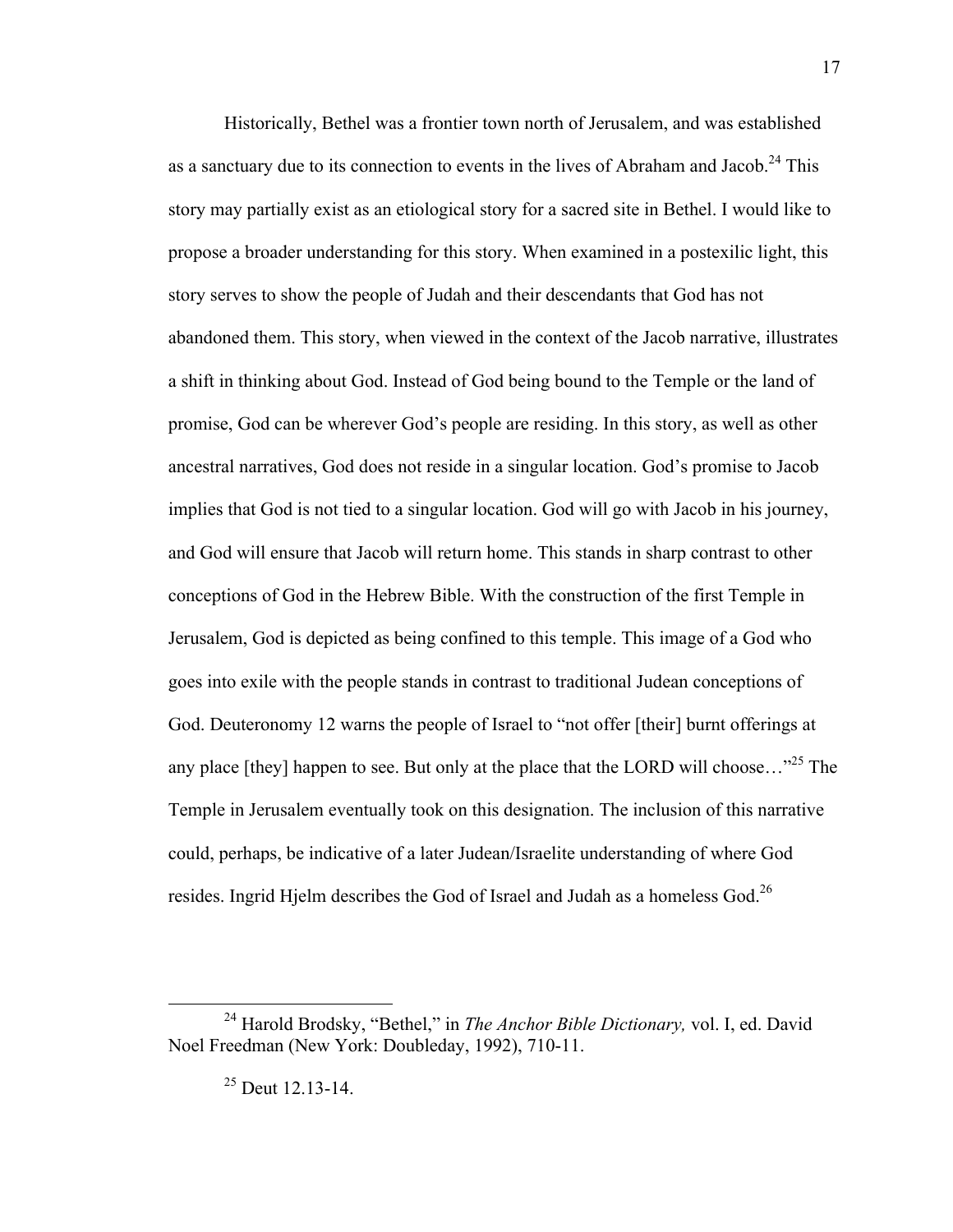Historically, Bethel was a frontier town north of Jerusalem, and was established as a sanctuary due to its connection to events in the lives of Abraham and Jacob.[24] This story may partially exist as an etiological story for a sacred site in Bethel. I would like to propose a broader understanding for this story. When examined in a postexilic light, this story serves to show the people of Judah and their descendants that God has not abandoned them. This story, when viewed in the context of the Jacob narrative, illustrates a shift in thinking about God. Instead of God being bound to the Temple or the land of promise, God can be wherever God's people are residing. In this story, as well as other ancestral narratives, God does not reside in a singular location. God's promise to Jacob implies that God is not tied to a singular location. God will go with Jacob in his journey, and God will ensure that Jacob will return home. This stands in sharp contrast to other conceptions of God in the Hebrew Bible. With the construction of the first Temple in Jerusalem, God is depicted as being confined to this temple. This image of a God who goes into exile with the people stands in contrast to traditional Judean conceptions of God. Deuteronomy 12 warns the people of Israel to "not offer [their] burnt offerings at any place [they] happen to see. But only at the place that the LORD will choose…"[25] The Temple in Jerusalem eventually took on this designation. The inclusion of this narrative could, perhaps, be indicative of a later Judean/Israelite understanding of where God resides. Ingrid Hjelm describes the God of Israel and Judah as a homeless God.[26]

---

[24] Harold Brodsky, "Bethel," in *The Anchor Bible Dictionary,* vol. I, ed. David Noel Freedman (New York: Doubleday, 1992), 710-11.

[25] Deut 12.13-14.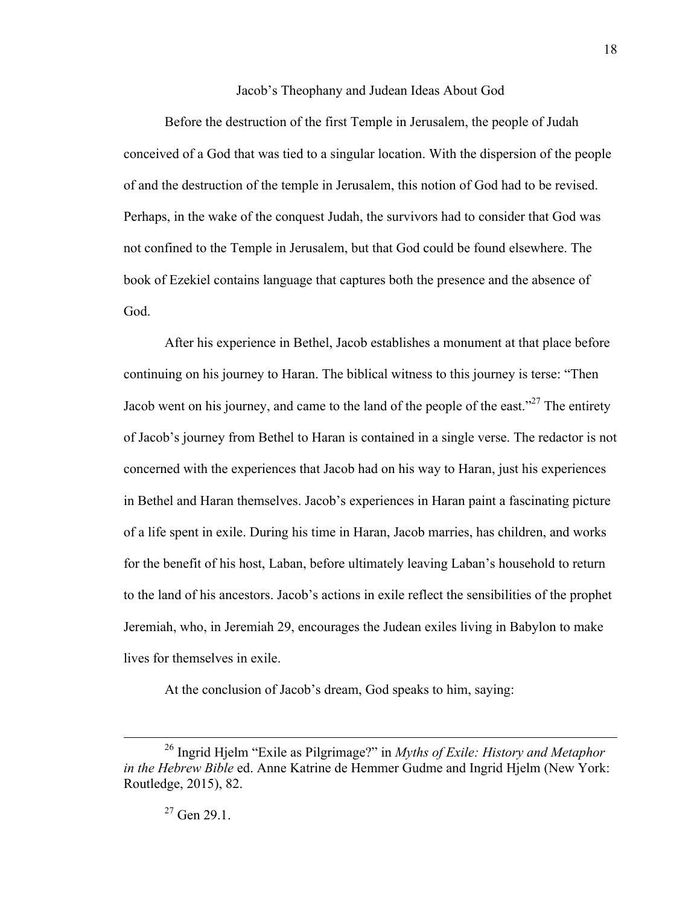## Jacob's Theophany and Judean Ideas About God

Before the destruction of the first Temple in Jerusalem, the people of Judah conceived of a God that was tied to a singular location. With the dispersion of the people of and the destruction of the temple in Jerusalem, this notion of God had to be revised. Perhaps, in the wake of the conquest Judah, the survivors had to consider that God was not confined to the Temple in Jerusalem, but that God could be found elsewhere. The book of Ezekiel contains language that captures both the presence and the absence of God.

After his experience in Bethel, Jacob establishes a monument at that place before continuing on his journey to Haran. The biblical witness to this journey is terse: "Then Jacob went on his journey, and came to the land of the people of the east."[27] The entirety of Jacob's journey from Bethel to Haran is contained in a single verse. The redactor is not concerned with the experiences that Jacob had on his way to Haran, just his experiences in Bethel and Haran themselves. Jacob's experiences in Haran paint a fascinating picture of a life spent in exile. During his time in Haran, Jacob marries, has children, and works for the benefit of his host, Laban, before ultimately leaving Laban's household to return to the land of his ancestors. Jacob's actions in exile reflect the sensibilities of the prophet Jeremiah, who, in Jeremiah 29, encourages the Judean exiles living in Babylon to make lives for themselves in exile.

At the conclusion of Jacob's dream, God speaks to him, saying:

---

[26] Ingrid Hjelm "Exile as Pilgrimage?" in *Myths of Exile: History and Metaphor in the Hebrew Bible* ed. Anne Katrine de Hemmer Gudme and Ingrid Hjelm (New York: Routledge, 2015), 82.

[27] Gen 29.1.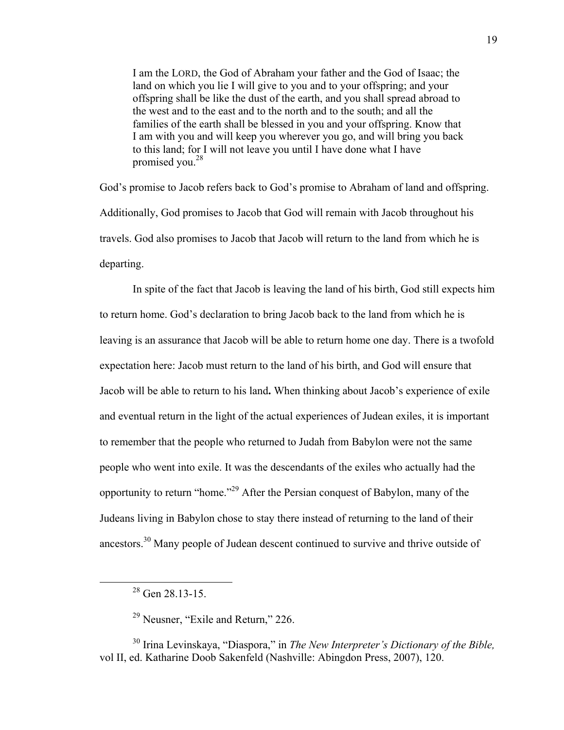> I am the LORD, the God of Abraham your father and the God of Isaac; the land on which you lie I will give to you and to your offspring; and your offspring shall be like the dust of the earth, and you shall spread abroad to the west and to the east and to the north and to the south; and all the families of the earth shall be blessed in you and your offspring. Know that I am with you and will keep you wherever you go, and will bring you back to this land; for I will not leave you until I have done what I have promised you.[28]

God's promise to Jacob refers back to God's promise to Abraham of land and offspring. Additionally, God promises to Jacob that God will remain with Jacob throughout his travels. God also promises to Jacob that Jacob will return to the land from which he is departing.

In spite of the fact that Jacob is leaving the land of his birth, God still expects him to return home. God's declaration to bring Jacob back to the land from which he is leaving is an assurance that Jacob will be able to return home one day. There is a twofold expectation here: Jacob must return to the land of his birth, and God will ensure that Jacob will be able to return to his land. When thinking about Jacob's experience of exile and eventual return in the light of the actual experiences of Judean exiles, it is important to remember that the people who returned to Judah from Babylon were not the same people who went into exile. It was the descendants of the exiles who actually had the opportunity to return "home."[29] After the Persian conquest of Babylon, many of the Judeans living in Babylon chose to stay there instead of returning to the land of their ancestors.[30] Many people of Judean descent continued to survive and thrive outside of

---

[28] Gen 28.13-15.

[29] Neusner, "Exile and Return," 226.

[30] Irina Levinskaya, "Diaspora," in *The New Interpreter's Dictionary of the Bible,* vol II, ed. Katharine Doob Sakenfeld (Nashville: Abingdon Press, 2007), 120.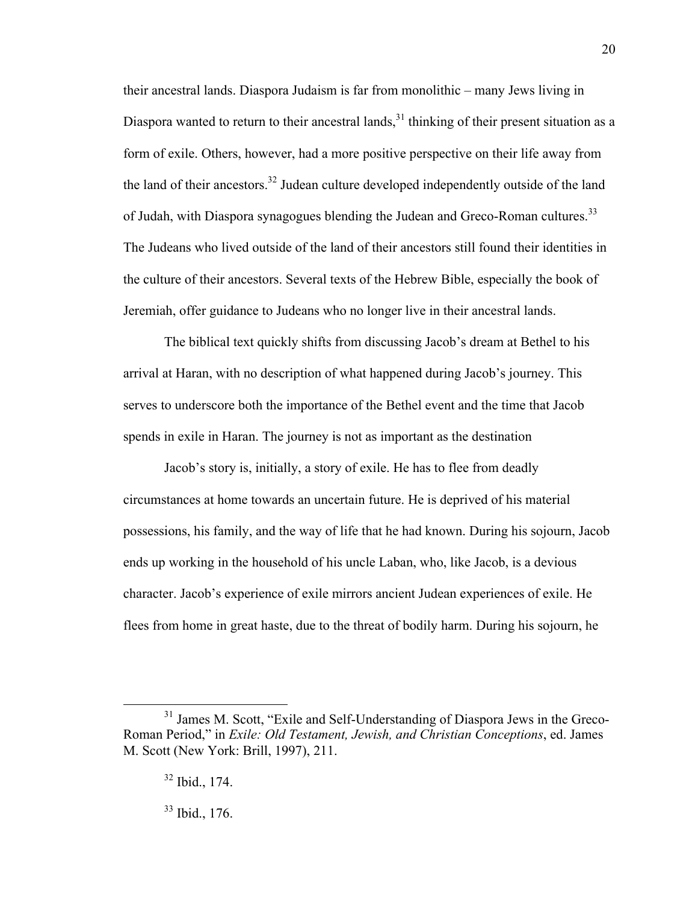their ancestral lands. Diaspora Judaism is far from monolithic – many Jews living in Diaspora wanted to return to their ancestral lands,[31] thinking of their present situation as a form of exile. Others, however, had a more positive perspective on their life away from the land of their ancestors.[32] Judean culture developed independently outside of the land of Judah, with Diaspora synagogues blending the Judean and Greco-Roman cultures.[33] The Judeans who lived outside of the land of their ancestors still found their identities in the culture of their ancestors. Several texts of the Hebrew Bible, especially the book of Jeremiah, offer guidance to Judeans who no longer live in their ancestral lands.

The biblical text quickly shifts from discussing Jacob's dream at Bethel to his arrival at Haran, with no description of what happened during Jacob's journey. This serves to underscore both the importance of the Bethel event and the time that Jacob spends in exile in Haran. The journey is not as important as the destination

Jacob's story is, initially, a story of exile. He has to flee from deadly circumstances at home towards an uncertain future. He is deprived of his material possessions, his family, and the way of life that he had known. During his sojourn, Jacob ends up working in the household of his uncle Laban, who, like Jacob, is a devious character. Jacob's experience of exile mirrors ancient Judean experiences of exile. He flees from home in great haste, due to the threat of bodily harm. During his sojourn, he

---

[31] James M. Scott, "Exile and Self-Understanding of Diaspora Jews in the Greco-Roman Period," in *Exile: Old Testament, Jewish, and Christian Conceptions*, ed. James M. Scott (New York: Brill, 1997), 211.

[32] Ibid., 174.

[33] Ibid., 176.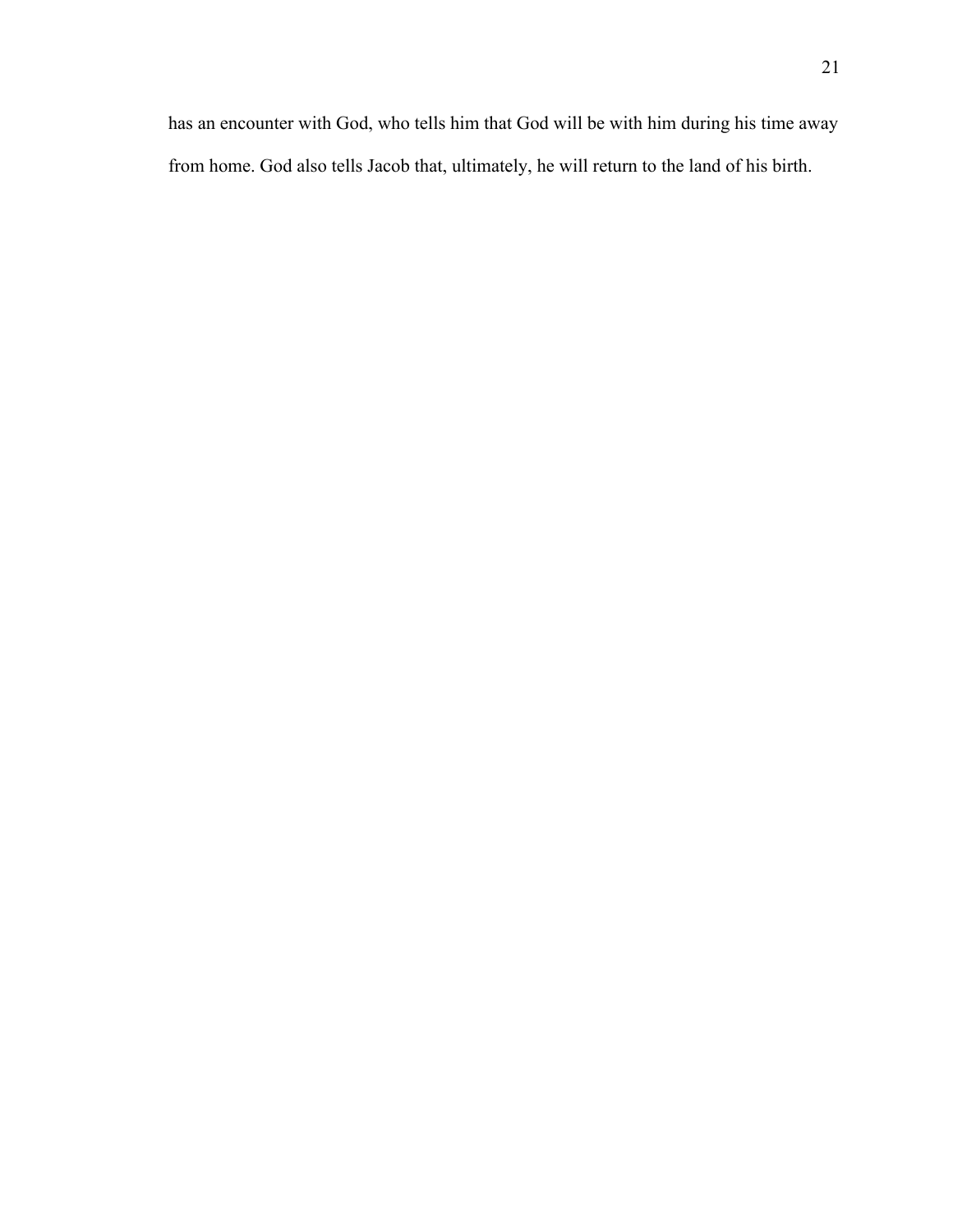has an encounter with God, who tells him that God will be with him during his time away from home. God also tells Jacob that, ultimately, he will return to the land of his birth.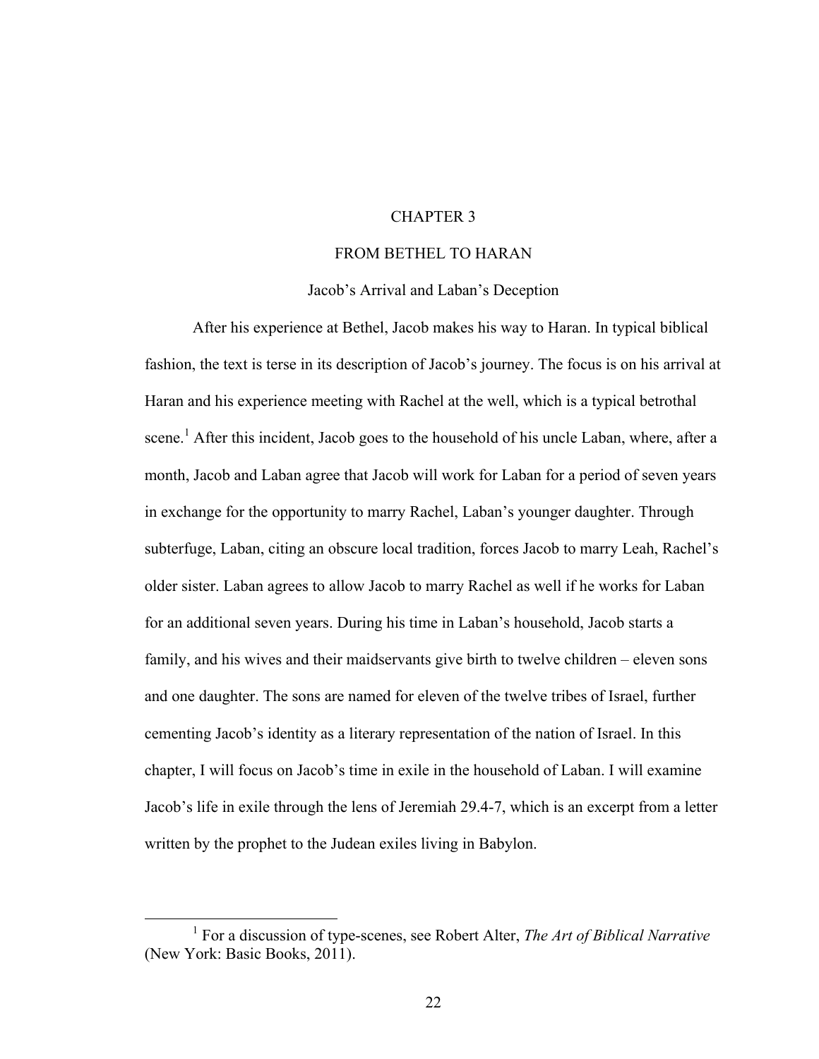# CHAPTER 3

# FROM BETHEL TO HARAN

## Jacob's Arrival and Laban's Deception

After his experience at Bethel, Jacob makes his way to Haran. In typical biblical fashion, the text is terse in its description of Jacob's journey. The focus is on his arrival at Haran and his experience meeting with Rachel at the well, which is a typical betrothal scene.[1] After this incident, Jacob goes to the household of his uncle Laban, where, after a month, Jacob and Laban agree that Jacob will work for Laban for a period of seven years in exchange for the opportunity to marry Rachel, Laban's younger daughter. Through subterfuge, Laban, citing an obscure local tradition, forces Jacob to marry Leah, Rachel's older sister. Laban agrees to allow Jacob to marry Rachel as well if he works for Laban for an additional seven years. During his time in Laban's household, Jacob starts a family, and his wives and their maidservants give birth to twelve children – eleven sons and one daughter. The sons are named for eleven of the twelve tribes of Israel, further cementing Jacob's identity as a literary representation of the nation of Israel. In this chapter, I will focus on Jacob's time in exile in the household of Laban. I will examine Jacob's life in exile through the lens of Jeremiah 29.4-7, which is an excerpt from a letter written by the prophet to the Judean exiles living in Babylon.

---

[1] For a discussion of type-scenes, see Robert Alter, *The Art of Biblical Narrative* (New York: Basic Books, 2011).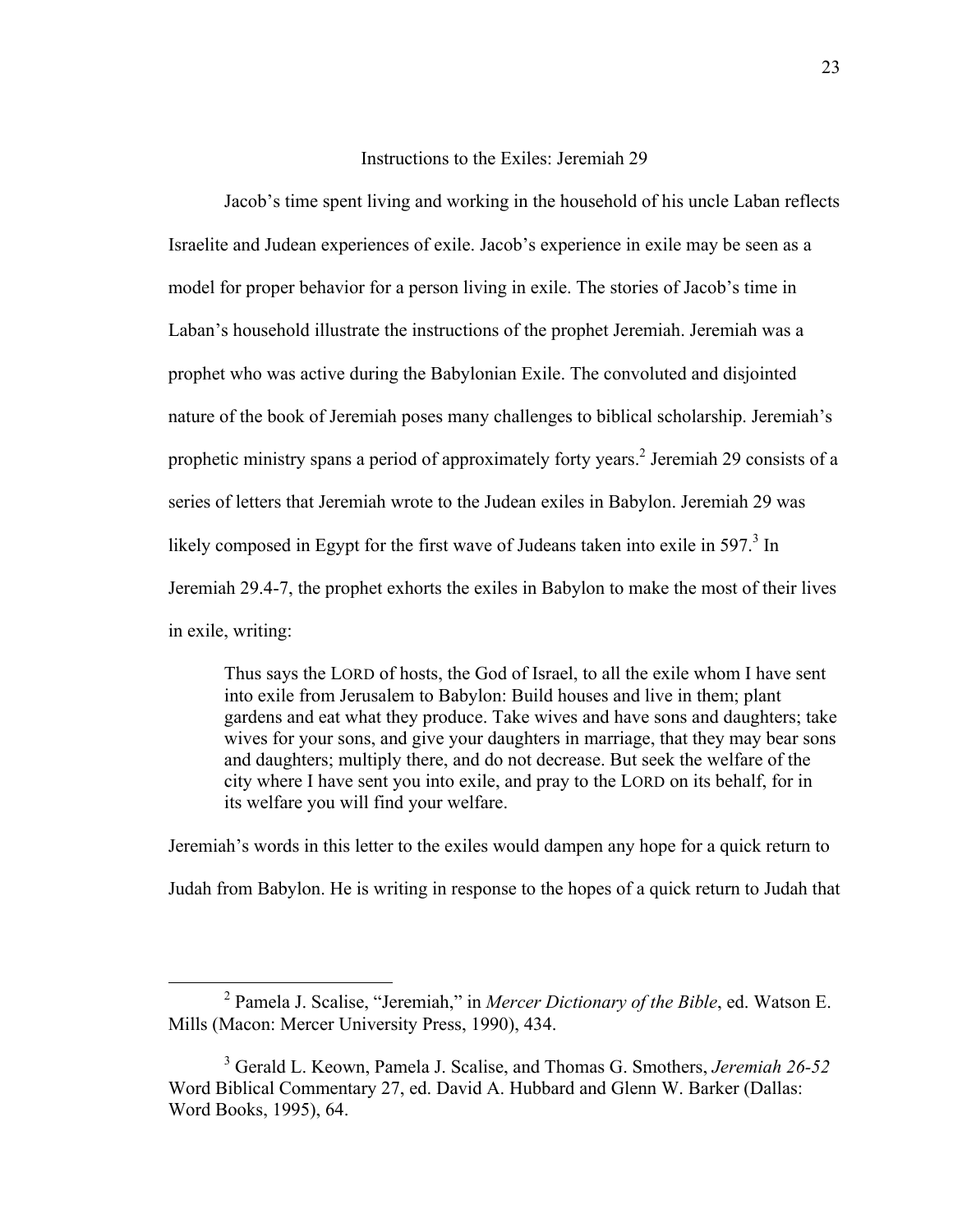## Instructions to the Exiles: Jeremiah 29

Jacob's time spent living and working in the household of his uncle Laban reflects Israelite and Judean experiences of exile. Jacob's experience in exile may be seen as a model for proper behavior for a person living in exile. The stories of Jacob's time in Laban's household illustrate the instructions of the prophet Jeremiah. Jeremiah was a prophet who was active during the Babylonian Exile. The convoluted and disjointed nature of the book of Jeremiah poses many challenges to biblical scholarship. Jeremiah's prophetic ministry spans a period of approximately forty years.[2] Jeremiah 29 consists of a series of letters that Jeremiah wrote to the Judean exiles in Babylon. Jeremiah 29 was likely composed in Egypt for the first wave of Judeans taken into exile in 597.[3] In Jeremiah 29.4-7, the prophet exhorts the exiles in Babylon to make the most of their lives in exile, writing:

> Thus says the LORD of hosts, the God of Israel, to all the exile whom I have sent into exile from Jerusalem to Babylon: Build houses and live in them; plant gardens and eat what they produce. Take wives and have sons and daughters; take wives for your sons, and give your daughters in marriage, that they may bear sons and daughters; multiply there, and do not decrease. But seek the welfare of the city where I have sent you into exile, and pray to the LORD on its behalf, for in its welfare you will find your welfare.

Jeremiah's words in this letter to the exiles would dampen any hope for a quick return to Judah from Babylon. He is writing in response to the hopes of a quick return to Judah that

---

[2] Pamela J. Scalise, "Jeremiah," in *Mercer Dictionary of the Bible*, ed. Watson E. Mills (Macon: Mercer University Press, 1990), 434.

[3] Gerald L. Keown, Pamela J. Scalise, and Thomas G. Smothers, *Jeremiah 26-52* Word Biblical Commentary 27, ed. David A. Hubbard and Glenn W. Barker (Dallas: Word Books, 1995), 64.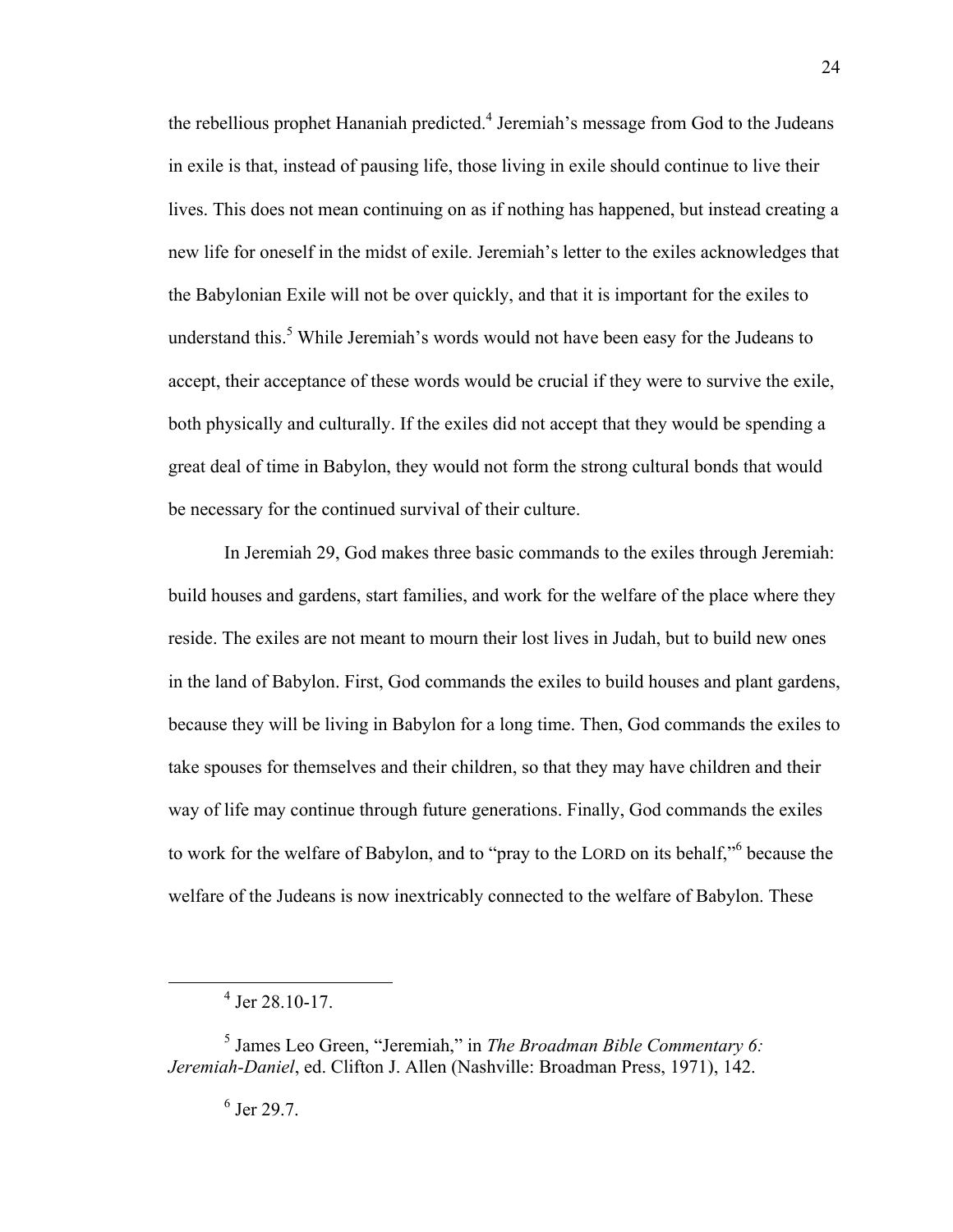the rebellious prophet Hananiah predicted.[4] Jeremiah's message from God to the Judeans in exile is that, instead of pausing life, those living in exile should continue to live their lives. This does not mean continuing on as if nothing has happened, but instead creating a new life for oneself in the midst of exile. Jeremiah's letter to the exiles acknowledges that the Babylonian Exile will not be over quickly, and that it is important for the exiles to understand this.[5] While Jeremiah's words would not have been easy for the Judeans to accept, their acceptance of these words would be crucial if they were to survive the exile, both physically and culturally. If the exiles did not accept that they would be spending a great deal of time in Babylon, they would not form the strong cultural bonds that would be necessary for the continued survival of their culture.

In Jeremiah 29, God makes three basic commands to the exiles through Jeremiah: build houses and gardens, start families, and work for the welfare of the place where they reside. The exiles are not meant to mourn their lost lives in Judah, but to build new ones in the land of Babylon. First, God commands the exiles to build houses and plant gardens, because they will be living in Babylon for a long time. Then, God commands the exiles to take spouses for themselves and their children, so that they may have children and their way of life may continue through future generations. Finally, God commands the exiles to work for the welfare of Babylon, and to "pray to the LORD on its behalf,"[6] because the welfare of the Judeans is now inextricably connected to the welfare of Babylon. These

---

[4] Jer 28.10-17.

[5] James Leo Green, "Jeremiah," in *The Broadman Bible Commentary 6: Jeremiah-Daniel*, ed. Clifton J. Allen (Nashville: Broadman Press, 1971), 142.

[6] Jer 29.7.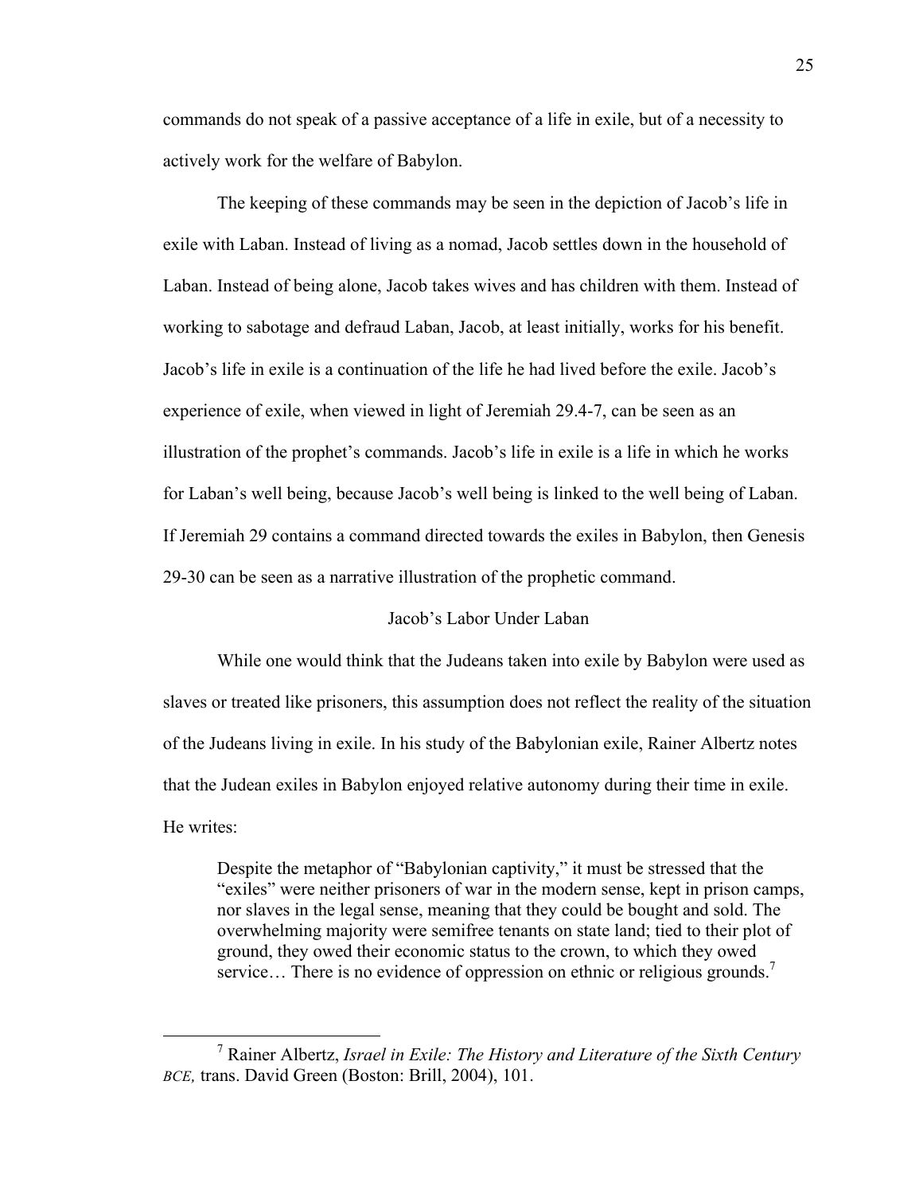commands do not speak of a passive acceptance of a life in exile, but of a necessity to actively work for the welfare of Babylon.

The keeping of these commands may be seen in the depiction of Jacob's life in exile with Laban. Instead of living as a nomad, Jacob settles down in the household of Laban. Instead of being alone, Jacob takes wives and has children with them. Instead of working to sabotage and defraud Laban, Jacob, at least initially, works for his benefit. Jacob's life in exile is a continuation of the life he had lived before the exile. Jacob's experience of exile, when viewed in light of Jeremiah 29.4-7, can be seen as an illustration of the prophet's commands. Jacob's life in exile is a life in which he works for Laban's well being, because Jacob's well being is linked to the well being of Laban. If Jeremiah 29 contains a command directed towards the exiles in Babylon, then Genesis 29-30 can be seen as a narrative illustration of the prophetic command.

## Jacob's Labor Under Laban

While one would think that the Judeans taken into exile by Babylon were used as slaves or treated like prisoners, this assumption does not reflect the reality of the situation of the Judeans living in exile. In his study of the Babylonian exile, Rainer Albertz notes that the Judean exiles in Babylon enjoyed relative autonomy during their time in exile. He writes:

> Despite the metaphor of "Babylonian captivity," it must be stressed that the "exiles" were neither prisoners of war in the modern sense, kept in prison camps, nor slaves in the legal sense, meaning that they could be bought and sold. The overwhelming majority were semifree tenants on state land; tied to their plot of ground, they owed their economic status to the crown, to which they owed service… There is no evidence of oppression on ethnic or religious grounds.[7]

---

[7] Rainer Albertz, *Israel in Exile: The History and Literature of the Sixth Century BCE,* trans. David Green (Boston: Brill, 2004), 101.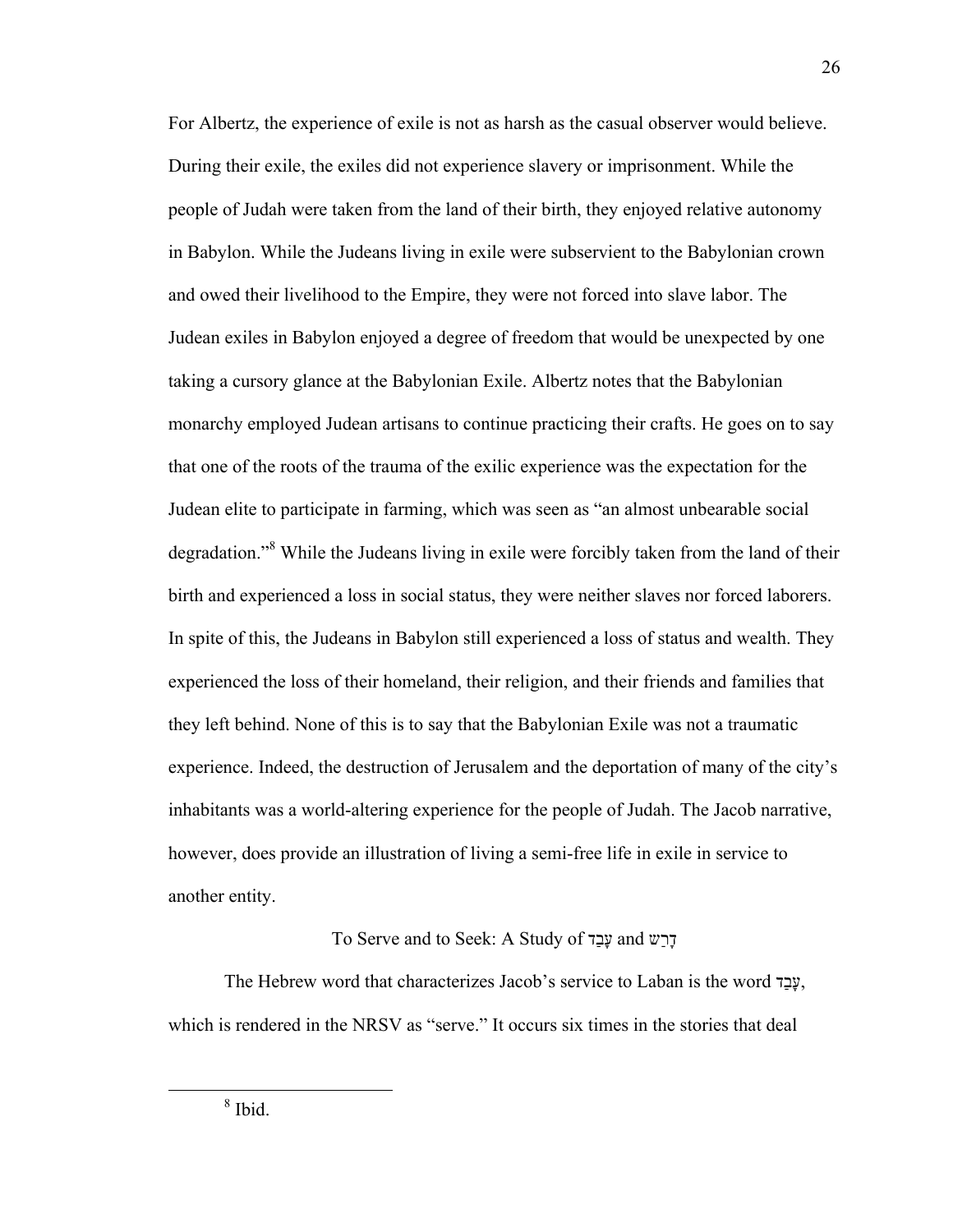For Albertz, the experience of exile is not as harsh as the casual observer would believe. During their exile, the exiles did not experience slavery or imprisonment. While the people of Judah were taken from the land of their birth, they enjoyed relative autonomy in Babylon. While the Judeans living in exile were subservient to the Babylonian crown and owed their livelihood to the Empire, they were not forced into slave labor. The Judean exiles in Babylon enjoyed a degree of freedom that would be unexpected by one taking a cursory glance at the Babylonian Exile. Albertz notes that the Babylonian monarchy employed Judean artisans to continue practicing their crafts. He goes on to say that one of the roots of the trauma of the exilic experience was the expectation for the Judean elite to participate in farming, which was seen as "an almost unbearable social degradation."[8] While the Judeans living in exile were forcibly taken from the land of their birth and experienced a loss in social status, they were neither slaves nor forced laborers. In spite of this, the Judeans in Babylon still experienced a loss of status and wealth. They experienced the loss of their homeland, their religion, and their friends and families that they left behind. None of this is to say that the Babylonian Exile was not a traumatic experience. Indeed, the destruction of Jerusalem and the deportation of many of the city's inhabitants was a world-altering experience for the people of Judah. The Jacob narrative, however, does provide an illustration of living a semi-free life in exile in service to another entity.

## To Serve and to Seek: A Study of עָבַד and דָרַשׁ

The Hebrew word that characterizes Jacob's service to Laban is the word עָבַד, which is rendered in the NRSV as "serve." It occurs six times in the stories that deal

[8] Ibid.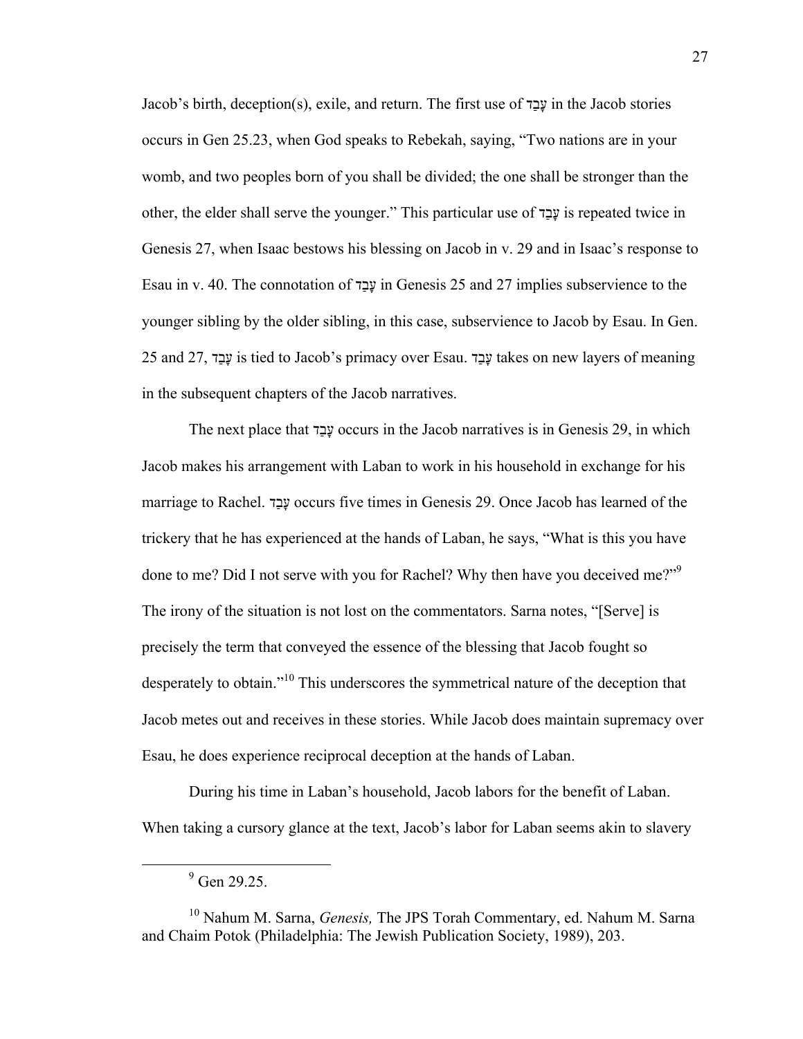Jacob's birth, deception(s), exile, and return. The first use of עָבַד in the Jacob stories occurs in Gen 25.23, when God speaks to Rebekah, saying, "Two nations are in your womb, and two peoples born of you shall be divided; the one shall be stronger than the other, the elder shall serve the younger." This particular use of עָבַד is repeated twice in Genesis 27, when Isaac bestows his blessing on Jacob in v. 29 and in Isaac's response to Esau in v. 40. The connotation of עָבַד in Genesis 25 and 27 implies subservience to the younger sibling by the older sibling, in this case, subservience to Jacob by Esau. In Gen. 25 and 27, עָבַד is tied to Jacob's primacy over Esau. עָבַד takes on new layers of meaning in the subsequent chapters of the Jacob narratives.

The next place that עָבַד occurs in the Jacob narratives is in Genesis 29, in which Jacob makes his arrangement with Laban to work in his household in exchange for his marriage to Rachel. עָבַד occurs five times in Genesis 29. Once Jacob has learned of the trickery that he has experienced at the hands of Laban, he says, "What is this you have done to me? Did I not serve with you for Rachel? Why then have you deceived me?"[9] The irony of the situation is not lost on the commentators. Sarna notes, "[Serve] is precisely the term that conveyed the essence of the blessing that Jacob fought so desperately to obtain."[10] This underscores the symmetrical nature of the deception that Jacob metes out and receives in these stories. While Jacob does maintain supremacy over Esau, he does experience reciprocal deception at the hands of Laban.

During his time in Laban's household, Jacob labors for the benefit of Laban. When taking a cursory glance at the text, Jacob's labor for Laban seems akin to slavery

---

[9] Gen 29.25.

[10] Nahum M. Sarna, *Genesis,* The JPS Torah Commentary, ed. Nahum M. Sarna and Chaim Potok (Philadelphia: The Jewish Publication Society, 1989), 203.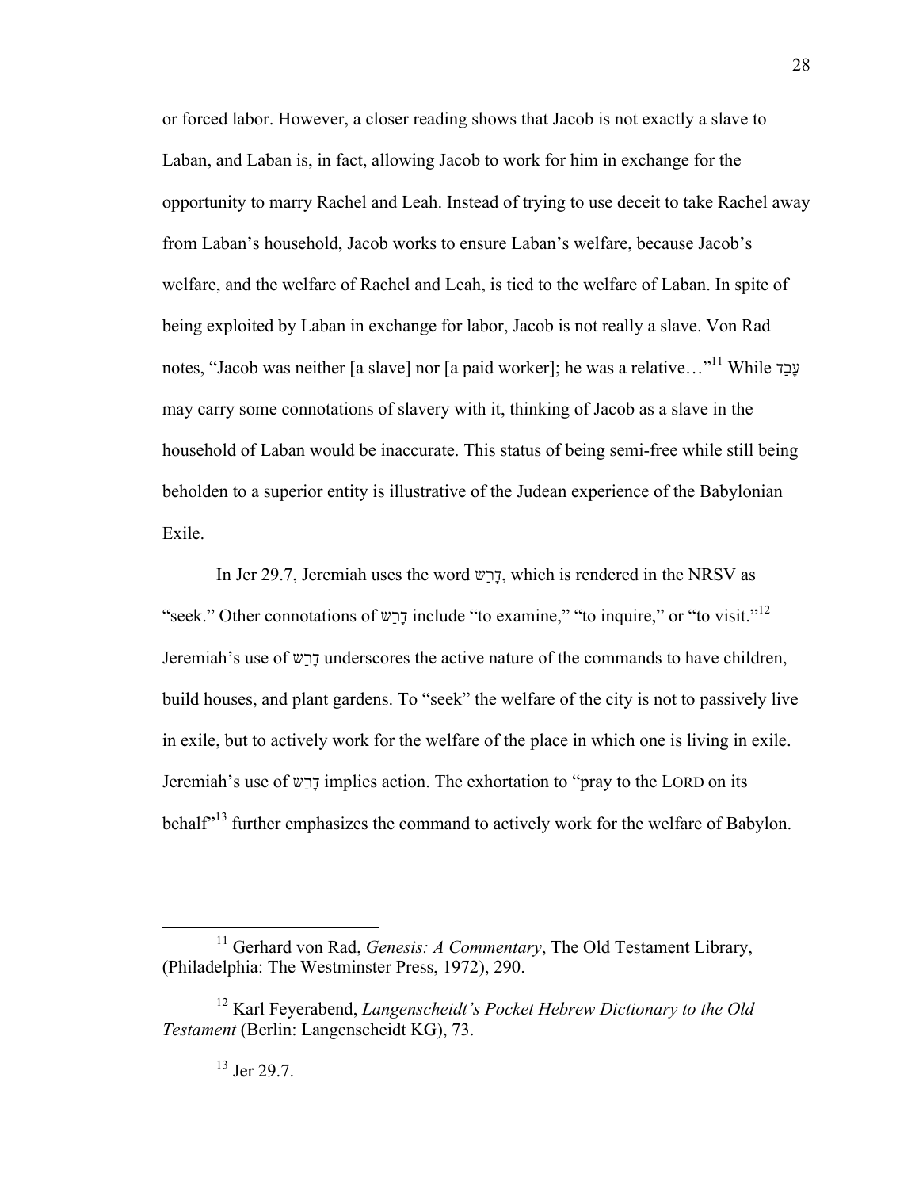or forced labor. However, a closer reading shows that Jacob is not exactly a slave to Laban, and Laban is, in fact, allowing Jacob to work for him in exchange for the opportunity to marry Rachel and Leah. Instead of trying to use deceit to take Rachel away from Laban's household, Jacob works to ensure Laban's welfare, because Jacob's welfare, and the welfare of Rachel and Leah, is tied to the welfare of Laban. In spite of being exploited by Laban in exchange for labor, Jacob is not really a slave. Von Rad notes, "Jacob was neither [a slave] nor [a paid worker]; he was a relative…"[11] While עָבַד may carry some connotations of slavery with it, thinking of Jacob as a slave in the household of Laban would be inaccurate. This status of being semi-free while still being beholden to a superior entity is illustrative of the Judean experience of the Babylonian Exile.

In Jer 29.7, Jeremiah uses the word דָּרַשׁ, which is rendered in the NRSV as "seek." Other connotations of דָּרַשׁ include "to examine," "to inquire," or "to visit."[12] Jeremiah's use of דָּרַשׁ underscores the active nature of the commands to have children, build houses, and plant gardens. To "seek" the welfare of the city is not to passively live in exile, but to actively work for the welfare of the place in which one is living in exile. Jeremiah's use of דָּרַשׁ implies action. The exhortation to "pray to the LORD on its behalf"[13] further emphasizes the command to actively work for the welfare of Babylon.

---

[11] Gerhard von Rad, *Genesis: A Commentary*, The Old Testament Library, (Philadelphia: The Westminster Press, 1972), 290.

[12] Karl Feyerabend, *Langenscheidt's Pocket Hebrew Dictionary to the Old Testament* (Berlin: Langenscheidt KG), 73.

[13] Jer 29.7.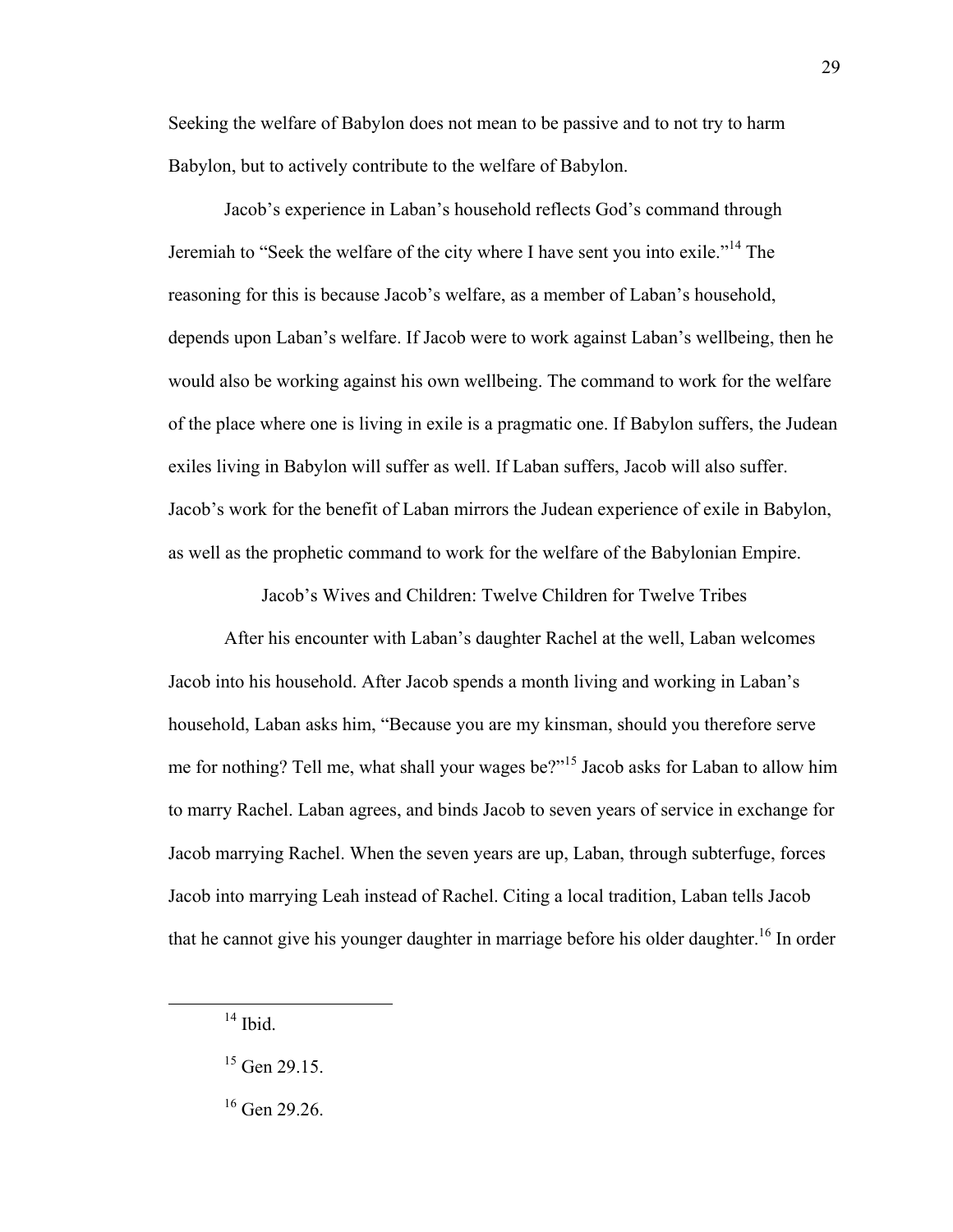Seeking the welfare of Babylon does not mean to be passive and to not try to harm Babylon, but to actively contribute to the welfare of Babylon.

Jacob's experience in Laban's household reflects God's command through Jeremiah to "Seek the welfare of the city where I have sent you into exile."[14] The reasoning for this is because Jacob's welfare, as a member of Laban's household, depends upon Laban's welfare. If Jacob were to work against Laban's wellbeing, then he would also be working against his own wellbeing. The command to work for the welfare of the place where one is living in exile is a pragmatic one. If Babylon suffers, the Judean exiles living in Babylon will suffer as well. If Laban suffers, Jacob will also suffer. Jacob's work for the benefit of Laban mirrors the Judean experience of exile in Babylon, as well as the prophetic command to work for the welfare of the Babylonian Empire.

## Jacob's Wives and Children: Twelve Children for Twelve Tribes

After his encounter with Laban's daughter Rachel at the well, Laban welcomes Jacob into his household. After Jacob spends a month living and working in Laban's household, Laban asks him, "Because you are my kinsman, should you therefore serve me for nothing? Tell me, what shall your wages be?"[15] Jacob asks for Laban to allow him to marry Rachel. Laban agrees, and binds Jacob to seven years of service in exchange for Jacob marrying Rachel. When the seven years are up, Laban, through subterfuge, forces Jacob into marrying Leah instead of Rachel. Citing a local tradition, Laban tells Jacob that he cannot give his younger daughter in marriage before his older daughter.[16] In order

---

[14] Ibid.

[15] Gen 29.15.

[16] Gen 29.26.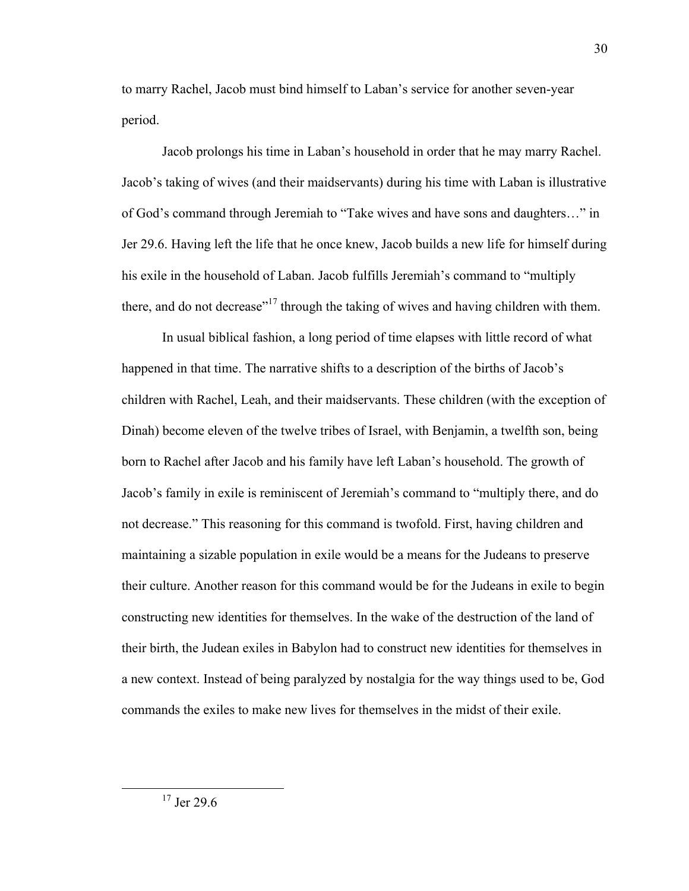to marry Rachel, Jacob must bind himself to Laban's service for another seven-year period.

Jacob prolongs his time in Laban's household in order that he may marry Rachel. Jacob's taking of wives (and their maidservants) during his time with Laban is illustrative of God's command through Jeremiah to "Take wives and have sons and daughters…" in Jer 29.6. Having left the life that he once knew, Jacob builds a new life for himself during his exile in the household of Laban. Jacob fulfills Jeremiah's command to "multiply there, and do not decrease"[17] through the taking of wives and having children with them.

In usual biblical fashion, a long period of time elapses with little record of what happened in that time. The narrative shifts to a description of the births of Jacob's children with Rachel, Leah, and their maidservants. These children (with the exception of Dinah) become eleven of the twelve tribes of Israel, with Benjamin, a twelfth son, being born to Rachel after Jacob and his family have left Laban's household. The growth of Jacob's family in exile is reminiscent of Jeremiah's command to "multiply there, and do not decrease." This reasoning for this command is twofold. First, having children and maintaining a sizable population in exile would be a means for the Judeans to preserve their culture. Another reason for this command would be for the Judeans in exile to begin constructing new identities for themselves. In the wake of the destruction of the land of their birth, the Judean exiles in Babylon had to construct new identities for themselves in a new context. Instead of being paralyzed by nostalgia for the way things used to be, God commands the exiles to make new lives for themselves in the midst of their exile.

[17] Jer 29.6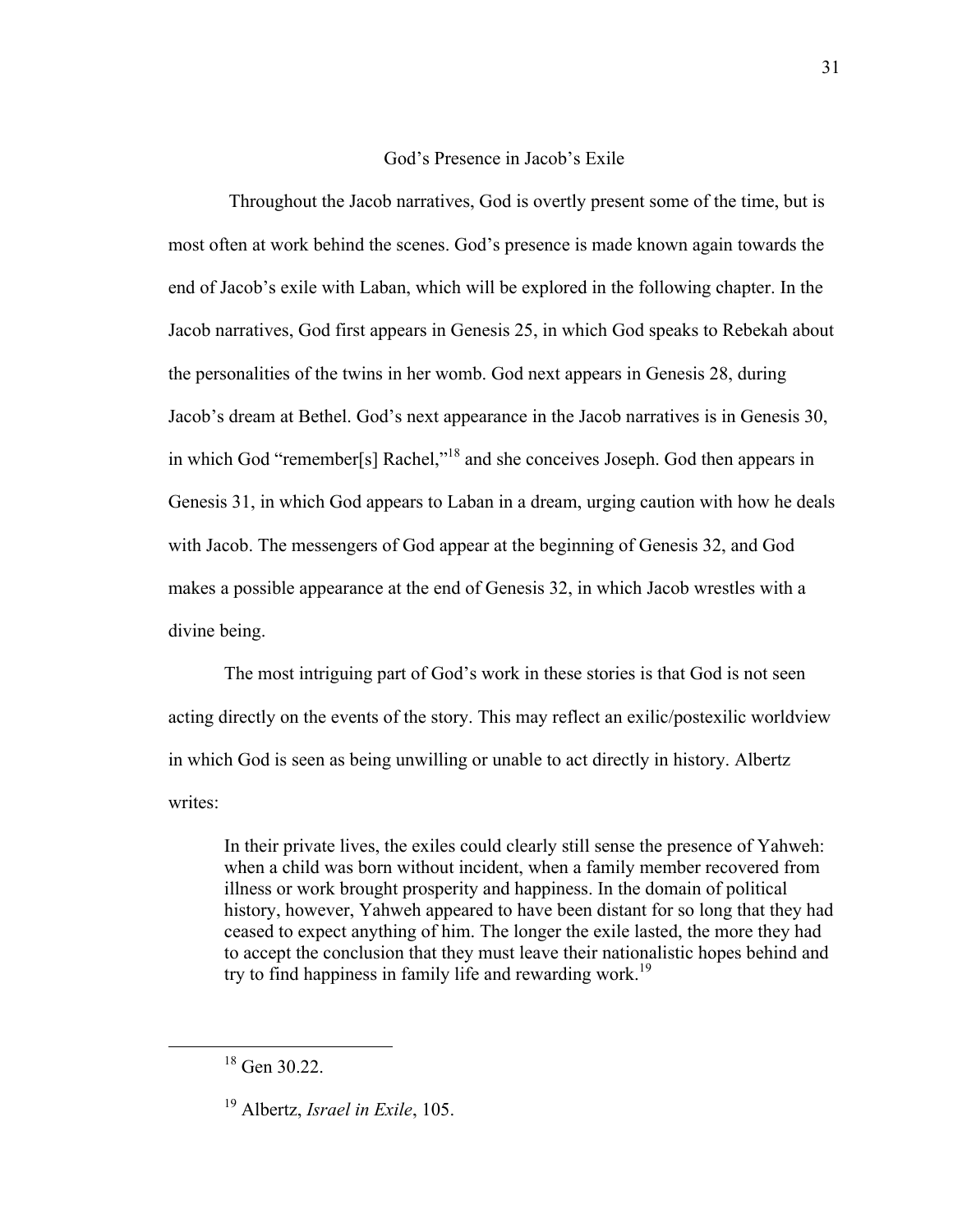## God's Presence in Jacob's Exile

Throughout the Jacob narratives, God is overtly present some of the time, but is most often at work behind the scenes. God's presence is made known again towards the end of Jacob's exile with Laban, which will be explored in the following chapter. In the Jacob narratives, God first appears in Genesis 25, in which God speaks to Rebekah about the personalities of the twins in her womb. God next appears in Genesis 28, during Jacob's dream at Bethel. God's next appearance in the Jacob narratives is in Genesis 30, in which God "remember[s] Rachel,"[18] and she conceives Joseph. God then appears in Genesis 31, in which God appears to Laban in a dream, urging caution with how he deals with Jacob. The messengers of God appear at the beginning of Genesis 32, and God makes a possible appearance at the end of Genesis 32, in which Jacob wrestles with a divine being.

The most intriguing part of God's work in these stories is that God is not seen acting directly on the events of the story. This may reflect an exilic/postexilic worldview in which God is seen as being unwilling or unable to act directly in history. Albertz writes:

> In their private lives, the exiles could clearly still sense the presence of Yahweh: when a child was born without incident, when a family member recovered from illness or work brought prosperity and happiness. In the domain of political history, however, Yahweh appeared to have been distant for so long that they had ceased to expect anything of him. The longer the exile lasted, the more they had to accept the conclusion that they must leave their nationalistic hopes behind and try to find happiness in family life and rewarding work.[19]

---

[18] Gen 30.22.

[19] Albertz, *Israel in Exile*, 105.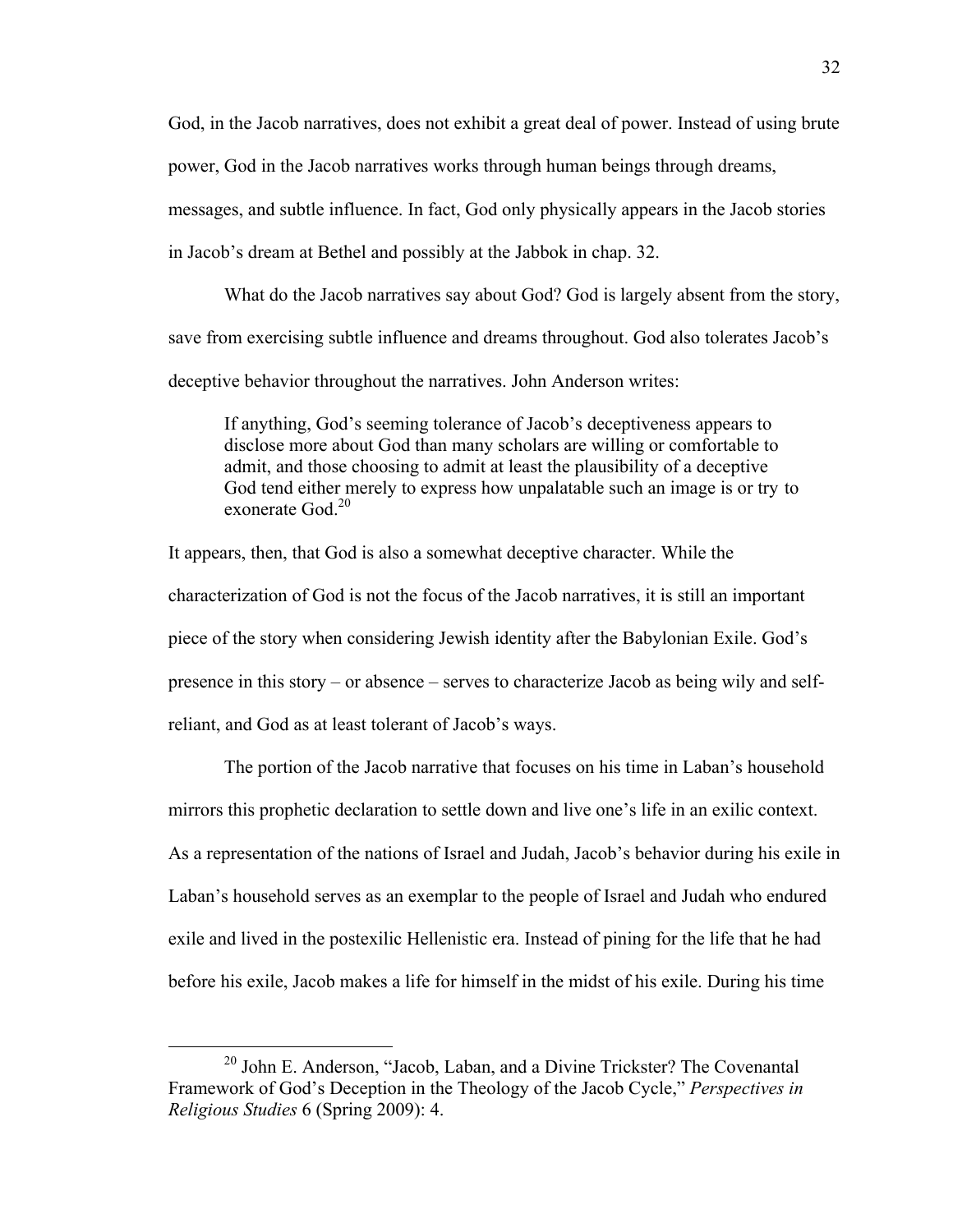God, in the Jacob narratives, does not exhibit a great deal of power. Instead of using brute power, God in the Jacob narratives works through human beings through dreams, messages, and subtle influence. In fact, God only physically appears in the Jacob stories in Jacob's dream at Bethel and possibly at the Jabbok in chap. 32.

What do the Jacob narratives say about God? God is largely absent from the story, save from exercising subtle influence and dreams throughout. God also tolerates Jacob's deceptive behavior throughout the narratives. John Anderson writes:

> If anything, God's seeming tolerance of Jacob's deceptiveness appears to disclose more about God than many scholars are willing or comfortable to admit, and those choosing to admit at least the plausibility of a deceptive God tend either merely to express how unpalatable such an image is or try to exonerate God.[20]

It appears, then, that God is also a somewhat deceptive character. While the characterization of God is not the focus of the Jacob narratives, it is still an important piece of the story when considering Jewish identity after the Babylonian Exile. God's presence in this story – or absence – serves to characterize Jacob as being wily and self-reliant, and God as at least tolerant of Jacob's ways.

The portion of the Jacob narrative that focuses on his time in Laban's household mirrors this prophetic declaration to settle down and live one's life in an exilic context. As a representation of the nations of Israel and Judah, Jacob's behavior during his exile in Laban's household serves as an exemplar to the people of Israel and Judah who endured exile and lived in the postexilic Hellenistic era. Instead of pining for the life that he had before his exile, Jacob makes a life for himself in the midst of his exile. During his time

---

[20] John E. Anderson, "Jacob, Laban, and a Divine Trickster? The Covenantal Framework of God's Deception in the Theology of the Jacob Cycle," *Perspectives in Religious Studies* 6 (Spring 2009): 4.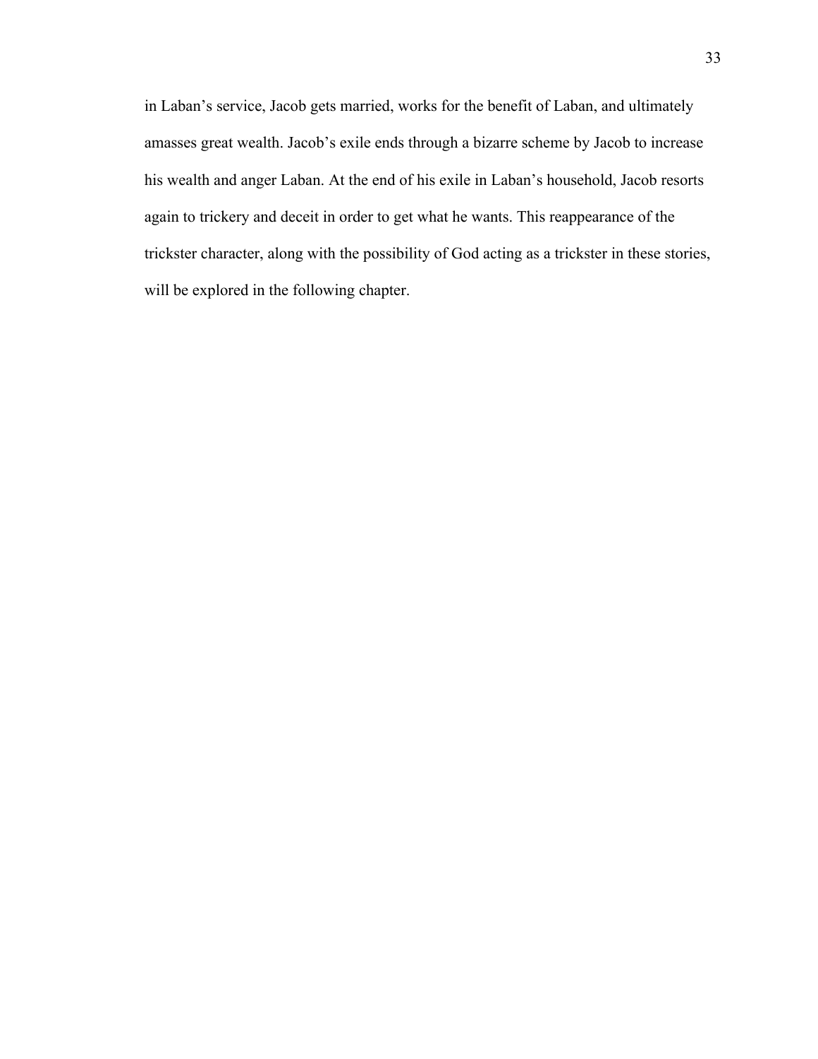in Laban's service, Jacob gets married, works for the benefit of Laban, and ultimately amasses great wealth. Jacob's exile ends through a bizarre scheme by Jacob to increase his wealth and anger Laban. At the end of his exile in Laban's household, Jacob resorts again to trickery and deceit in order to get what he wants. This reappearance of the trickster character, along with the possibility of God acting as a trickster in these stories, will be explored in the following chapter.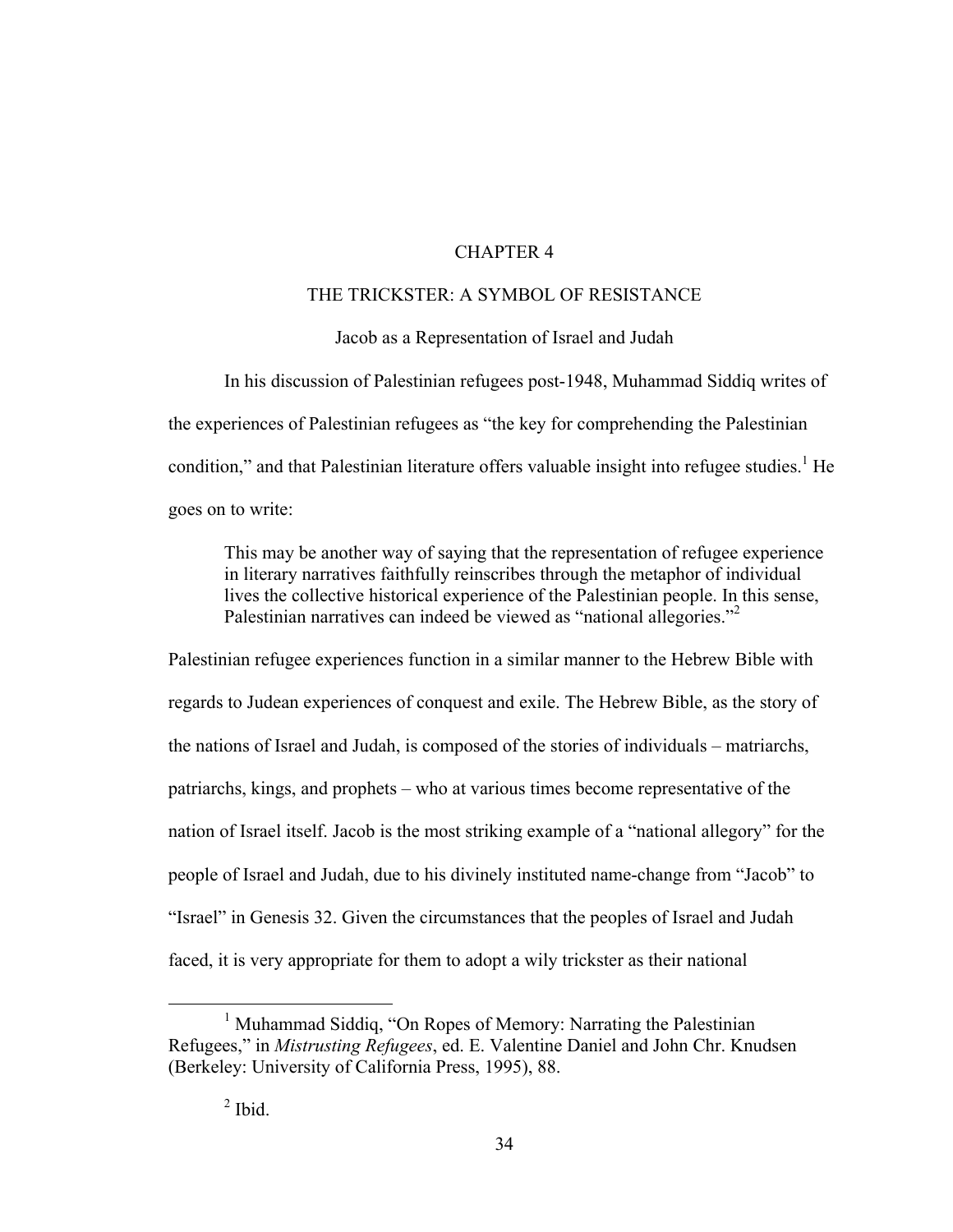# CHAPTER 4

## THE TRICKSTER: A SYMBOL OF RESISTANCE

### Jacob as a Representation of Israel and Judah

In his discussion of Palestinian refugees post-1948, Muhammad Siddiq writes of the experiences of Palestinian refugees as "the key for comprehending the Palestinian condition," and that Palestinian literature offers valuable insight into refugee studies.[1] He goes on to write:

> This may be another way of saying that the representation of refugee experience in literary narratives faithfully reinscribes through the metaphor of individual lives the collective historical experience of the Palestinian people. In this sense, Palestinian narratives can indeed be viewed as "national allegories."[2]

Palestinian refugee experiences function in a similar manner to the Hebrew Bible with regards to Judean experiences of conquest and exile. The Hebrew Bible, as the story of the nations of Israel and Judah, is composed of the stories of individuals – matriarchs, patriarchs, kings, and prophets – who at various times become representative of the nation of Israel itself. Jacob is the most striking example of a "national allegory" for the people of Israel and Judah, due to his divinely instituted name-change from "Jacob" to "Israel" in Genesis 32. Given the circumstances that the peoples of Israel and Judah faced, it is very appropriate for them to adopt a wily trickster as their national

---

[1] Muhammad Siddiq, "On Ropes of Memory: Narrating the Palestinian Refugees," in *Mistrusting Refugees*, ed. E. Valentine Daniel and John Chr. Knudsen (Berkeley: University of California Press, 1995), 88.

[2] Ibid.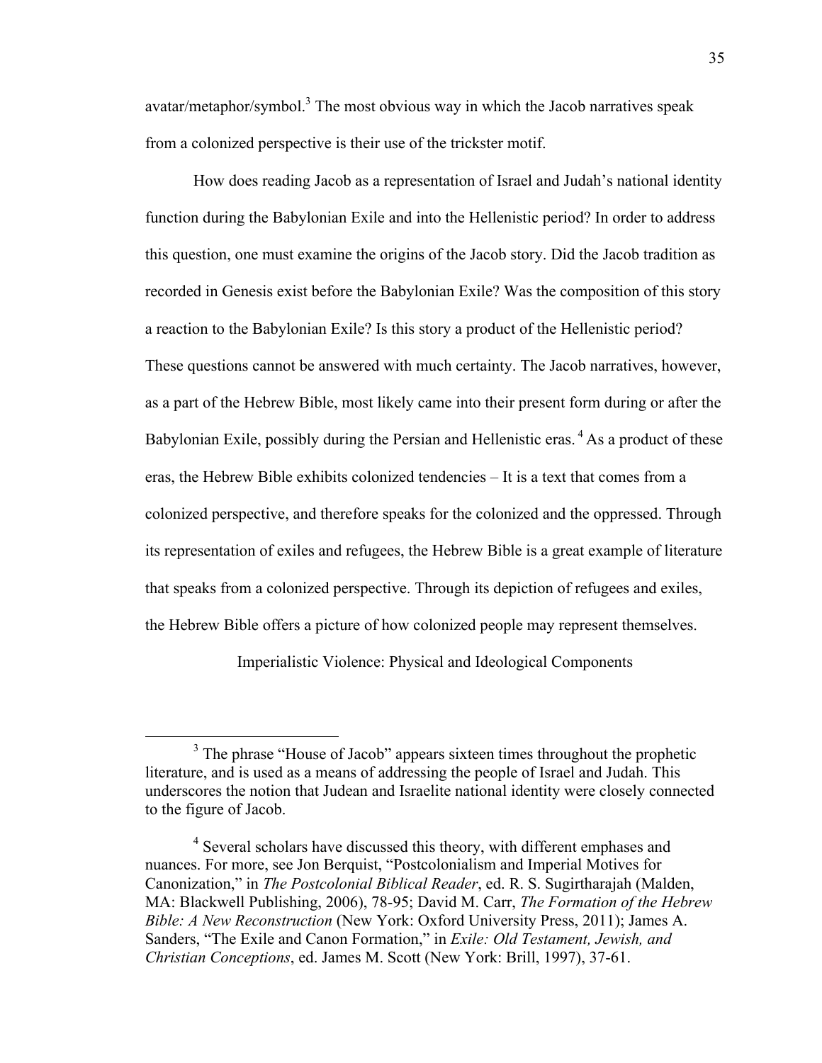avatar/metaphor/symbol.[3] The most obvious way in which the Jacob narratives speak from a colonized perspective is their use of the trickster motif.

How does reading Jacob as a representation of Israel and Judah's national identity function during the Babylonian Exile and into the Hellenistic period? In order to address this question, one must examine the origins of the Jacob story. Did the Jacob tradition as recorded in Genesis exist before the Babylonian Exile? Was the composition of this story a reaction to the Babylonian Exile? Is this story a product of the Hellenistic period? These questions cannot be answered with much certainty. The Jacob narratives, however, as a part of the Hebrew Bible, most likely came into their present form during or after the Babylonian Exile, possibly during the Persian and Hellenistic eras.[4] As a product of these eras, the Hebrew Bible exhibits colonized tendencies – It is a text that comes from a colonized perspective, and therefore speaks for the colonized and the oppressed. Through its representation of exiles and refugees, the Hebrew Bible is a great example of literature that speaks from a colonized perspective. Through its depiction of refugees and exiles, the Hebrew Bible offers a picture of how colonized people may represent themselves.

## Imperialistic Violence: Physical and Ideological Components

---

[3] The phrase "House of Jacob" appears sixteen times throughout the prophetic literature, and is used as a means of addressing the people of Israel and Judah. This underscores the notion that Judean and Israelite national identity were closely connected to the figure of Jacob.

[4] Several scholars have discussed this theory, with different emphases and nuances. For more, see Jon Berquist, "Postcolonialism and Imperial Motives for Canonization," in *The Postcolonial Biblical Reader*, ed. R. S. Sugirtharajah (Malden, MA: Blackwell Publishing, 2006), 78-95; David M. Carr, *The Formation of the Hebrew Bible: A New Reconstruction* (New York: Oxford University Press, 2011); James A. Sanders, "The Exile and Canon Formation," in *Exile: Old Testament, Jewish, and Christian Conceptions*, ed. James M. Scott (New York: Brill, 1997), 37-61.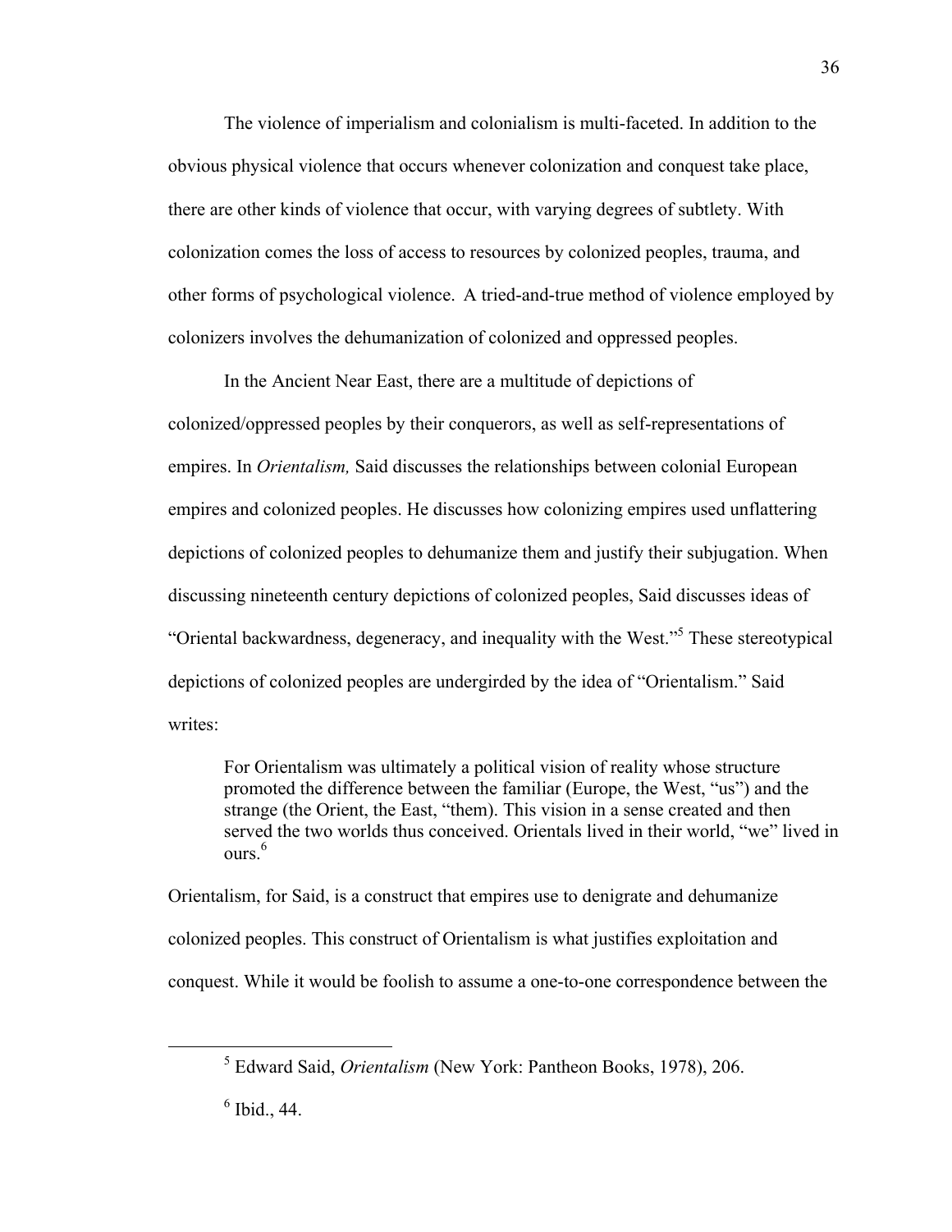The violence of imperialism and colonialism is multi-faceted. In addition to the obvious physical violence that occurs whenever colonization and conquest take place, there are other kinds of violence that occur, with varying degrees of subtlety. With colonization comes the loss of access to resources by colonized peoples, trauma, and other forms of psychological violence. A tried-and-true method of violence employed by colonizers involves the dehumanization of colonized and oppressed peoples.

In the Ancient Near East, there are a multitude of depictions of colonized/oppressed peoples by their conquerors, as well as self-representations of empires. In *Orientalism,* Said discusses the relationships between colonial European empires and colonized peoples. He discusses how colonizing empires used unflattering depictions of colonized peoples to dehumanize them and justify their subjugation. When discussing nineteenth century depictions of colonized peoples, Said discusses ideas of "Oriental backwardness, degeneracy, and inequality with the West."[5] These stereotypical depictions of colonized peoples are undergirded by the idea of "Orientalism." Said writes:

> For Orientalism was ultimately a political vision of reality whose structure promoted the difference between the familiar (Europe, the West, "us") and the strange (the Orient, the East, "them). This vision in a sense created and then served the two worlds thus conceived. Orientals lived in their world, "we" lived in ours.[6]

Orientalism, for Said, is a construct that empires use to denigrate and dehumanize colonized peoples. This construct of Orientalism is what justifies exploitation and conquest. While it would be foolish to assume a one-to-one correspondence between the

---

[5] Edward Said, *Orientalism* (New York: Pantheon Books, 1978), 206.

[6] Ibid., 44.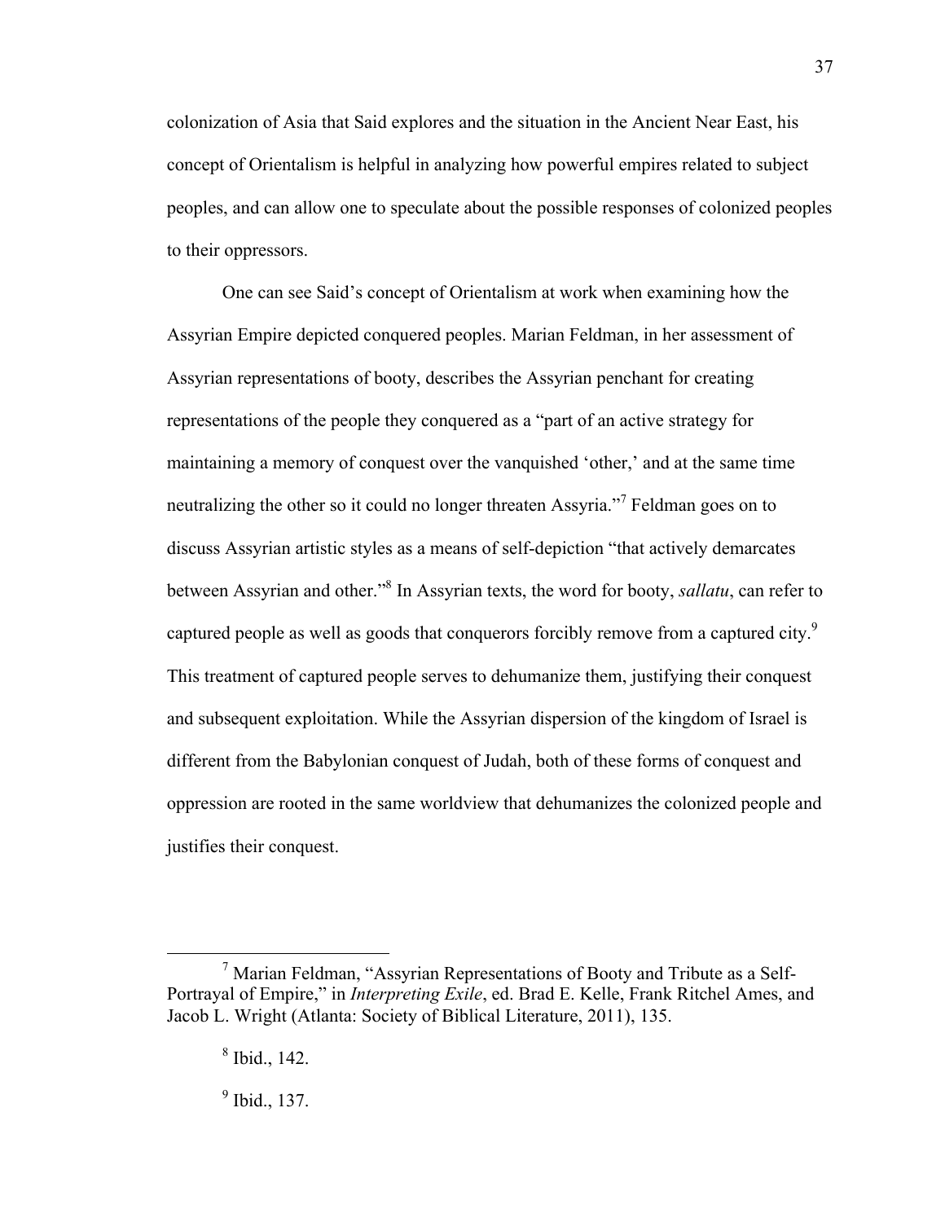colonization of Asia that Said explores and the situation in the Ancient Near East, his concept of Orientalism is helpful in analyzing how powerful empires related to subject peoples, and can allow one to speculate about the possible responses of colonized peoples to their oppressors.

One can see Said's concept of Orientalism at work when examining how the Assyrian Empire depicted conquered peoples. Marian Feldman, in her assessment of Assyrian representations of booty, describes the Assyrian penchant for creating representations of the people they conquered as a "part of an active strategy for maintaining a memory of conquest over the vanquished 'other,' and at the same time neutralizing the other so it could no longer threaten Assyria."[7] Feldman goes on to discuss Assyrian artistic styles as a means of self-depiction "that actively demarcates between Assyrian and other."[8] In Assyrian texts, the word for booty, *sallatu*, can refer to captured people as well as goods that conquerors forcibly remove from a captured city.[9] This treatment of captured people serves to dehumanize them, justifying their conquest and subsequent exploitation. While the Assyrian dispersion of the kingdom of Israel is different from the Babylonian conquest of Judah, both of these forms of conquest and oppression are rooted in the same worldview that dehumanizes the colonized people and justifies their conquest.

---

[7] Marian Feldman, "Assyrian Representations of Booty and Tribute as a Self-Portrayal of Empire," in *Interpreting Exile*, ed. Brad E. Kelle, Frank Ritchel Ames, and Jacob L. Wright (Atlanta: Society of Biblical Literature, 2011), 135.

[8] Ibid., 142.

[9] Ibid., 137.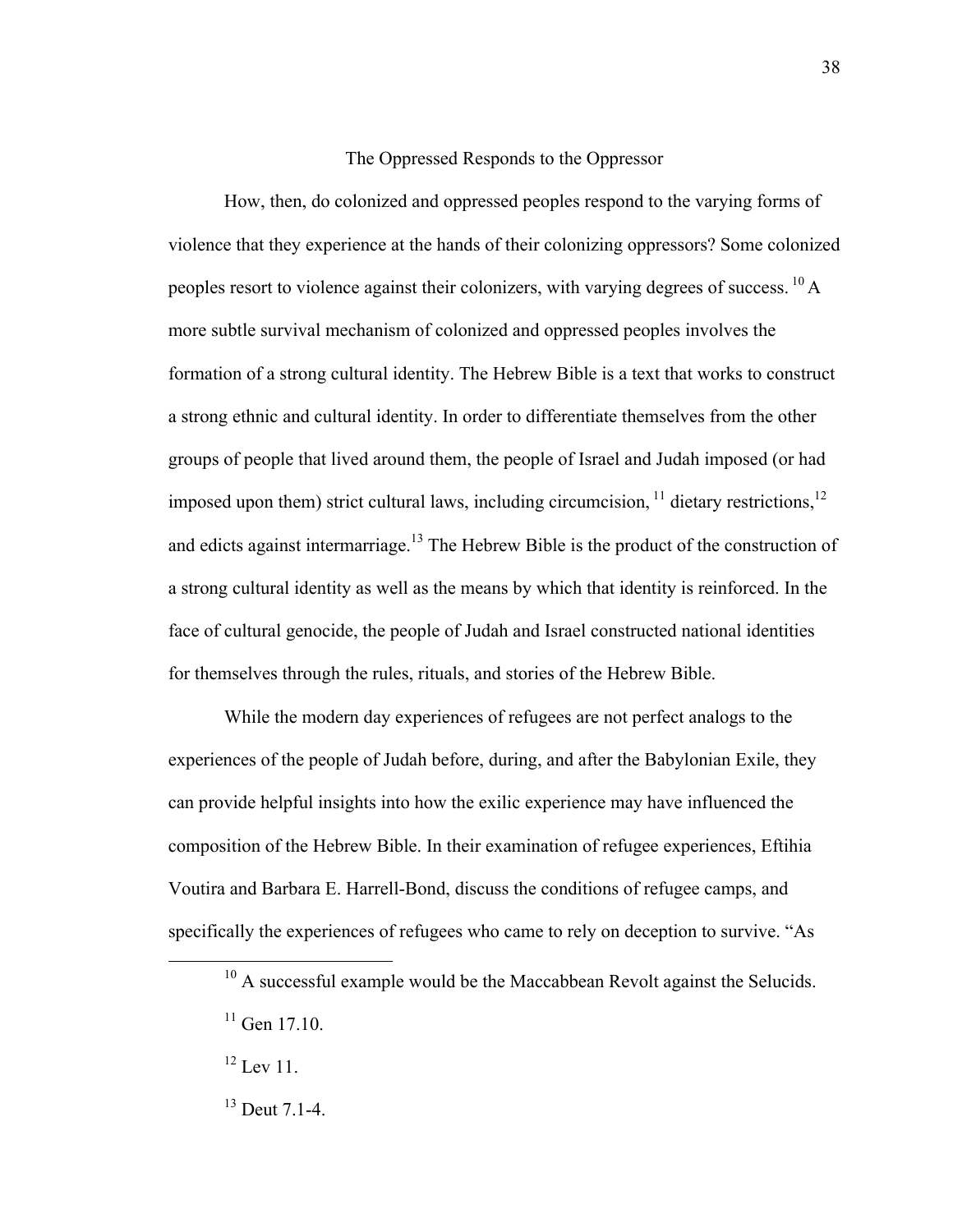## The Oppressed Responds to the Oppressor

How, then, do colonized and oppressed peoples respond to the varying forms of violence that they experience at the hands of their colonizing oppressors? Some colonized peoples resort to violence against their colonizers, with varying degrees of success. [10] A more subtle survival mechanism of colonized and oppressed peoples involves the formation of a strong cultural identity. The Hebrew Bible is a text that works to construct a strong ethnic and cultural identity. In order to differentiate themselves from the other groups of people that lived around them, the people of Israel and Judah imposed (or had imposed upon them) strict cultural laws, including circumcision, [11] dietary restrictions,[12] and edicts against intermarriage.[13] The Hebrew Bible is the product of the construction of a strong cultural identity as well as the means by which that identity is reinforced. In the face of cultural genocide, the people of Judah and Israel constructed national identities for themselves through the rules, rituals, and stories of the Hebrew Bible.

While the modern day experiences of refugees are not perfect analogs to the experiences of the people of Judah before, during, and after the Babylonian Exile, they can provide helpful insights into how the exilic experience may have influenced the composition of the Hebrew Bible. In their examination of refugee experiences, Eftihia Voutira and Barbara E. Harrell-Bond, discuss the conditions of refugee camps, and specifically the experiences of refugees who came to rely on deception to survive. "As

---

[10] A successful example would be the Maccabbean Revolt against the Selucids.

[11] Gen 17.10.

[12] Lev 11.

[13] Deut 7.1-4.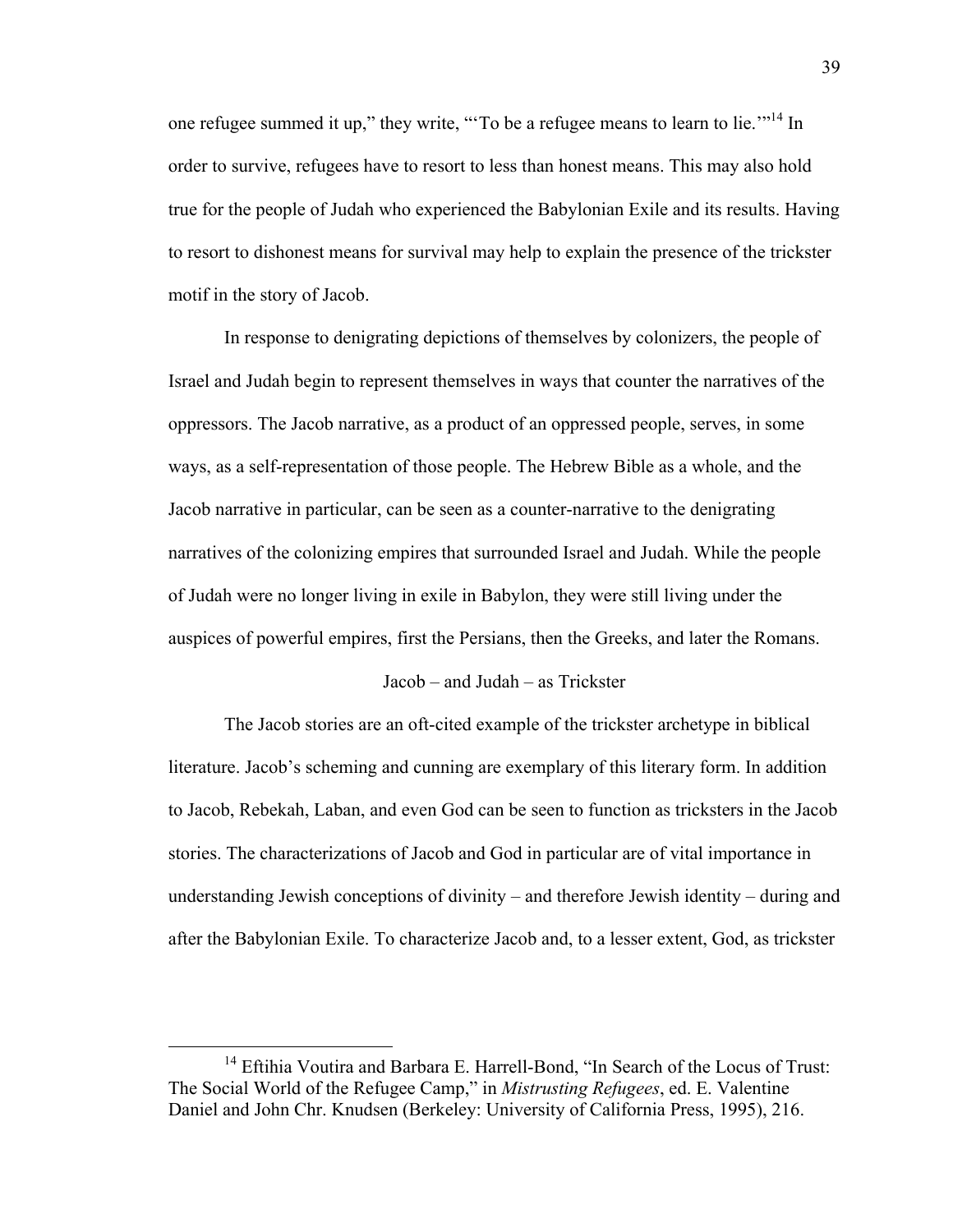one refugee summed it up," they write, "'To be a refugee means to learn to lie.'"[14] In order to survive, refugees have to resort to less than honest means. This may also hold true for the people of Judah who experienced the Babylonian Exile and its results. Having to resort to dishonest means for survival may help to explain the presence of the trickster motif in the story of Jacob.

In response to denigrating depictions of themselves by colonizers, the people of Israel and Judah begin to represent themselves in ways that counter the narratives of the oppressors. The Jacob narrative, as a product of an oppressed people, serves, in some ways, as a self-representation of those people. The Hebrew Bible as a whole, and the Jacob narrative in particular, can be seen as a counter-narrative to the denigrating narratives of the colonizing empires that surrounded Israel and Judah. While the people of Judah were no longer living in exile in Babylon, they were still living under the auspices of powerful empires, first the Persians, then the Greeks, and later the Romans.

## Jacob – and Judah – as Trickster

The Jacob stories are an oft-cited example of the trickster archetype in biblical literature. Jacob's scheming and cunning are exemplary of this literary form. In addition to Jacob, Rebekah, Laban, and even God can be seen to function as tricksters in the Jacob stories. The characterizations of Jacob and God in particular are of vital importance in understanding Jewish conceptions of divinity – and therefore Jewish identity – during and after the Babylonian Exile. To characterize Jacob and, to a lesser extent, God, as trickster

---

[14] Eftihia Voutira and Barbara E. Harrell-Bond, "In Search of the Locus of Trust: The Social World of the Refugee Camp," in *Mistrusting Refugees*, ed. E. Valentine Daniel and John Chr. Knudsen (Berkeley: University of California Press, 1995), 216.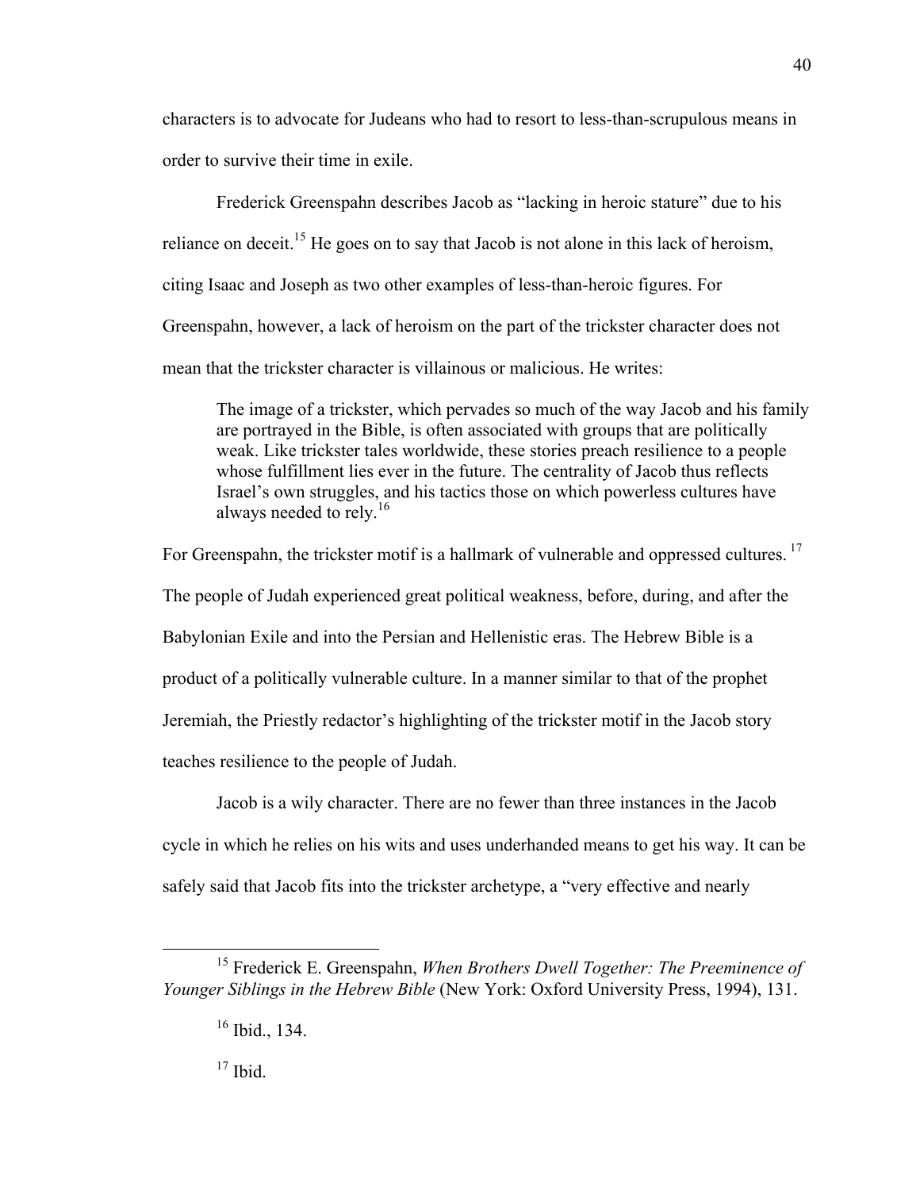characters is to advocate for Judeans who had to resort to less-than-scrupulous means in order to survive their time in exile.

Frederick Greenspahn describes Jacob as "lacking in heroic stature" due to his reliance on deceit.[15] He goes on to say that Jacob is not alone in this lack of heroism, citing Isaac and Joseph as two other examples of less-than-heroic figures. For Greenspahn, however, a lack of heroism on the part of the trickster character does not mean that the trickster character is villainous or malicious. He writes:

> The image of a trickster, which pervades so much of the way Jacob and his family are portrayed in the Bible, is often associated with groups that are politically weak. Like trickster tales worldwide, these stories preach resilience to a people whose fulfillment lies ever in the future. The centrality of Jacob thus reflects Israel's own struggles, and his tactics those on which powerless cultures have always needed to rely.[16]

For Greenspahn, the trickster motif is a hallmark of vulnerable and oppressed cultures.[17] The people of Judah experienced great political weakness, before, during, and after the Babylonian Exile and into the Persian and Hellenistic eras. The Hebrew Bible is a product of a politically vulnerable culture. In a manner similar to that of the prophet Jeremiah, the Priestly redactor's highlighting of the trickster motif in the Jacob story teaches resilience to the people of Judah.

Jacob is a wily character. There are no fewer than three instances in the Jacob cycle in which he relies on his wits and uses underhanded means to get his way. It can be safely said that Jacob fits into the trickster archetype, a "very effective and nearly

---

[15] Frederick E. Greenspahn, *When Brothers Dwell Together: The Preeminence of Younger Siblings in the Hebrew Bible* (New York: Oxford University Press, 1994), 131.

[16] Ibid., 134.

[17] Ibid.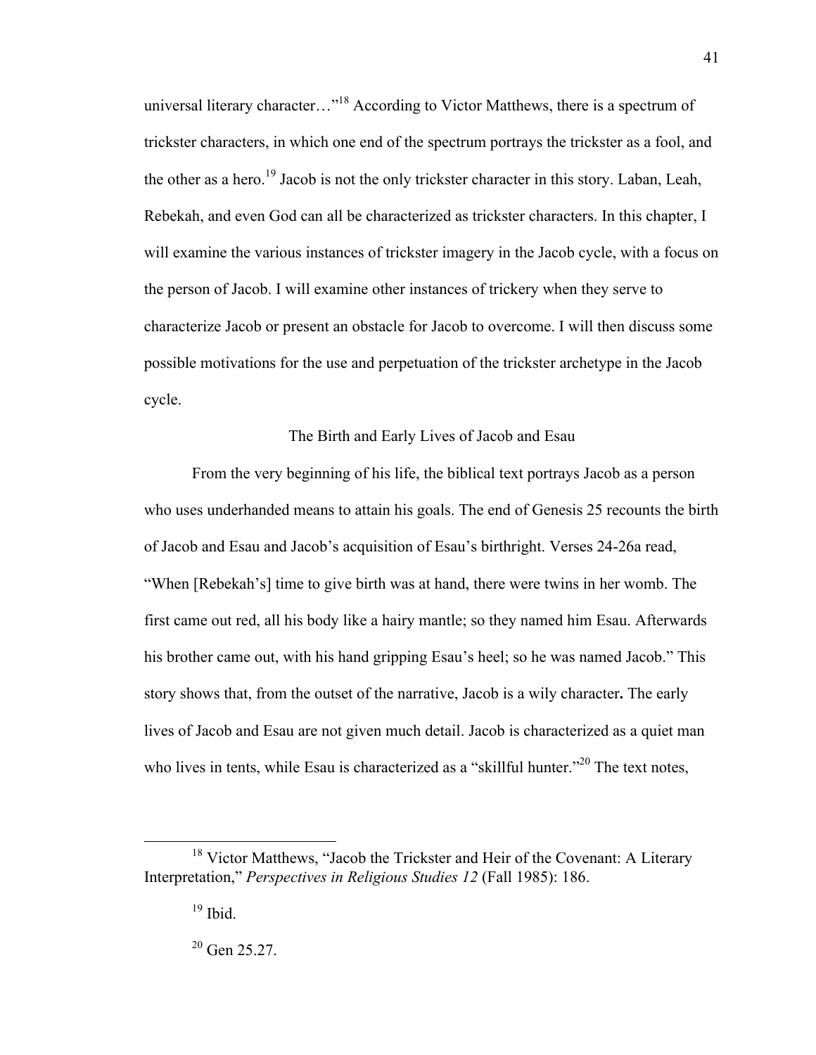universal literary character…"[18] According to Victor Matthews, there is a spectrum of trickster characters, in which one end of the spectrum portrays the trickster as a fool, and the other as a hero.[19] Jacob is not the only trickster character in this story. Laban, Leah, Rebekah, and even God can all be characterized as trickster characters. In this chapter, I will examine the various instances of trickster imagery in the Jacob cycle, with a focus on the person of Jacob. I will examine other instances of trickery when they serve to characterize Jacob or present an obstacle for Jacob to overcome. I will then discuss some possible motivations for the use and perpetuation of the trickster archetype in the Jacob cycle.

## The Birth and Early Lives of Jacob and Esau

From the very beginning of his life, the biblical text portrays Jacob as a person who uses underhanded means to attain his goals. The end of Genesis 25 recounts the birth of Jacob and Esau and Jacob's acquisition of Esau's birthright. Verses 24-26a read, "When [Rebekah's] time to give birth was at hand, there were twins in her womb. The first came out red, all his body like a hairy mantle; so they named him Esau. Afterwards his brother came out, with his hand gripping Esau's heel; so he was named Jacob." This story shows that, from the outset of the narrative, Jacob is a wily character**.** The early lives of Jacob and Esau are not given much detail. Jacob is characterized as a quiet man who lives in tents, while Esau is characterized as a "skillful hunter."[20] The text notes,

---

[18] Victor Matthews, "Jacob the Trickster and Heir of the Covenant: A Literary Interpretation," *Perspectives in Religious Studies 12* (Fall 1985): 186.

[19] Ibid.

[20] Gen 25.27.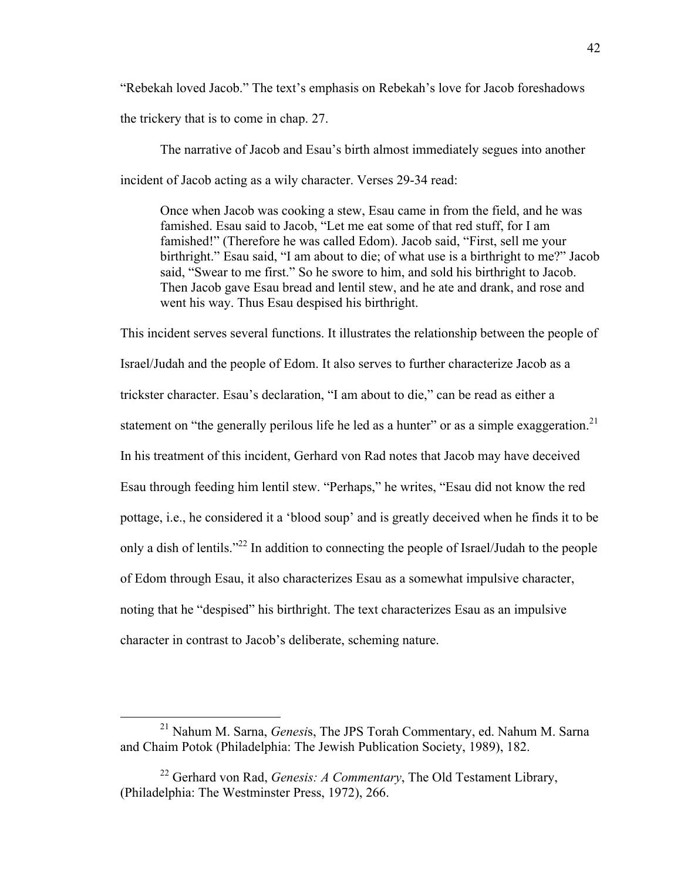"Rebekah loved Jacob." The text's emphasis on Rebekah's love for Jacob foreshadows the trickery that is to come in chap. 27.

The narrative of Jacob and Esau's birth almost immediately segues into another incident of Jacob acting as a wily character. Verses 29-34 read:

> Once when Jacob was cooking a stew, Esau came in from the field, and he was famished. Esau said to Jacob, "Let me eat some of that red stuff, for I am famished!" (Therefore he was called Edom). Jacob said, "First, sell me your birthright." Esau said, "I am about to die; of what use is a birthright to me?" Jacob said, "Swear to me first." So he swore to him, and sold his birthright to Jacob. Then Jacob gave Esau bread and lentil stew, and he ate and drank, and rose and went his way. Thus Esau despised his birthright.

This incident serves several functions. It illustrates the relationship between the people of Israel/Judah and the people of Edom. It also serves to further characterize Jacob as a trickster character. Esau's declaration, "I am about to die," can be read as either a statement on "the generally perilous life he led as a hunter" or as a simple exaggeration.[21] In his treatment of this incident, Gerhard von Rad notes that Jacob may have deceived Esau through feeding him lentil stew. "Perhaps," he writes, "Esau did not know the red pottage, i.e., he considered it a 'blood soup' and is greatly deceived when he finds it to be only a dish of lentils."[22] In addition to connecting the people of Israel/Judah to the people of Edom through Esau, it also characterizes Esau as a somewhat impulsive character, noting that he "despised" his birthright. The text characterizes Esau as an impulsive character in contrast to Jacob's deliberate, scheming nature.

---

[21] Nahum M. Sarna, *Genesis*, The JPS Torah Commentary, ed. Nahum M. Sarna and Chaim Potok (Philadelphia: The Jewish Publication Society, 1989), 182.

[22] Gerhard von Rad, *Genesis: A Commentary*, The Old Testament Library, (Philadelphia: The Westminster Press, 1972), 266.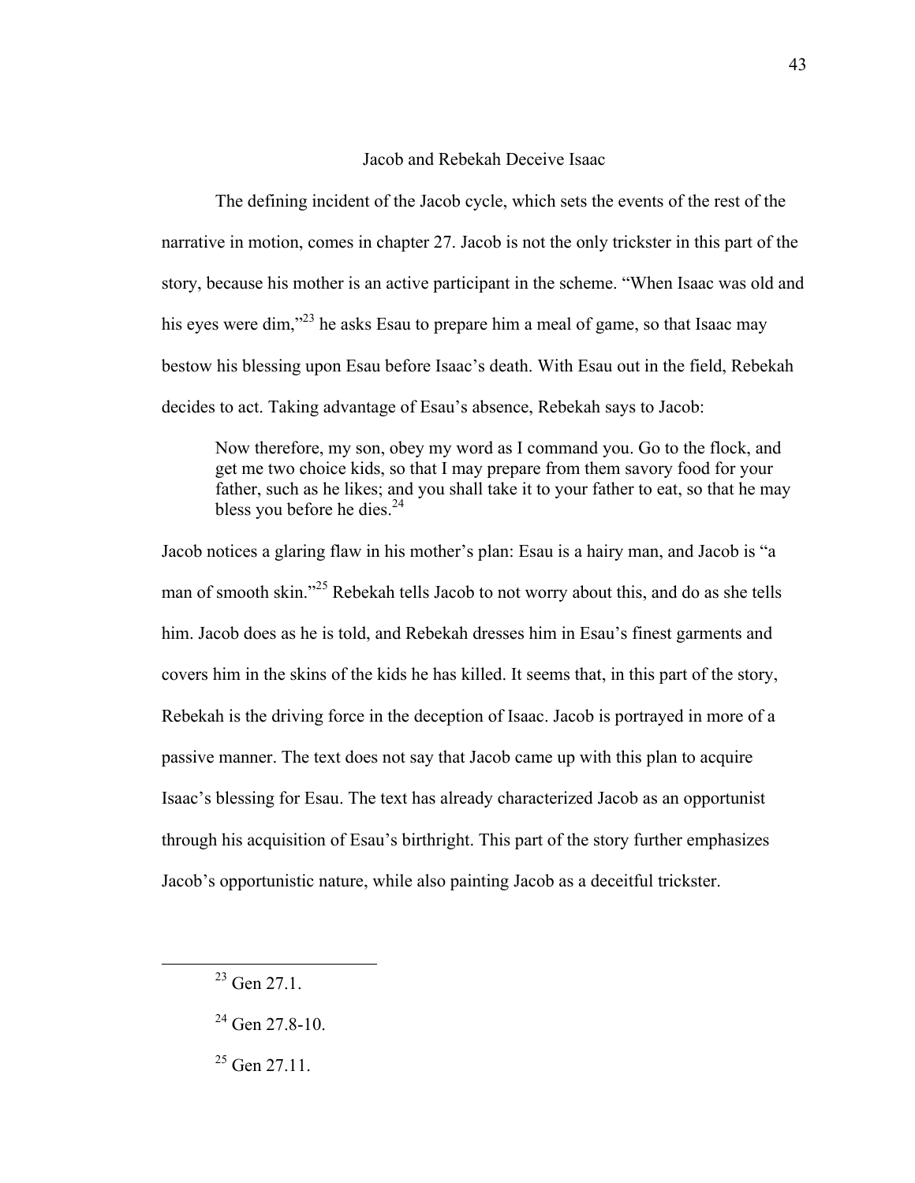## Jacob and Rebekah Deceive Isaac

The defining incident of the Jacob cycle, which sets the events of the rest of the narrative in motion, comes in chapter 27. Jacob is not the only trickster in this part of the story, because his mother is an active participant in the scheme. "When Isaac was old and his eyes were dim,"[23] he asks Esau to prepare him a meal of game, so that Isaac may bestow his blessing upon Esau before Isaac's death. With Esau out in the field, Rebekah decides to act. Taking advantage of Esau's absence, Rebekah says to Jacob:

> Now therefore, my son, obey my word as I command you. Go to the flock, and get me two choice kids, so that I may prepare from them savory food for your father, such as he likes; and you shall take it to your father to eat, so that he may bless you before he dies.[24]

Jacob notices a glaring flaw in his mother's plan: Esau is a hairy man, and Jacob is "a man of smooth skin."[25] Rebekah tells Jacob to not worry about this, and do as she tells him. Jacob does as he is told, and Rebekah dresses him in Esau's finest garments and covers him in the skins of the kids he has killed. It seems that, in this part of the story, Rebekah is the driving force in the deception of Isaac. Jacob is portrayed in more of a passive manner. The text does not say that Jacob came up with this plan to acquire Isaac's blessing for Esau. The text has already characterized Jacob as an opportunist through his acquisition of Esau's birthright. This part of the story further emphasizes Jacob's opportunistic nature, while also painting Jacob as a deceitful trickster.

---

[23] Gen 27.1.

[24] Gen 27.8-10.

[25] Gen 27.11.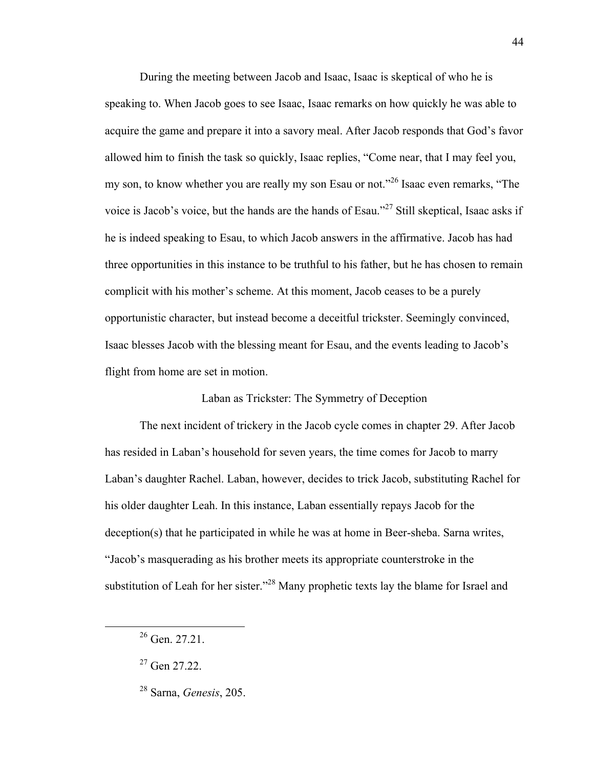During the meeting between Jacob and Isaac, Isaac is skeptical of who he is speaking to. When Jacob goes to see Isaac, Isaac remarks on how quickly he was able to acquire the game and prepare it into a savory meal. After Jacob responds that God's favor allowed him to finish the task so quickly, Isaac replies, "Come near, that I may feel you, my son, to know whether you are really my son Esau or not."[26] Isaac even remarks, "The voice is Jacob's voice, but the hands are the hands of Esau."[27] Still skeptical, Isaac asks if he is indeed speaking to Esau, to which Jacob answers in the affirmative. Jacob has had three opportunities in this instance to be truthful to his father, but he has chosen to remain complicit with his mother's scheme. At this moment, Jacob ceases to be a purely opportunistic character, but instead become a deceitful trickster. Seemingly convinced, Isaac blesses Jacob with the blessing meant for Esau, and the events leading to Jacob's flight from home are set in motion.

## Laban as Trickster: The Symmetry of Deception

The next incident of trickery in the Jacob cycle comes in chapter 29. After Jacob has resided in Laban's household for seven years, the time comes for Jacob to marry Laban's daughter Rachel. Laban, however, decides to trick Jacob, substituting Rachel for his older daughter Leah. In this instance, Laban essentially repays Jacob for the deception(s) that he participated in while he was at home in Beer-sheba. Sarna writes, "Jacob's masquerading as his brother meets its appropriate counterstroke in the substitution of Leah for her sister."[28] Many prophetic texts lay the blame for Israel and

---

[26] Gen. 27.21.

[27] Gen 27.22.

[28] Sarna, *Genesis*, 205.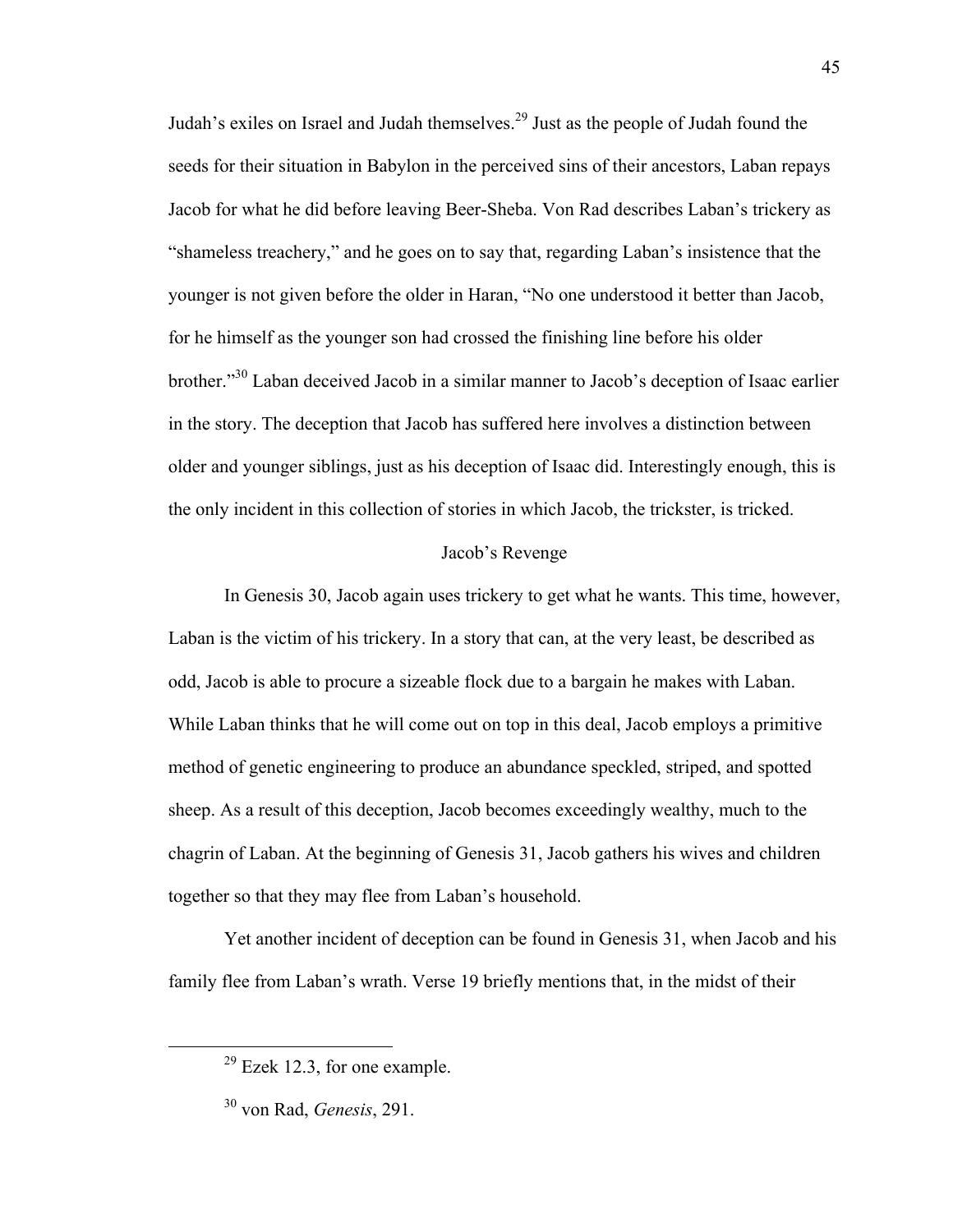Judah's exiles on Israel and Judah themselves.[29] Just as the people of Judah found the seeds for their situation in Babylon in the perceived sins of their ancestors, Laban repays Jacob for what he did before leaving Beer-Sheba. Von Rad describes Laban's trickery as "shameless treachery," and he goes on to say that, regarding Laban's insistence that the younger is not given before the older in Haran, "No one understood it better than Jacob, for he himself as the younger son had crossed the finishing line before his older brother."[30] Laban deceived Jacob in a similar manner to Jacob's deception of Isaac earlier in the story. The deception that Jacob has suffered here involves a distinction between older and younger siblings, just as his deception of Isaac did. Interestingly enough, this is the only incident in this collection of stories in which Jacob, the trickster, is tricked.

## Jacob's Revenge

In Genesis 30, Jacob again uses trickery to get what he wants. This time, however, Laban is the victim of his trickery. In a story that can, at the very least, be described as odd, Jacob is able to procure a sizeable flock due to a bargain he makes with Laban. While Laban thinks that he will come out on top in this deal, Jacob employs a primitive method of genetic engineering to produce an abundance speckled, striped, and spotted sheep. As a result of this deception, Jacob becomes exceedingly wealthy, much to the chagrin of Laban. At the beginning of Genesis 31, Jacob gathers his wives and children together so that they may flee from Laban's household.

Yet another incident of deception can be found in Genesis 31, when Jacob and his family flee from Laban's wrath. Verse 19 briefly mentions that, in the midst of their

---

[29] Ezek 12.3, for one example.

[30] von Rad, *Genesis*, 291.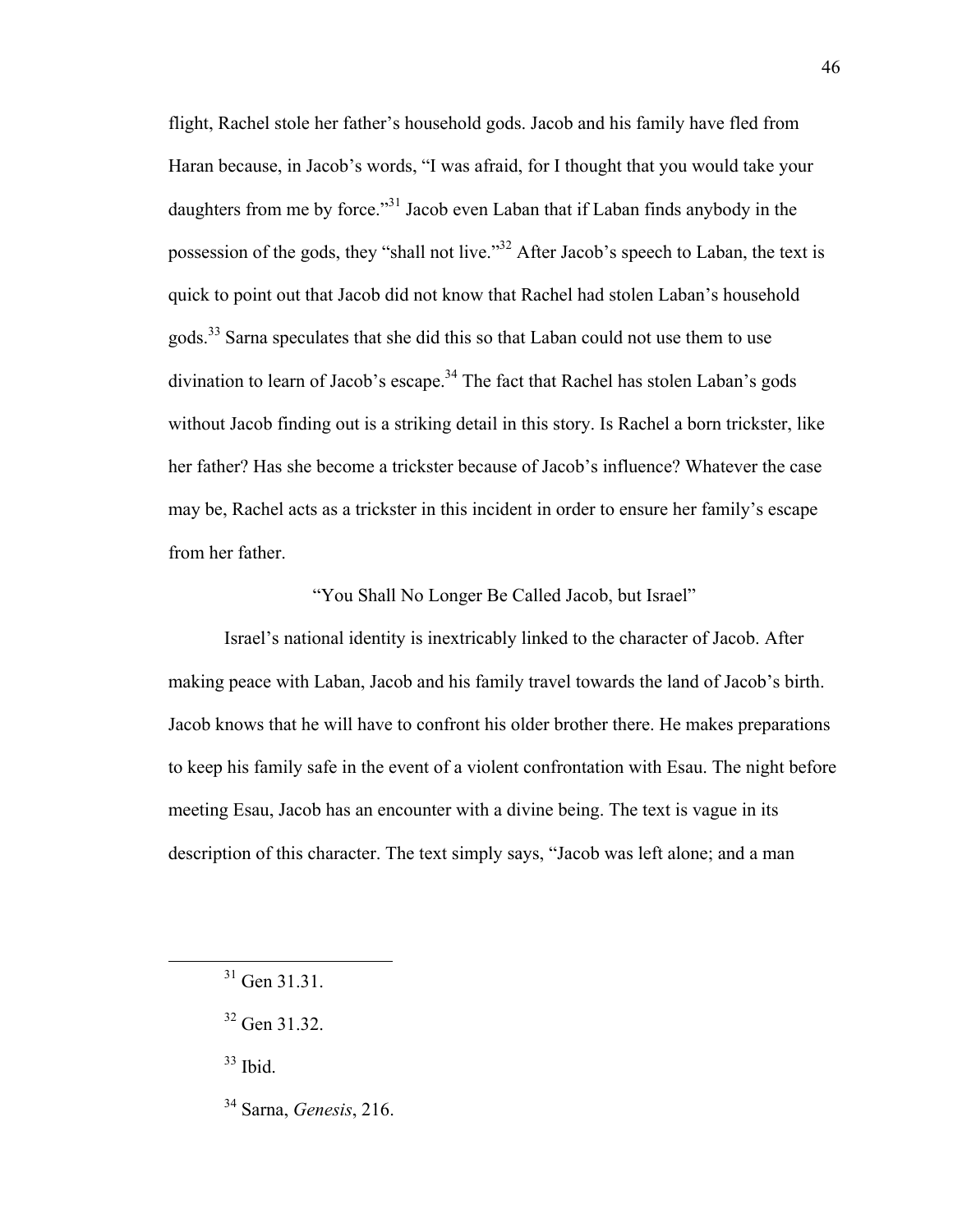flight, Rachel stole her father's household gods. Jacob and his family have fled from Haran because, in Jacob's words, "I was afraid, for I thought that you would take your daughters from me by force."[31] Jacob even Laban that if Laban finds anybody in the possession of the gods, they "shall not live."[32] After Jacob's speech to Laban, the text is quick to point out that Jacob did not know that Rachel had stolen Laban's household gods.[33] Sarna speculates that she did this so that Laban could not use them to use divination to learn of Jacob's escape.[34] The fact that Rachel has stolen Laban's gods without Jacob finding out is a striking detail in this story. Is Rachel a born trickster, like her father? Has she become a trickster because of Jacob's influence? Whatever the case may be, Rachel acts as a trickster in this incident in order to ensure her family's escape from her father.

## "You Shall No Longer Be Called Jacob, but Israel"

Israel's national identity is inextricably linked to the character of Jacob. After making peace with Laban, Jacob and his family travel towards the land of Jacob's birth. Jacob knows that he will have to confront his older brother there. He makes preparations to keep his family safe in the event of a violent confrontation with Esau. The night before meeting Esau, Jacob has an encounter with a divine being. The text is vague in its description of this character. The text simply says, "Jacob was left alone; and a man

---

[31] Gen 31.31.

[32] Gen 31.32.

[33] Ibid.

[34] Sarna, *Genesis*, 216.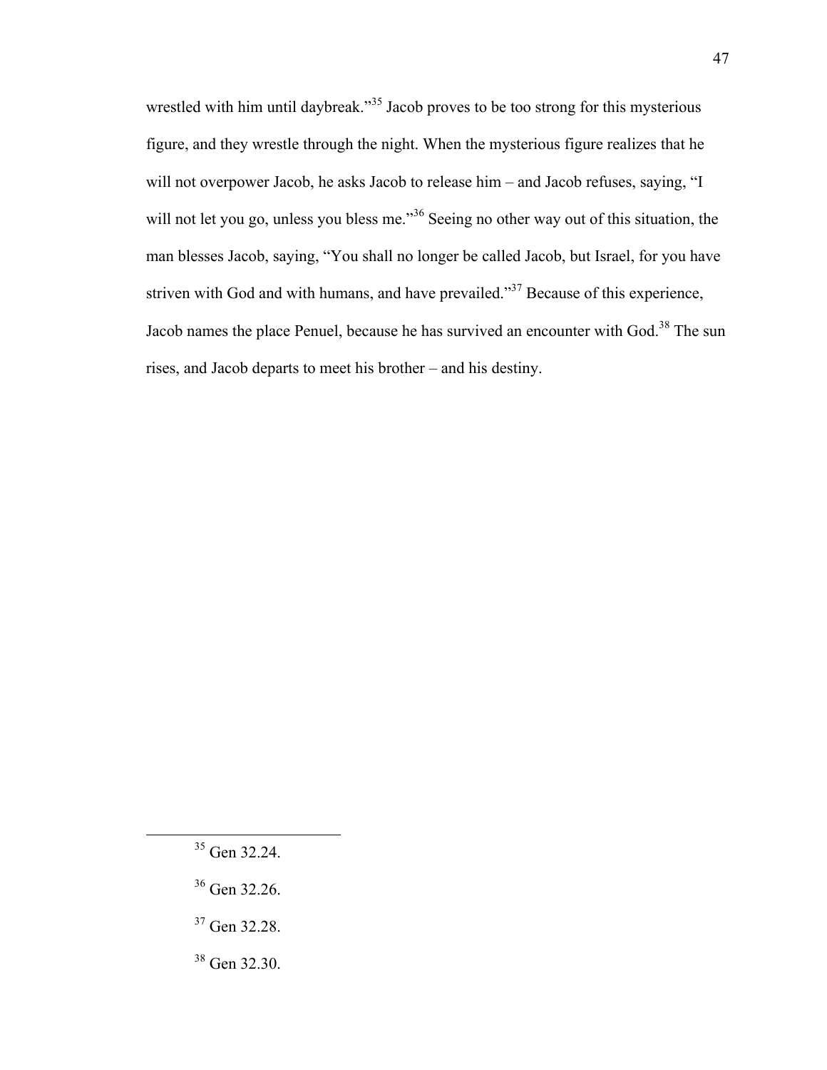wrestled with him until daybreak."[35] Jacob proves to be too strong for this mysterious figure, and they wrestle through the night. When the mysterious figure realizes that he will not overpower Jacob, he asks Jacob to release him – and Jacob refuses, saying, "I will not let you go, unless you bless me."[36] Seeing no other way out of this situation, the man blesses Jacob, saying, "You shall no longer be called Jacob, but Israel, for you have striven with God and with humans, and have prevailed."[37] Because of this experience, Jacob names the place Penuel, because he has survived an encounter with God.[38] The sun rises, and Jacob departs to meet his brother – and his destiny.

---

[35] Gen 32.24.

[36] Gen 32.26.

[37] Gen 32.28.

[38] Gen 32.30.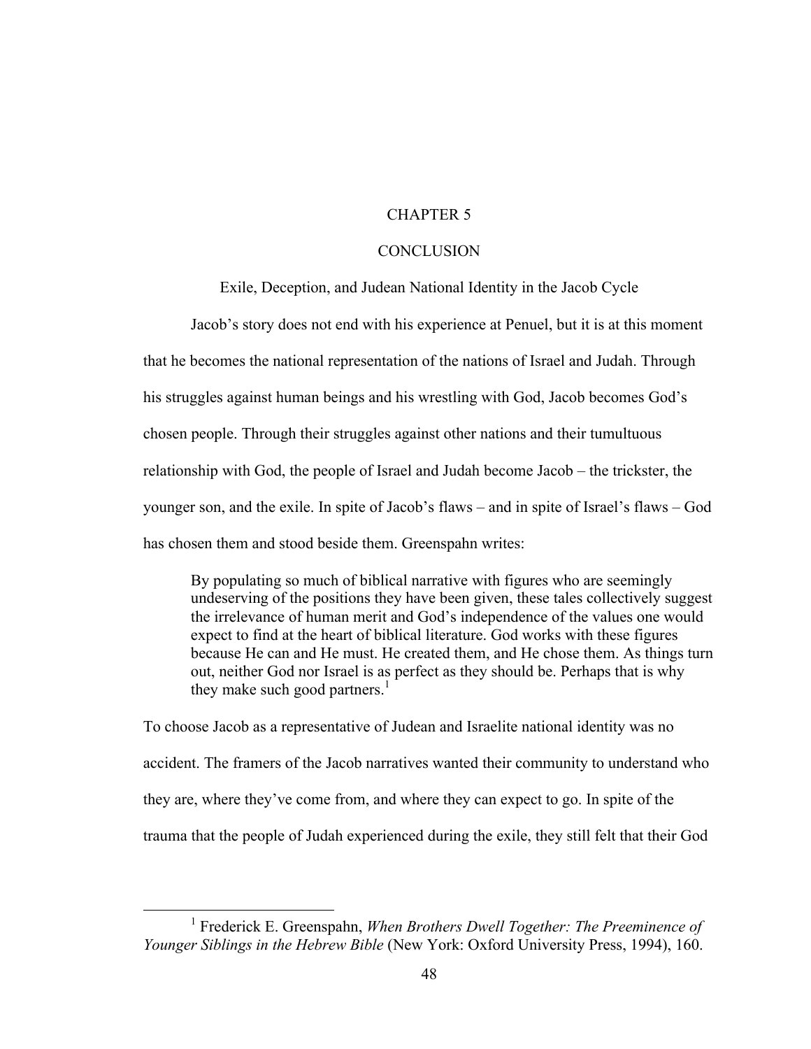# CHAPTER 5

# CONCLUSION

## Exile, Deception, and Judean National Identity in the Jacob Cycle

Jacob's story does not end with his experience at Penuel, but it is at this moment that he becomes the national representation of the nations of Israel and Judah. Through his struggles against human beings and his wrestling with God, Jacob becomes God's chosen people. Through their struggles against other nations and their tumultuous relationship with God, the people of Israel and Judah become Jacob – the trickster, the younger son, and the exile. In spite of Jacob's flaws – and in spite of Israel's flaws – God has chosen them and stood beside them. Greenspahn writes:

> By populating so much of biblical narrative with figures who are seemingly undeserving of the positions they have been given, these tales collectively suggest the irrelevance of human merit and God's independence of the values one would expect to find at the heart of biblical literature. God works with these figures because He can and He must. He created them, and He chose them. As things turn out, neither God nor Israel is as perfect as they should be. Perhaps that is why they make such good partners.[1]

To choose Jacob as a representative of Judean and Israelite national identity was no accident. The framers of the Jacob narratives wanted their community to understand who they are, where they've come from, and where they can expect to go. In spite of the trauma that the people of Judah experienced during the exile, they still felt that their God

---

[1] Frederick E. Greenspahn, *When Brothers Dwell Together: The Preeminence of Younger Siblings in the Hebrew Bible* (New York: Oxford University Press, 1994), 160.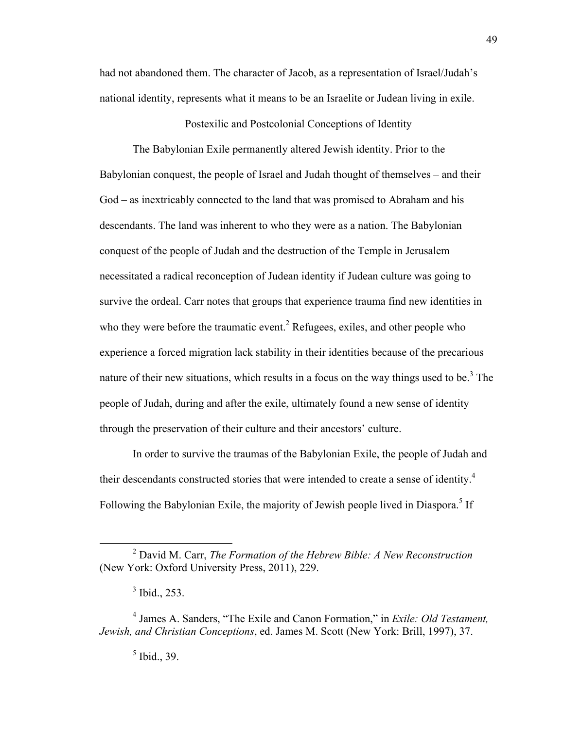had not abandoned them. The character of Jacob, as a representation of Israel/Judah's national identity, represents what it means to be an Israelite or Judean living in exile.

## Postexilic and Postcolonial Conceptions of Identity

The Babylonian Exile permanently altered Jewish identity. Prior to the Babylonian conquest, the people of Israel and Judah thought of themselves – and their God – as inextricably connected to the land that was promised to Abraham and his descendants. The land was inherent to who they were as a nation. The Babylonian conquest of the people of Judah and the destruction of the Temple in Jerusalem necessitated a radical reconception of Judean identity if Judean culture was going to survive the ordeal. Carr notes that groups that experience trauma find new identities in who they were before the traumatic event.[2] Refugees, exiles, and other people who experience a forced migration lack stability in their identities because of the precarious nature of their new situations, which results in a focus on the way things used to be.[3] The people of Judah, during and after the exile, ultimately found a new sense of identity through the preservation of their culture and their ancestors' culture.

In order to survive the traumas of the Babylonian Exile, the people of Judah and their descendants constructed stories that were intended to create a sense of identity.[4] Following the Babylonian Exile, the majority of Jewish people lived in Diaspora.[5] If

---

[2] David M. Carr, *The Formation of the Hebrew Bible: A New Reconstruction* (New York: Oxford University Press, 2011), 229.

[3] Ibid., 253.

[4] James A. Sanders, "The Exile and Canon Formation," in *Exile: Old Testament, Jewish, and Christian Conceptions*, ed. James M. Scott (New York: Brill, 1997), 37.

[5] Ibid., 39.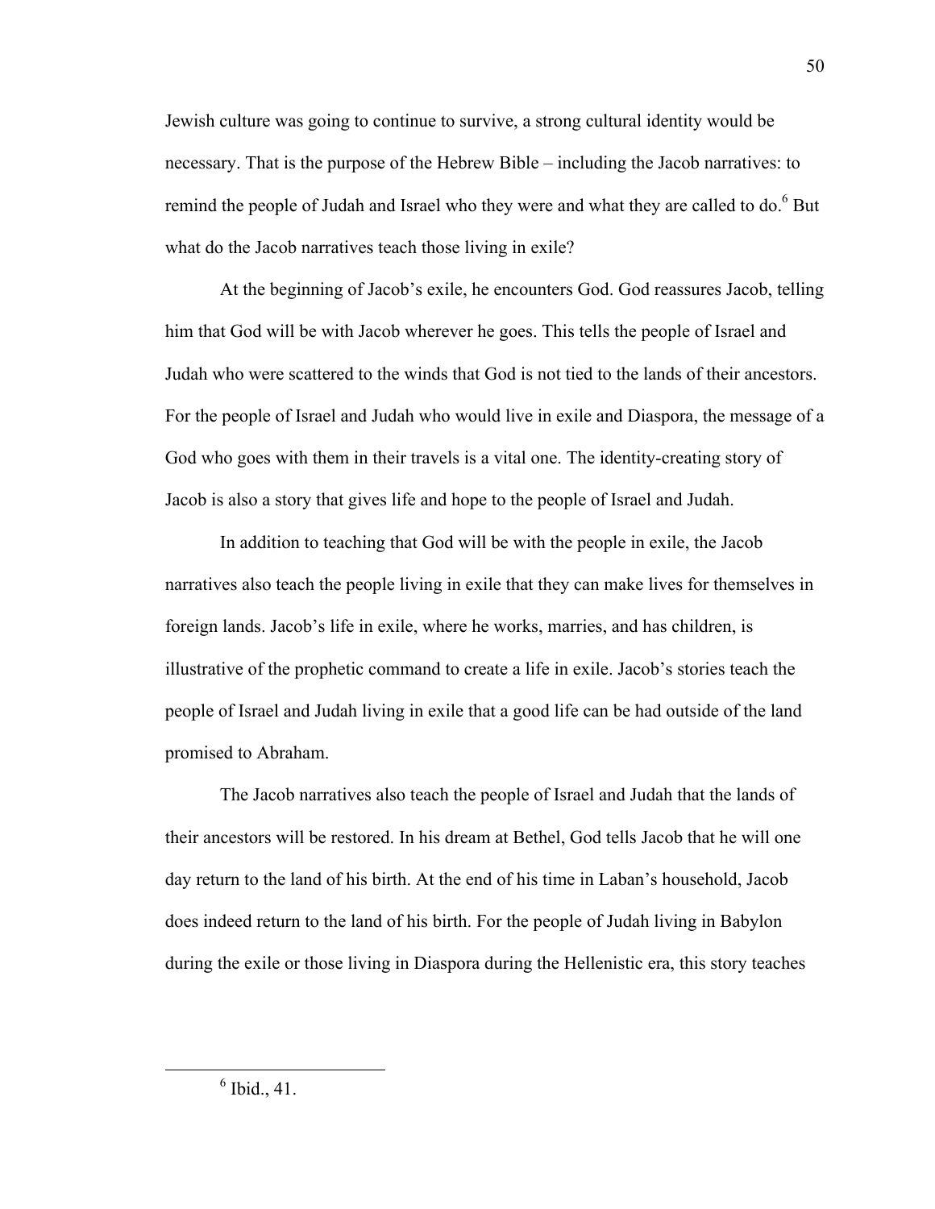Jewish culture was going to continue to survive, a strong cultural identity would be necessary. That is the purpose of the Hebrew Bible – including the Jacob narratives: to remind the people of Judah and Israel who they were and what they are called to do.[6] But what do the Jacob narratives teach those living in exile?

At the beginning of Jacob's exile, he encounters God. God reassures Jacob, telling him that God will be with Jacob wherever he goes. This tells the people of Israel and Judah who were scattered to the winds that God is not tied to the lands of their ancestors. For the people of Israel and Judah who would live in exile and Diaspora, the message of a God who goes with them in their travels is a vital one. The identity-creating story of Jacob is also a story that gives life and hope to the people of Israel and Judah.

In addition to teaching that God will be with the people in exile, the Jacob narratives also teach the people living in exile that they can make lives for themselves in foreign lands. Jacob's life in exile, where he works, marries, and has children, is illustrative of the prophetic command to create a life in exile. Jacob's stories teach the people of Israel and Judah living in exile that a good life can be had outside of the land promised to Abraham.

The Jacob narratives also teach the people of Israel and Judah that the lands of their ancestors will be restored. In his dream at Bethel, God tells Jacob that he will one day return to the land of his birth. At the end of his time in Laban's household, Jacob does indeed return to the land of his birth. For the people of Judah living in Babylon during the exile or those living in Diaspora during the Hellenistic era, this story teaches

---

[6] Ibid., 41.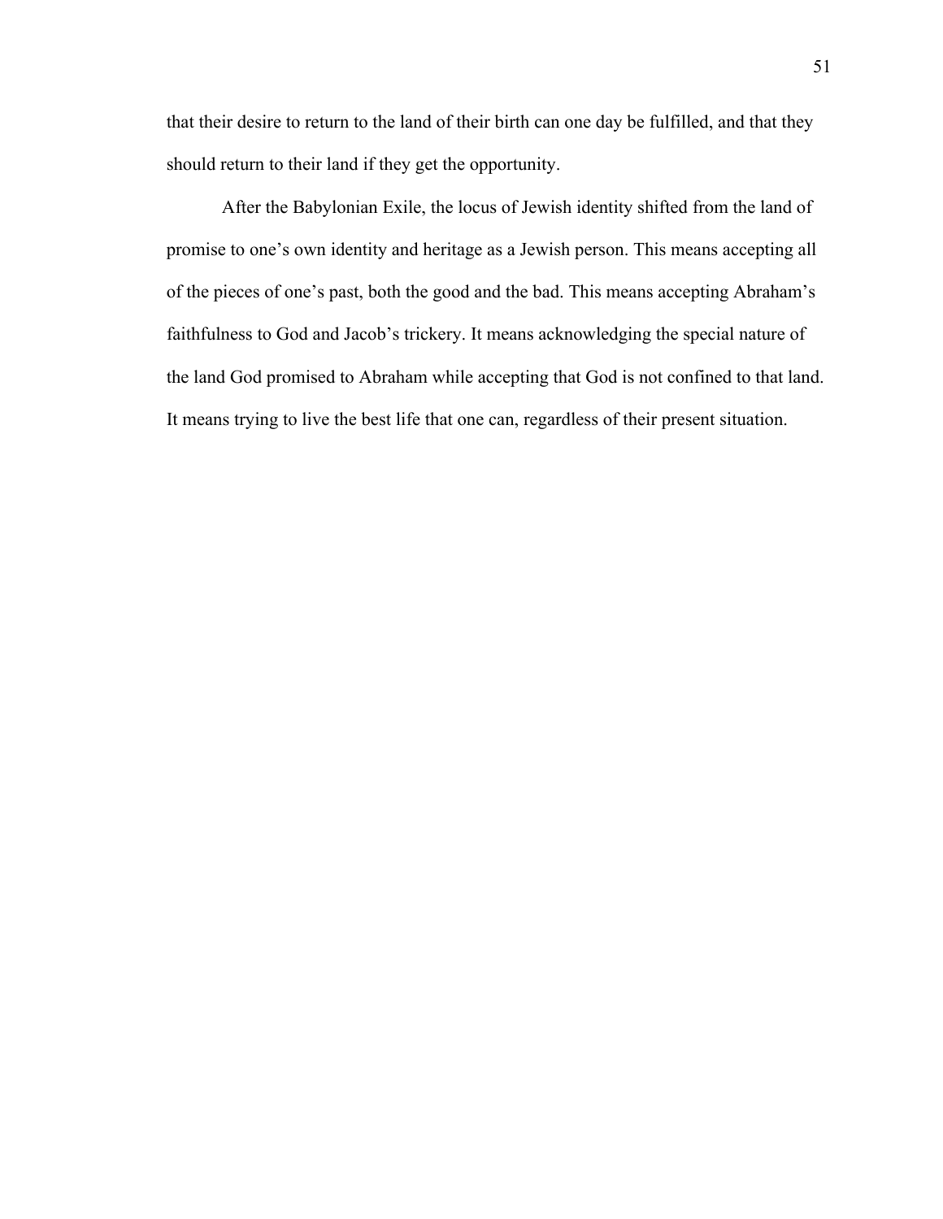that their desire to return to the land of their birth can one day be fulfilled, and that they should return to their land if they get the opportunity.

After the Babylonian Exile, the locus of Jewish identity shifted from the land of promise to one's own identity and heritage as a Jewish person. This means accepting all of the pieces of one's past, both the good and the bad. This means accepting Abraham's faithfulness to God and Jacob's trickery. It means acknowledging the special nature of the land God promised to Abraham while accepting that God is not confined to that land. It means trying to live the best life that one can, regardless of their present situation.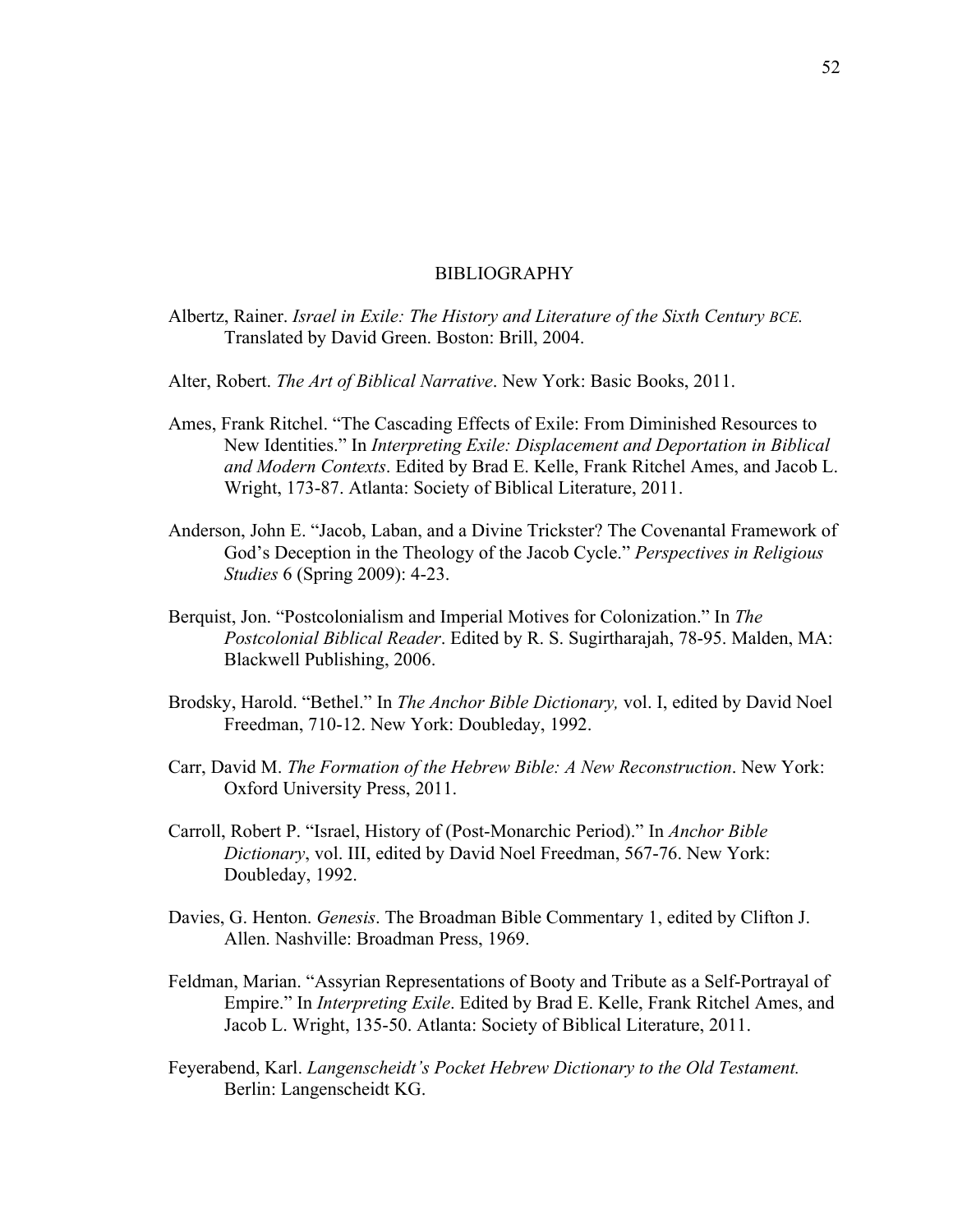# BIBLIOGRAPHY

Albertz, Rainer. *Israel in Exile: The History and Literature of the Sixth Century BCE.* Translated by David Green. Boston: Brill, 2004.

Alter, Robert. *The Art of Biblical Narrative*. New York: Basic Books, 2011.

Ames, Frank Ritchel. "The Cascading Effects of Exile: From Diminished Resources to New Identities." In *Interpreting Exile: Displacement and Deportation in Biblical and Modern Contexts*. Edited by Brad E. Kelle, Frank Ritchel Ames, and Jacob L. Wright, 173-87. Atlanta: Society of Biblical Literature, 2011.

Anderson, John E. "Jacob, Laban, and a Divine Trickster? The Covenantal Framework of God's Deception in the Theology of the Jacob Cycle." *Perspectives in Religious Studies* 6 (Spring 2009): 4-23.

Berquist, Jon. "Postcolonialism and Imperial Motives for Colonization." In *The Postcolonial Biblical Reader*. Edited by R. S. Sugirtharajah, 78-95. Malden, MA: Blackwell Publishing, 2006.

Brodsky, Harold. "Bethel." In *The Anchor Bible Dictionary,* vol. I, edited by David Noel Freedman, 710-12. New York: Doubleday, 1992.

Carr, David M. *The Formation of the Hebrew Bible: A New Reconstruction*. New York: Oxford University Press, 2011.

Carroll, Robert P. "Israel, History of (Post-Monarchic Period)." In *Anchor Bible Dictionary*, vol. III, edited by David Noel Freedman, 567-76. New York: Doubleday, 1992.

Davies, G. Henton. *Genesis*. The Broadman Bible Commentary 1, edited by Clifton J. Allen. Nashville: Broadman Press, 1969.

Feldman, Marian. "Assyrian Representations of Booty and Tribute as a Self-Portrayal of Empire." In *Interpreting Exile*. Edited by Brad E. Kelle, Frank Ritchel Ames, and Jacob L. Wright, 135-50. Atlanta: Society of Biblical Literature, 2011.

Feyerabend, Karl. *Langenscheidt's Pocket Hebrew Dictionary to the Old Testament.* Berlin: Langenscheidt KG.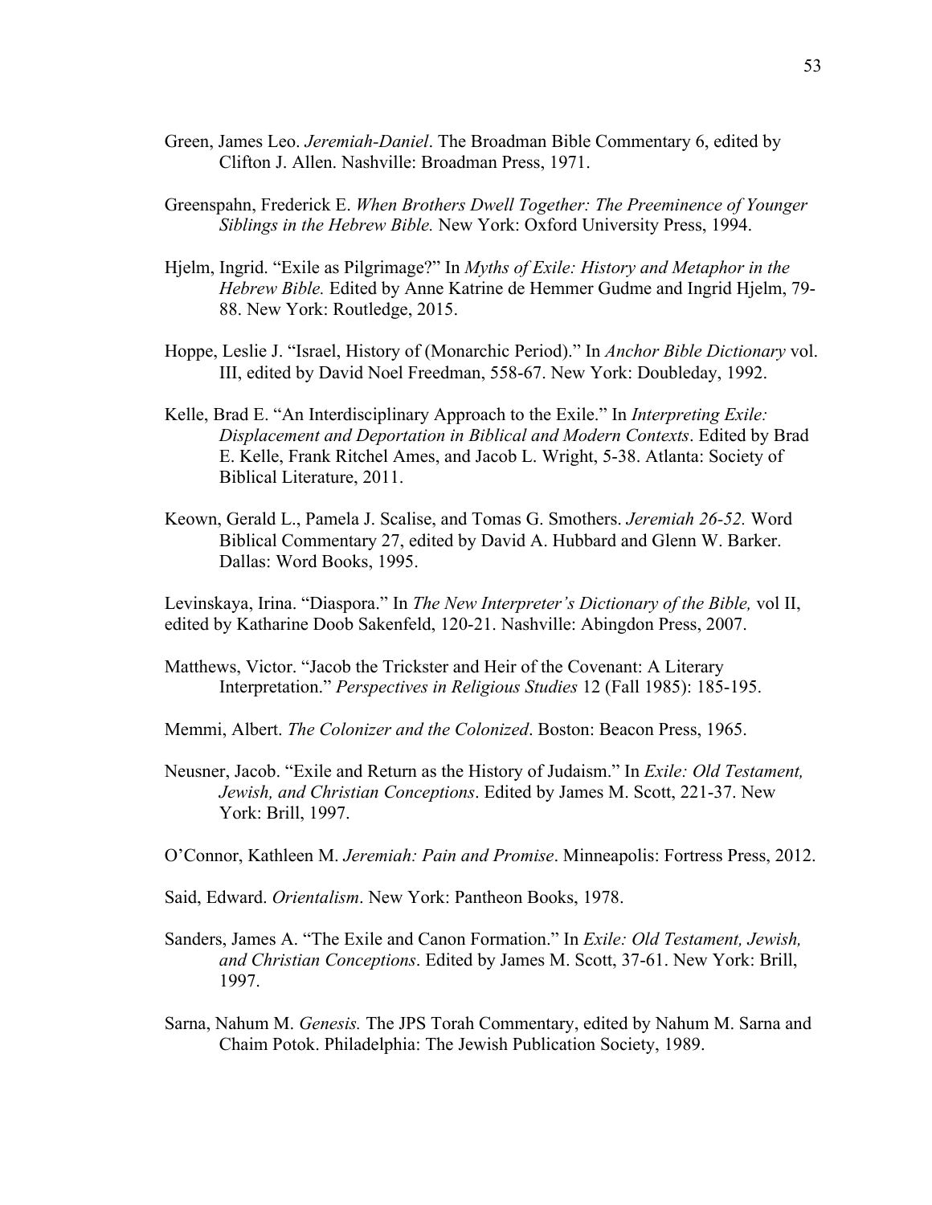Green, James Leo. *Jeremiah-Daniel*. The Broadman Bible Commentary 6, edited by Clifton J. Allen. Nashville: Broadman Press, 1971.

Greenspahn, Frederick E. *When Brothers Dwell Together: The Preeminence of Younger Siblings in the Hebrew Bible.* New York: Oxford University Press, 1994.

Hjelm, Ingrid. "Exile as Pilgrimage?" In *Myths of Exile: History and Metaphor in the Hebrew Bible.* Edited by Anne Katrine de Hemmer Gudme and Ingrid Hjelm, 79-88. New York: Routledge, 2015.

Hoppe, Leslie J. "Israel, History of (Monarchic Period)." In *Anchor Bible Dictionary* vol. III, edited by David Noel Freedman, 558-67. New York: Doubleday, 1992.

Kelle, Brad E. "An Interdisciplinary Approach to the Exile." In *Interpreting Exile: Displacement and Deportation in Biblical and Modern Contexts*. Edited by Brad E. Kelle, Frank Ritchel Ames, and Jacob L. Wright, 5-38. Atlanta: Society of Biblical Literature, 2011.

Keown, Gerald L., Pamela J. Scalise, and Tomas G. Smothers. *Jeremiah 26-52.* Word Biblical Commentary 27, edited by David A. Hubbard and Glenn W. Barker. Dallas: Word Books, 1995.

Levinskaya, Irina. "Diaspora." In *The New Interpreter's Dictionary of the Bible,* vol II, edited by Katharine Doob Sakenfeld, 120-21. Nashville: Abingdon Press, 2007.

Matthews, Victor. "Jacob the Trickster and Heir of the Covenant: A Literary Interpretation." *Perspectives in Religious Studies* 12 (Fall 1985): 185-195.

Memmi, Albert. *The Colonizer and the Colonized*. Boston: Beacon Press, 1965.

Neusner, Jacob. "Exile and Return as the History of Judaism." In *Exile: Old Testament, Jewish, and Christian Conceptions*. Edited by James M. Scott, 221-37. New York: Brill, 1997.

O'Connor, Kathleen M. *Jeremiah: Pain and Promise*. Minneapolis: Fortress Press, 2012.

Said, Edward. *Orientalism*. New York: Pantheon Books, 1978.

Sanders, James A. "The Exile and Canon Formation." In *Exile: Old Testament, Jewish, and Christian Conceptions*. Edited by James M. Scott, 37-61. New York: Brill, 1997.

Sarna, Nahum M. *Genesis.* The JPS Torah Commentary, edited by Nahum M. Sarna and Chaim Potok. Philadelphia: The Jewish Publication Society, 1989.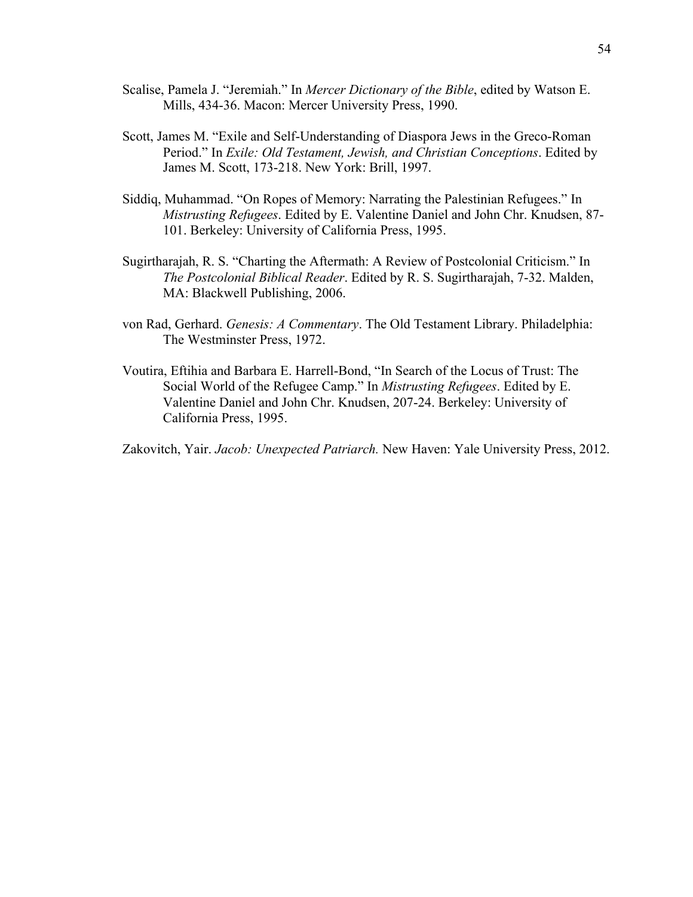Scalise, Pamela J. "Jeremiah." In *Mercer Dictionary of the Bible*, edited by Watson E. Mills, 434-36. Macon: Mercer University Press, 1990.

Scott, James M. "Exile and Self-Understanding of Diaspora Jews in the Greco-Roman Period." In *Exile: Old Testament, Jewish, and Christian Conceptions*. Edited by James M. Scott, 173-218. New York: Brill, 1997.

Siddiq, Muhammad. "On Ropes of Memory: Narrating the Palestinian Refugees." In *Mistrusting Refugees*. Edited by E. Valentine Daniel and John Chr. Knudsen, 87-101. Berkeley: University of California Press, 1995.

Sugirtharajah, R. S. "Charting the Aftermath: A Review of Postcolonial Criticism." In *The Postcolonial Biblical Reader*. Edited by R. S. Sugirtharajah, 7-32. Malden, MA: Blackwell Publishing, 2006.

von Rad, Gerhard. *Genesis: A Commentary*. The Old Testament Library. Philadelphia: The Westminster Press, 1972.

Voutira, Eftihia and Barbara E. Harrell-Bond, "In Search of the Locus of Trust: The Social World of the Refugee Camp." In *Mistrusting Refugees*. Edited by E. Valentine Daniel and John Chr. Knudsen, 207-24. Berkeley: University of California Press, 1995.

Zakovitch, Yair. *Jacob: Unexpected Patriarch.* New Haven: Yale University Press, 2012.